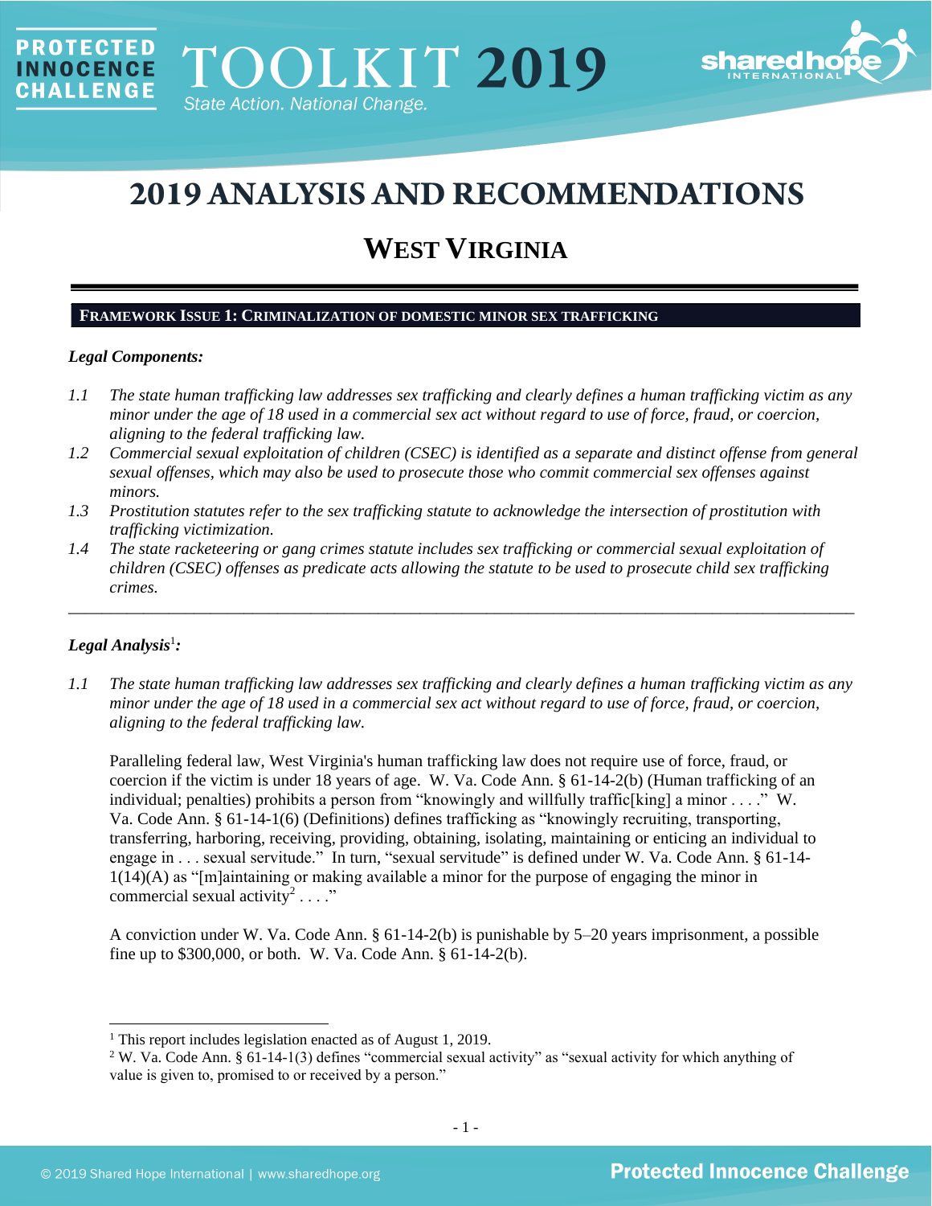# 2019 ANALYSIS AND RECOMMENDATIONS

## WEST VIRGINIA

### FRAMEWORK ISSUE 1: CRIMINALIZATION OF DOMESTIC MINOR SEX TRAFFICKING

***Legal Components:***

*1.1 The state human trafficking law addresses sex trafficking and clearly defines a human trafficking victim as any minor under the age of 18 used in a commercial sex act without regard to use of force, fraud, or coercion, aligning to the federal trafficking law.*

*1.2 Commercial sexual exploitation of children (CSEC) is identified as a separate and distinct offense from general sexual offenses, which may also be used to prosecute those who commit commercial sex offenses against minors.*

*1.3 Prostitution statutes refer to the sex trafficking statute to acknowledge the intersection of prostitution with trafficking victimization.*

*1.4 The state racketeering or gang crimes statute includes sex trafficking or commercial sexual exploitation of children (CSEC) offenses as predicate acts allowing the statute to be used to prosecute child sex trafficking crimes.*

---

***Legal Analysis*[1]*:***

*1.1 The state human trafficking law addresses sex trafficking and clearly defines a human trafficking victim as any minor under the age of 18 used in a commercial sex act without regard to use of force, fraud, or coercion, aligning to the federal trafficking law.*

Paralleling federal law, West Virginia's human trafficking law does not require use of force, fraud, or coercion if the victim is under 18 years of age. W. Va. Code Ann. § 61-14-2(b) (Human trafficking of an individual; penalties) prohibits a person from "knowingly and willfully traffic[king] a minor . . . ." W. Va. Code Ann. § 61-14-1(6) (Definitions) defines trafficking as "knowingly recruiting, transporting, transferring, harboring, receiving, providing, obtaining, isolating, maintaining or enticing an individual to engage in . . . sexual servitude." In turn, "sexual servitude" is defined under W. Va. Code Ann. § 61-14-1(14)(A) as "[m]aintaining or making available a minor for the purpose of engaging the minor in commercial sexual activity[2] . . . ."

A conviction under W. Va. Code Ann. § 61-14-2(b) is punishable by 5–20 years imprisonment, a possible fine up to $300,000, or both. W. Va. Code Ann. § 61-14-2(b).

---

[1] This report includes legislation enacted as of August 1, 2019.

[2] W. Va. Code Ann. § 61-14-1(3) defines "commercial sexual activity" as "sexual activity for which anything of value is given to, promised to or received by a person."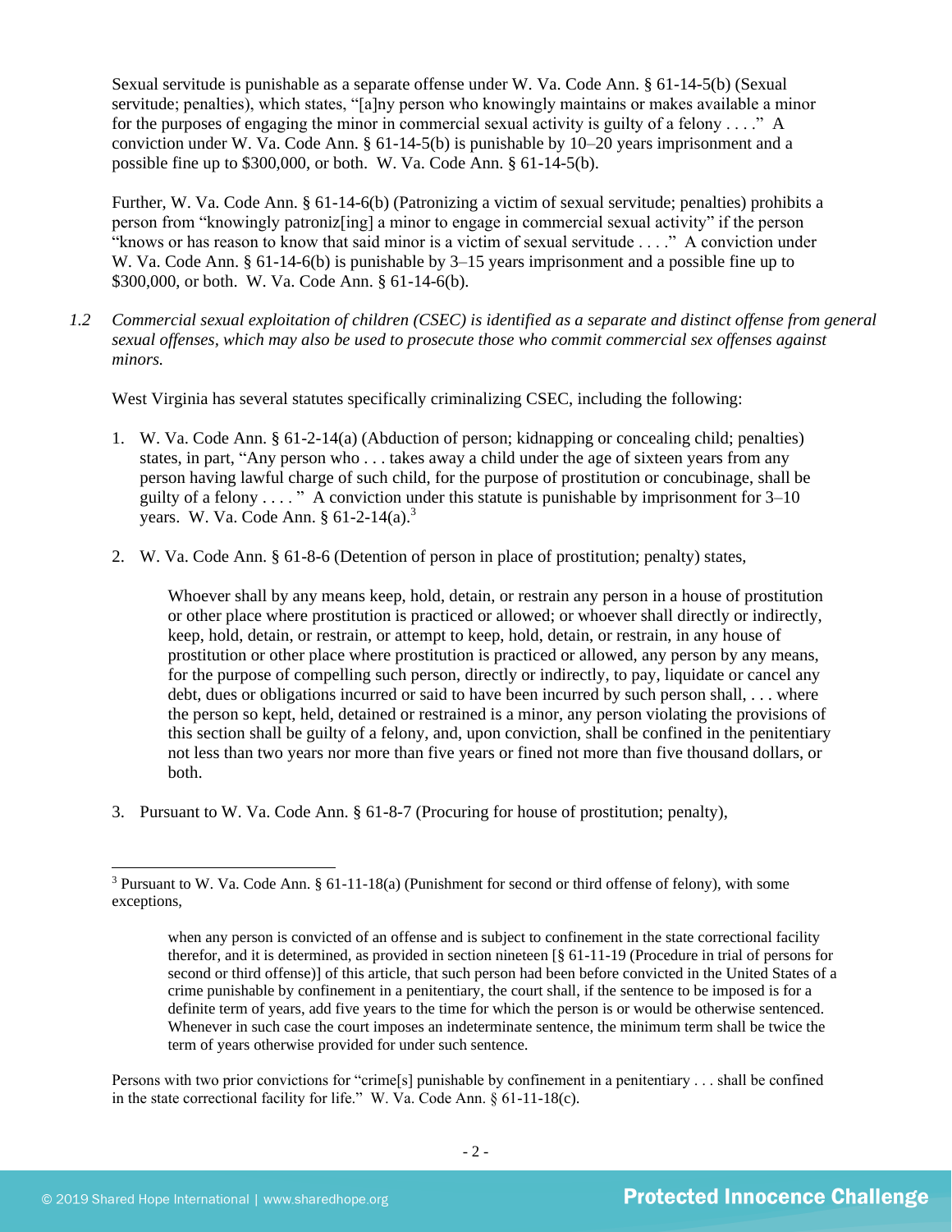Sexual servitude is punishable as a separate offense under W. Va. Code Ann. § 61-14-5(b) (Sexual servitude; penalties), which states, "[a]ny person who knowingly maintains or makes available a minor for the purposes of engaging the minor in commercial sexual activity is guilty of a felony . . . ." A conviction under W. Va. Code Ann. § 61-14-5(b) is punishable by 10–20 years imprisonment and a possible fine up to $300,000, or both. W. Va. Code Ann. § 61-14-5(b).

Further, W. Va. Code Ann. § 61-14-6(b) (Patronizing a victim of sexual servitude; penalties) prohibits a person from "knowingly patroniz[ing] a minor to engage in commercial sexual activity" if the person "knows or has reason to know that said minor is a victim of sexual servitude . . . ." A conviction under W. Va. Code Ann. § 61-14-6(b) is punishable by 3–15 years imprisonment and a possible fine up to $300,000, or both. W. Va. Code Ann. § 61-14-6(b).

1.2 *Commercial sexual exploitation of children (CSEC) is identified as a separate and distinct offense from general sexual offenses, which may also be used to prosecute those who commit commercial sex offenses against minors.*

West Virginia has several statutes specifically criminalizing CSEC, including the following:

1. W. Va. Code Ann. § 61-2-14(a) (Abduction of person; kidnapping or concealing child; penalties) states, in part, "Any person who . . . takes away a child under the age of sixteen years from any person having lawful charge of such child, for the purpose of prostitution or concubinage, shall be guilty of a felony . . . ." A conviction under this statute is punishable by imprisonment for 3–10 years. W. Va. Code Ann. § 61-2-14(a).[3]

2. W. Va. Code Ann. § 61-8-6 (Detention of person in place of prostitution; penalty) states,

   > Whoever shall by any means keep, hold, detain, or restrain any person in a house of prostitution or other place where prostitution is practiced or allowed; or whoever shall directly or indirectly, keep, hold, detain, or restrain, or attempt to keep, hold, detain, or restrain, in any house of prostitution or other place where prostitution is practiced or allowed, any person by any means, for the purpose of compelling such person, directly or indirectly, to pay, liquidate or cancel any debt, dues or obligations incurred or said to have been incurred by such person shall, . . . where the person so kept, held, detained or restrained is a minor, any person violating the provisions of this section shall be guilty of a felony, and, upon conviction, shall be confined in the penitentiary not less than two years nor more than five years or fined not more than five thousand dollars, or both.

3. Pursuant to W. Va. Code Ann. § 61-8-7 (Procuring for house of prostitution; penalty),

---

[3] Pursuant to W. Va. Code Ann. § 61-11-18(a) (Punishment for second or third offense of felony), with some exceptions,

> when any person is convicted of an offense and is subject to confinement in the state correctional facility therefor, and it is determined, as provided in section nineteen [§ 61-11-19 (Procedure in trial of persons for second or third offense)] of this article, that such person had been before convicted in the United States of a crime punishable by confinement in a penitentiary, the court shall, if the sentence to be imposed is for a definite term of years, add five years to the time for which the person is or would be otherwise sentenced. Whenever in such case the court imposes an indeterminate sentence, the minimum term shall be twice the term of years otherwise provided for under such sentence.

Persons with two prior convictions for "crime[s] punishable by confinement in a penitentiary . . . shall be confined in the state correctional facility for life." W. Va. Code Ann. § 61-11-18(c).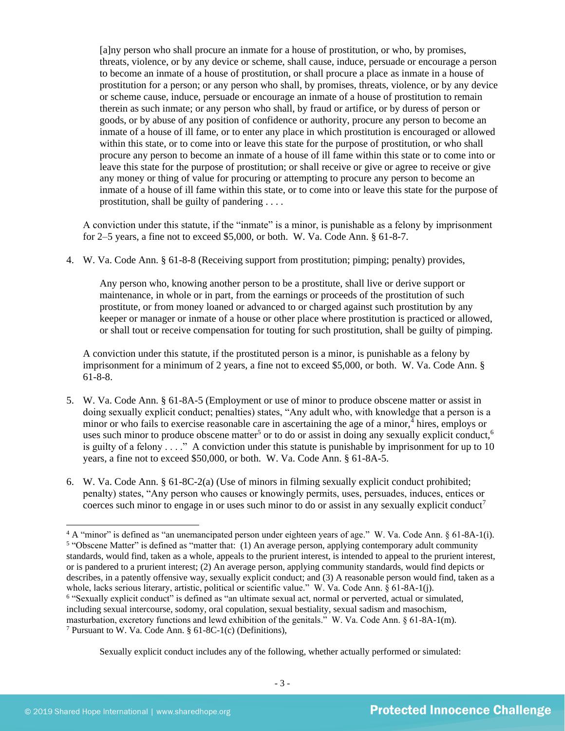> [a]ny person who shall procure an inmate for a house of prostitution, or who, by promises, threats, violence, or by any device or scheme, shall cause, induce, persuade or encourage a person to become an inmate of a house of prostitution, or shall procure a place as inmate in a house of prostitution for a person; or any person who shall, by promises, threats, violence, or by any device or scheme cause, induce, persuade or encourage an inmate of a house of prostitution to remain therein as such inmate; or any person who shall, by fraud or artifice, or by duress of person or goods, or by abuse of any position of confidence or authority, procure any person to become an inmate of a house of ill fame, or to enter any place in which prostitution is encouraged or allowed within this state, or to come into or leave this state for the purpose of prostitution, or who shall procure any person to become an inmate of a house of ill fame within this state or to come into or leave this state for the purpose of prostitution; or shall receive or give or agree to receive or give any money or thing of value for procuring or attempting to procure any person to become an inmate of a house of ill fame within this state, or to come into or leave this state for the purpose of prostitution, shall be guilty of pandering . . . .

A conviction under this statute, if the "inmate" is a minor, is punishable as a felony by imprisonment for 2–5 years, a fine not to exceed $5,000, or both. W. Va. Code Ann. § 61-8-7.

4. W. Va. Code Ann. § 61-8-8 (Receiving support from prostitution; pimping; penalty) provides,

> Any person who, knowing another person to be a prostitute, shall live or derive support or maintenance, in whole or in part, from the earnings or proceeds of the prostitution of such prostitute, or from money loaned or advanced to or charged against such prostitution by any keeper or manager or inmate of a house or other place where prostitution is practiced or allowed, or shall tout or receive compensation for touting for such prostitution, shall be guilty of pimping.

A conviction under this statute, if the prostituted person is a minor, is punishable as a felony by imprisonment for a minimum of 2 years, a fine not to exceed $5,000, or both. W. Va. Code Ann. § 61-8-8.

5. W. Va. Code Ann. § 61-8A-5 (Employment or use of minor to produce obscene matter or assist in doing sexually explicit conduct; penalties) states, "Any adult who, with knowledge that a person is a minor or who fails to exercise reasonable care in ascertaining the age of a minor,[4] hires, employs or uses such minor to produce obscene matter[5] or to do or assist in doing any sexually explicit conduct,[6] is guilty of a felony . . . ." A conviction under this statute is punishable by imprisonment for up to 10 years, a fine not to exceed $50,000, or both. W. Va. Code Ann. § 61-8A-5.

6. W. Va. Code Ann. § 61-8C-2(a) (Use of minors in filming sexually explicit conduct prohibited; penalty) states, "Any person who causes or knowingly permits, uses, persuades, induces, entices or coerces such minor to engage in or uses such minor to do or assist in any sexually explicit conduct[7]

---

[4] A "minor" is defined as "an unemancipated person under eighteen years of age." W. Va. Code Ann. § 61-8A-1(i).

[5] "Obscene Matter" is defined as "matter that: (1) An average person, applying contemporary adult community standards, would find, taken as a whole, appeals to the prurient interest, is intended to appeal to the prurient interest, or is pandered to a prurient interest; (2) An average person, applying community standards, would find depicts or describes, in a patently offensive way, sexually explicit conduct; and (3) A reasonable person would find, taken as a whole, lacks serious literary, artistic, political or scientific value." W. Va. Code Ann. § 61-8A-1(j).

[6] "Sexually explicit conduct" is defined as "an ultimate sexual act, normal or perverted, actual or simulated, including sexual intercourse, sodomy, oral copulation, sexual bestiality, sexual sadism and masochism, masturbation, excretory functions and lewd exhibition of the genitals." W. Va. Code Ann. § 61-8A-1(m).

[7] Pursuant to W. Va. Code Ann. § 61-8C-1(c) (Definitions),

> Sexually explicit conduct includes any of the following, whether actually performed or simulated: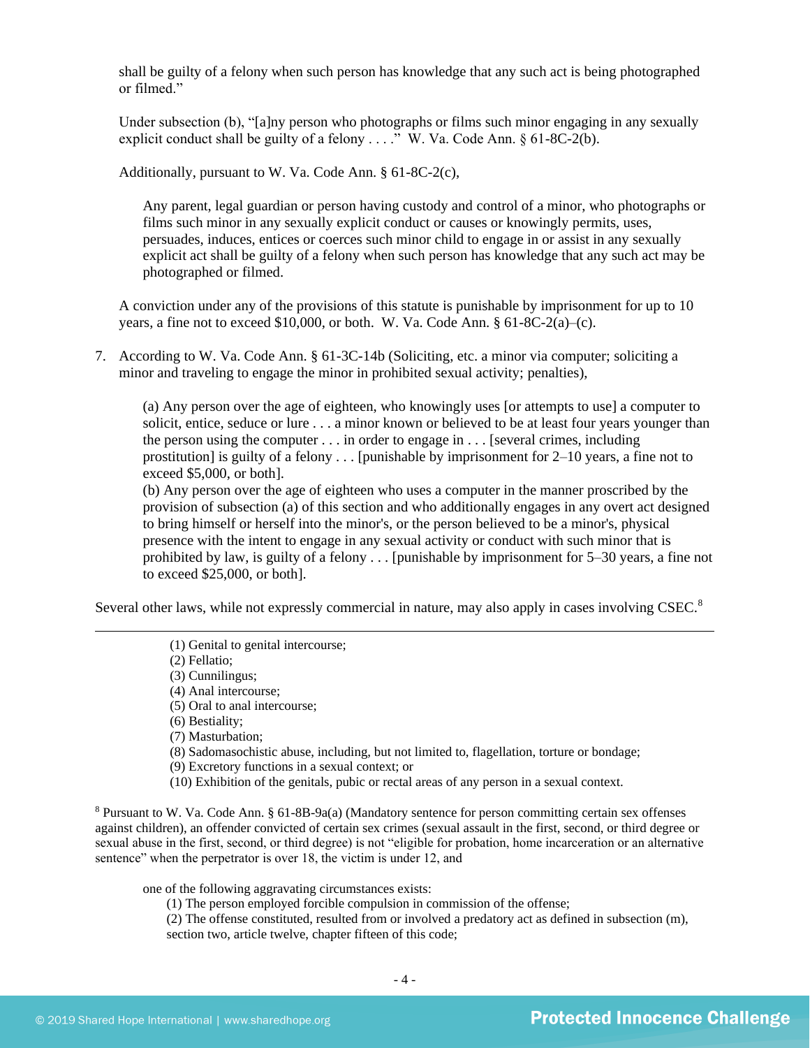shall be guilty of a felony when such person has knowledge that any such act is being photographed or filmed."

Under subsection (b), "[a]ny person who photographs or films such minor engaging in any sexually explicit conduct shall be guilty of a felony . . . ." W. Va. Code Ann. § 61-8C-2(b).

Additionally, pursuant to W. Va. Code Ann. § 61-8C-2(c),

> Any parent, legal guardian or person having custody and control of a minor, who photographs or films such minor in any sexually explicit conduct or causes or knowingly permits, uses, persuades, induces, entices or coerces such minor child to engage in or assist in any sexually explicit act shall be guilty of a felony when such person has knowledge that any such act may be photographed or filmed.

A conviction under any of the provisions of this statute is punishable by imprisonment for up to 10 years, a fine not to exceed $10,000, or both. W. Va. Code Ann. § 61-8C-2(a)–(c).

7. According to W. Va. Code Ann. § 61-3C-14b (Soliciting, etc. a minor via computer; soliciting a minor and traveling to engage the minor in prohibited sexual activity; penalties),

> (a) Any person over the age of eighteen, who knowingly uses [or attempts to use] a computer to solicit, entice, seduce or lure . . . a minor known or believed to be at least four years younger than the person using the computer . . . in order to engage in . . . [several crimes, including prostitution] is guilty of a felony . . . [punishable by imprisonment for 2–10 years, a fine not to exceed $5,000, or both].
> (b) Any person over the age of eighteen who uses a computer in the manner proscribed by the provision of subsection (a) of this section and who additionally engages in any overt act designed to bring himself or herself into the minor's, or the person believed to be a minor's, physical presence with the intent to engage in any sexual activity or conduct with such minor that is prohibited by law, is guilty of a felony . . . [punishable by imprisonment for 5–30 years, a fine not to exceed $25,000, or both].

Several other laws, while not expressly commercial in nature, may also apply in cases involving CSEC.[8]

---

(1) Genital to genital intercourse;
(2) Fellatio;
(3) Cunnilingus;
(4) Anal intercourse;
(5) Oral to anal intercourse;
(6) Bestiality;
(7) Masturbation;
(8) Sadomasochistic abuse, including, but not limited to, flagellation, torture or bondage;
(9) Excretory functions in a sexual context; or
(10) Exhibition of the genitals, pubic or rectal areas of any person in a sexual context.

[8] Pursuant to W. Va. Code Ann. § 61-8B-9a(a) (Mandatory sentence for person committing certain sex offenses against children), an offender convicted of certain sex crimes (sexual assault in the first, second, or third degree or sexual abuse in the first, second, or third degree) is not "eligible for probation, home incarceration or an alternative sentence" when the perpetrator is over 18, the victim is under 12, and

> one of the following aggravating circumstances exists:
> (1) The person employed forcible compulsion in commission of the offense;
> (2) The offense constituted, resulted from or involved a predatory act as defined in subsection (m), section two, article twelve, chapter fifteen of this code;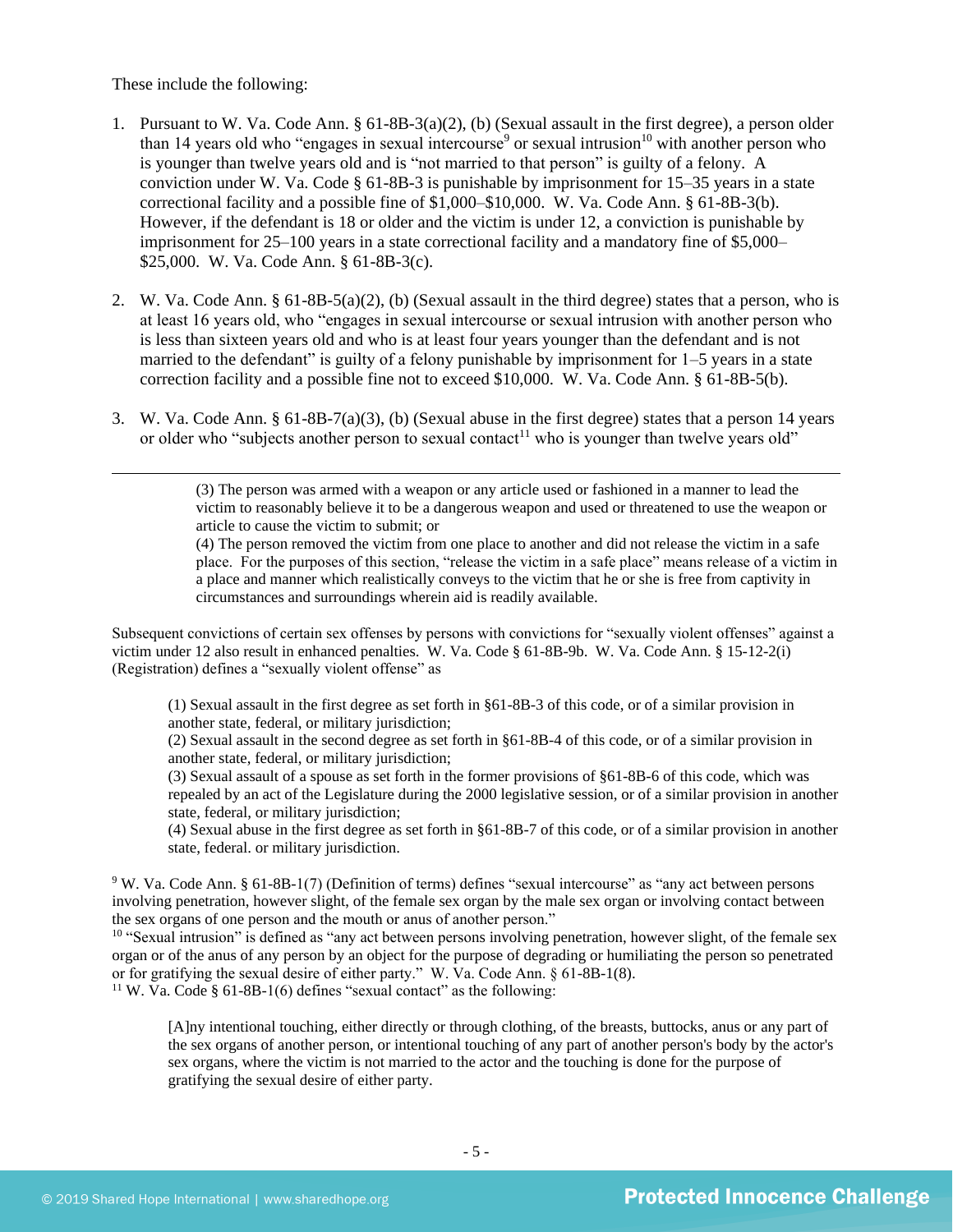These include the following:

1. Pursuant to W. Va. Code Ann. § 61-8B-3(a)(2), (b) (Sexual assault in the first degree), a person older than 14 years old who "engages in sexual intercourse[9] or sexual intrusion[10] with another person who is younger than twelve years old and is "not married to that person" is guilty of a felony. A conviction under W. Va. Code § 61-8B-3 is punishable by imprisonment for 15–35 years in a state correctional facility and a possible fine of $1,000–$10,000. W. Va. Code Ann. § 61-8B-3(b). However, if the defendant is 18 or older and the victim is under 12, a conviction is punishable by imprisonment for 25–100 years in a state correctional facility and a mandatory fine of $5,000–$25,000. W. Va. Code Ann. § 61-8B-3(c).

2. W. Va. Code Ann. § 61-8B-5(a)(2), (b) (Sexual assault in the third degree) states that a person, who is at least 16 years old, who "engages in sexual intercourse or sexual intrusion with another person who is less than sixteen years old and who is at least four years younger than the defendant and is not married to the defendant" is guilty of a felony punishable by imprisonment for 1–5 years in a state correction facility and a possible fine not to exceed $10,000. W. Va. Code Ann. § 61-8B-5(b).

3. W. Va. Code Ann. § 61-8B-7(a)(3), (b) (Sexual abuse in the first degree) states that a person 14 years or older who "subjects another person to sexual contact[11] who is younger than twelve years old"

---

> (3) The person was armed with a weapon or any article used or fashioned in a manner to lead the victim to reasonably believe it to be a dangerous weapon and used or threatened to use the weapon or article to cause the victim to submit; or
> (4) The person removed the victim from one place to another and did not release the victim in a safe place. For the purposes of this section, "release the victim in a safe place" means release of a victim in a place and manner which realistically conveys to the victim that he or she is free from captivity in circumstances and surroundings wherein aid is readily available.

Subsequent convictions of certain sex offenses by persons with convictions for "sexually violent offenses" against a victim under 12 also result in enhanced penalties. W. Va. Code § 61-8B-9b. W. Va. Code Ann. § 15-12-2(i) (Registration) defines a "sexually violent offense" as

> (1) Sexual assault in the first degree as set forth in §61-8B-3 of this code, or of a similar provision in another state, federal, or military jurisdiction;
> (2) Sexual assault in the second degree as set forth in §61-8B-4 of this code, or of a similar provision in another state, federal, or military jurisdiction;
> (3) Sexual assault of a spouse as set forth in the former provisions of §61-8B-6 of this code, which was repealed by an act of the Legislature during the 2000 legislative session, or of a similar provision in another state, federal, or military jurisdiction;
> (4) Sexual abuse in the first degree as set forth in §61-8B-7 of this code, or of a similar provision in another state, federal. or military jurisdiction.

[9] W. Va. Code Ann. § 61-8B-1(7) (Definition of terms) defines "sexual intercourse" as "any act between persons involving penetration, however slight, of the female sex organ by the male sex organ or involving contact between the sex organs of one person and the mouth or anus of another person."

[10] "Sexual intrusion" is defined as "any act between persons involving penetration, however slight, of the female sex organ or of the anus of any person by an object for the purpose of degrading or humiliating the person so penetrated or for gratifying the sexual desire of either party." W. Va. Code Ann. § 61-8B-1(8).

[11] W. Va. Code § 61-8B-1(6) defines "sexual contact" as the following:

> [A]ny intentional touching, either directly or through clothing, of the breasts, buttocks, anus or any part of the sex organs of another person, or intentional touching of any part of another person's body by the actor's sex organs, where the victim is not married to the actor and the touching is done for the purpose of gratifying the sexual desire of either party.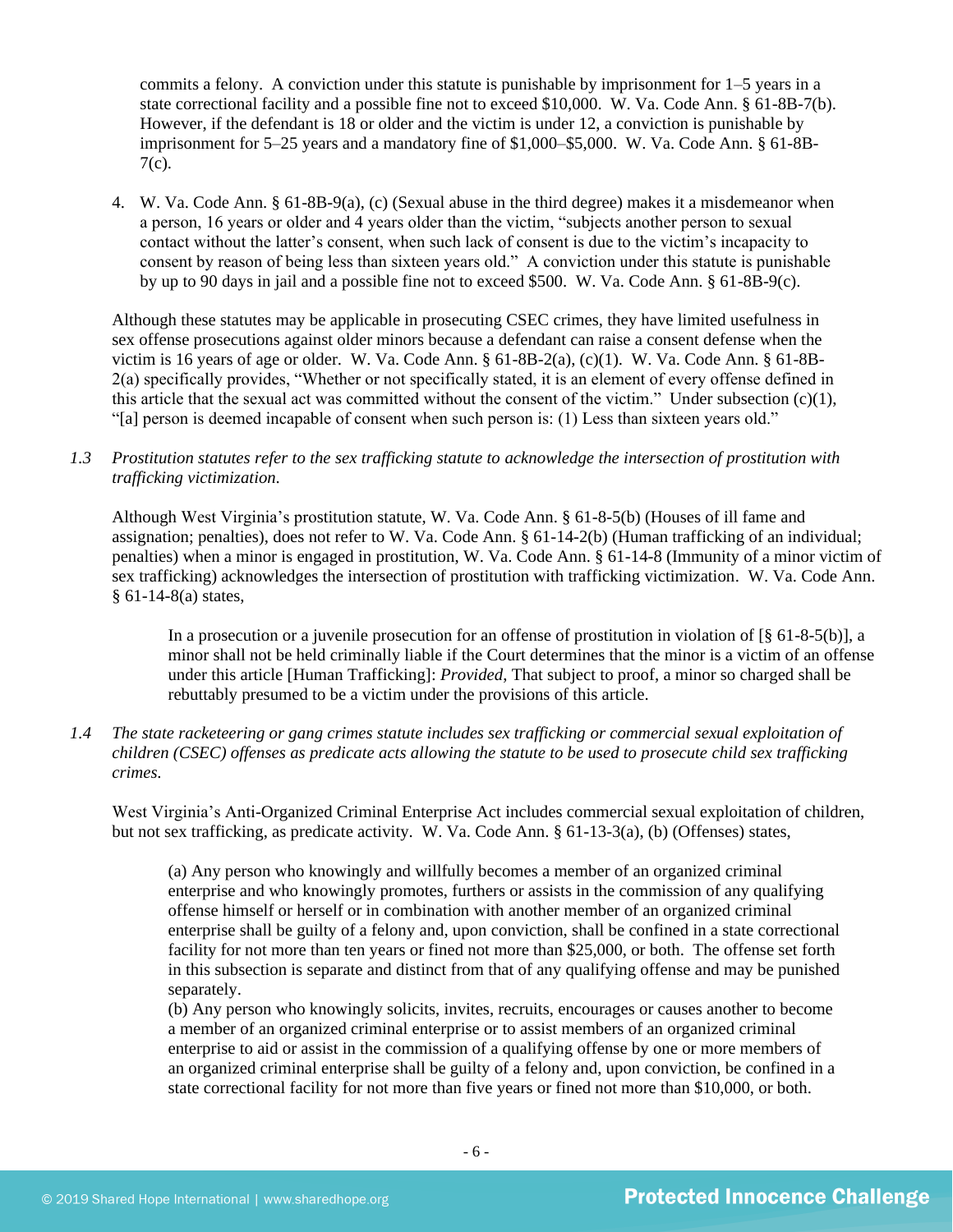commits a felony. A conviction under this statute is punishable by imprisonment for 1–5 years in a state correctional facility and a possible fine not to exceed $10,000. W. Va. Code Ann. § 61-8B-7(b). However, if the defendant is 18 or older and the victim is under 12, a conviction is punishable by imprisonment for 5–25 years and a mandatory fine of $1,000–$5,000. W. Va. Code Ann. § 61-8B-7(c).

4. W. Va. Code Ann. § 61-8B-9(a), (c) (Sexual abuse in the third degree) makes it a misdemeanor when a person, 16 years or older and 4 years older than the victim, "subjects another person to sexual contact without the latter's consent, when such lack of consent is due to the victim's incapacity to consent by reason of being less than sixteen years old." A conviction under this statute is punishable by up to 90 days in jail and a possible fine not to exceed $500. W. Va. Code Ann. § 61-8B-9(c).

Although these statutes may be applicable in prosecuting CSEC crimes, they have limited usefulness in sex offense prosecutions against older minors because a defendant can raise a consent defense when the victim is 16 years of age or older. W. Va. Code Ann. § 61-8B-2(a), (c)(1). W. Va. Code Ann. § 61-8B-2(a) specifically provides, "Whether or not specifically stated, it is an element of every offense defined in this article that the sexual act was committed without the consent of the victim." Under subsection (c)(1), "[a] person is deemed incapable of consent when such person is: (1) Less than sixteen years old."

*1.3 Prostitution statutes refer to the sex trafficking statute to acknowledge the intersection of prostitution with trafficking victimization.*

Although West Virginia's prostitution statute, W. Va. Code Ann. § 61-8-5(b) (Houses of ill fame and assignation; penalties), does not refer to W. Va. Code Ann. § 61-14-2(b) (Human trafficking of an individual; penalties) when a minor is engaged in prostitution, W. Va. Code Ann. § 61-14-8 (Immunity of a minor victim of sex trafficking) acknowledges the intersection of prostitution with trafficking victimization. W. Va. Code Ann. § 61-14-8(a) states,

> In a prosecution or a juvenile prosecution for an offense of prostitution in violation of [§ 61-8-5(b)], a minor shall not be held criminally liable if the Court determines that the minor is a victim of an offense under this article [Human Trafficking]: *Provided*, That subject to proof, a minor so charged shall be rebuttably presumed to be a victim under the provisions of this article.

*1.4 The state racketeering or gang crimes statute includes sex trafficking or commercial sexual exploitation of children (CSEC) offenses as predicate acts allowing the statute to be used to prosecute child sex trafficking crimes.*

West Virginia's Anti-Organized Criminal Enterprise Act includes commercial sexual exploitation of children, but not sex trafficking, as predicate activity. W. Va. Code Ann. § 61-13-3(a), (b) (Offenses) states,

> (a) Any person who knowingly and willfully becomes a member of an organized criminal enterprise and who knowingly promotes, furthers or assists in the commission of any qualifying offense himself or herself or in combination with another member of an organized criminal enterprise shall be guilty of a felony and, upon conviction, shall be confined in a state correctional facility for not more than ten years or fined not more than $25,000, or both. The offense set forth in this subsection is separate and distinct from that of any qualifying offense and may be punished separately.
> (b) Any person who knowingly solicits, invites, recruits, encourages or causes another to become a member of an organized criminal enterprise or to assist members of an organized criminal enterprise to aid or assist in the commission of a qualifying offense by one or more members of an organized criminal enterprise shall be guilty of a felony and, upon conviction, be confined in a state correctional facility for not more than five years or fined not more than $10,000, or both.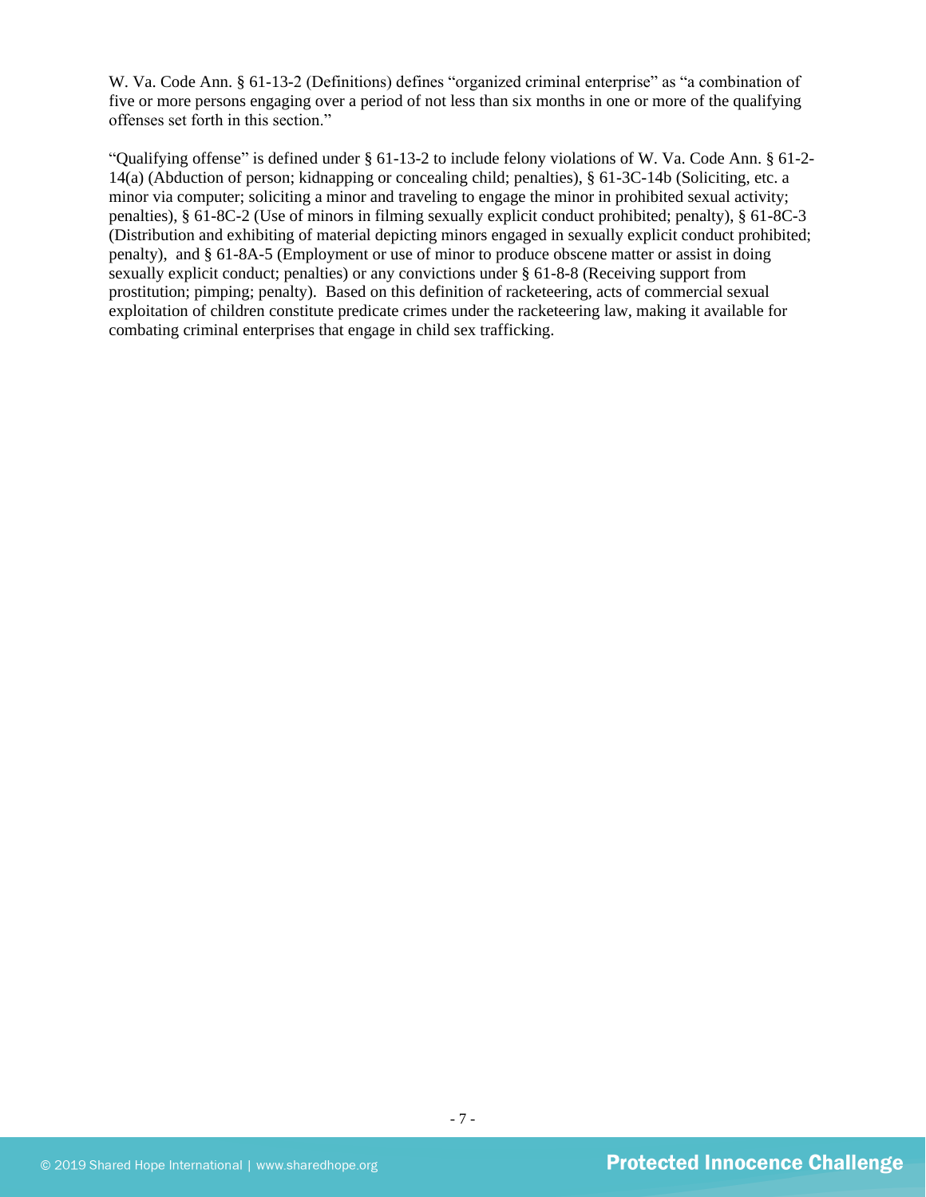W. Va. Code Ann. § 61-13-2 (Definitions) defines "organized criminal enterprise" as "a combination of five or more persons engaging over a period of not less than six months in one or more of the qualifying offenses set forth in this section."

"Qualifying offense" is defined under § 61-13-2 to include felony violations of W. Va. Code Ann. § 61-2-14(a) (Abduction of person; kidnapping or concealing child; penalties), § 61-3C-14b (Soliciting, etc. a minor via computer; soliciting a minor and traveling to engage the minor in prohibited sexual activity; penalties), § 61-8C-2 (Use of minors in filming sexually explicit conduct prohibited; penalty), § 61-8C-3 (Distribution and exhibiting of material depicting minors engaged in sexually explicit conduct prohibited; penalty), and § 61-8A-5 (Employment or use of minor to produce obscene matter or assist in doing sexually explicit conduct; penalties) or any convictions under § 61-8-8 (Receiving support from prostitution; pimping; penalty). Based on this definition of racketeering, acts of commercial sexual exploitation of children constitute predicate crimes under the racketeering law, making it available for combating criminal enterprises that engage in child sex trafficking.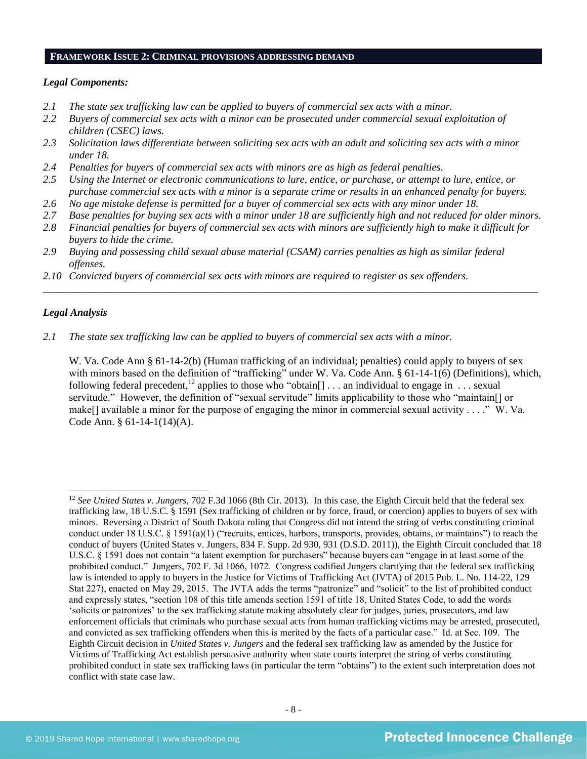## FRAMEWORK ISSUE 2: CRIMINAL PROVISIONS ADDRESSING DEMAND

### *Legal Components:*

*2.1 The state sex trafficking law can be applied to buyers of commercial sex acts with a minor.*
*2.2 Buyers of commercial sex acts with a minor can be prosecuted under commercial sexual exploitation of children (CSEC) laws.*
*2.3 Solicitation laws differentiate between soliciting sex acts with an adult and soliciting sex acts with a minor under 18.*
*2.4 Penalties for buyers of commercial sex acts with minors are as high as federal penalties.*
*2.5 Using the Internet or electronic communications to lure, entice, or purchase, or attempt to lure, entice, or purchase commercial sex acts with a minor is a separate crime or results in an enhanced penalty for buyers.*
*2.6 No age mistake defense is permitted for a buyer of commercial sex acts with any minor under 18.*
*2.7 Base penalties for buying sex acts with a minor under 18 are sufficiently high and not reduced for older minors.*
*2.8 Financial penalties for buyers of commercial sex acts with minors are sufficiently high to make it difficult for buyers to hide the crime.*
*2.9 Buying and possessing child sexual abuse material (CSAM) carries penalties as high as similar federal offenses.*
*2.10 Convicted buyers of commercial sex acts with minors are required to register as sex offenders.*

---

### *Legal Analysis*

*2.1 The state sex trafficking law can be applied to buyers of commercial sex acts with a minor.*

W. Va. Code Ann § 61-14-2(b) (Human trafficking of an individual; penalties) could apply to buyers of sex with minors based on the definition of "trafficking" under W. Va. Code Ann. § 61-14-1(6) (Definitions), which, following federal precedent,[12] applies to those who "obtain[] . . . an individual to engage in . . . sexual servitude." However, the definition of "sexual servitude" limits applicability to those who "maintain[] or make[] available a minor for the purpose of engaging the minor in commercial sexual activity . . . ." W. Va. Code Ann. § 61-14-1(14)(A).

---

[12] *See United States v. Jungers*, 702 F.3d 1066 (8th Cir. 2013). In this case, the Eighth Circuit held that the federal sex trafficking law, 18 U.S.C. § 1591 (Sex trafficking of children or by force, fraud, or coercion) applies to buyers of sex with minors. Reversing a District of South Dakota ruling that Congress did not intend the string of verbs constituting criminal conduct under 18 U.S.C. § 1591(a)(1) ("recruits, entices, harbors, transports, provides, obtains, or maintains") to reach the conduct of buyers (United States v. Jungers, 834 F. Supp. 2d 930, 931 (D.S.D. 2011)), the Eighth Circuit concluded that 18 U.S.C. § 1591 does not contain "a latent exemption for purchasers" because buyers can "engage in at least some of the prohibited conduct." Jungers, 702 F. 3d 1066, 1072. Congress codified Jungers clarifying that the federal sex trafficking law is intended to apply to buyers in the Justice for Victims of Trafficking Act (JVTA) of 2015 Pub. L. No. 114-22, 129 Stat 227), enacted on May 29, 2015. The JVTA adds the terms "patronize" and "solicit" to the list of prohibited conduct and expressly states, "section 108 of this title amends section 1591 of title 18, United States Code, to add the words 'solicits or patronizes' to the sex trafficking statute making absolutely clear for judges, juries, prosecutors, and law enforcement officials that criminals who purchase sexual acts from human trafficking victims may be arrested, prosecuted, and convicted as sex trafficking offenders when this is merited by the facts of a particular case." Id. at Sec. 109. The Eighth Circuit decision in *United States v. Jungers* and the federal sex trafficking law as amended by the Justice for Victims of Trafficking Act establish persuasive authority when state courts interpret the string of verbs constituting prohibited conduct in state sex trafficking laws (in particular the term "obtains") to the extent such interpretation does not conflict with state case law.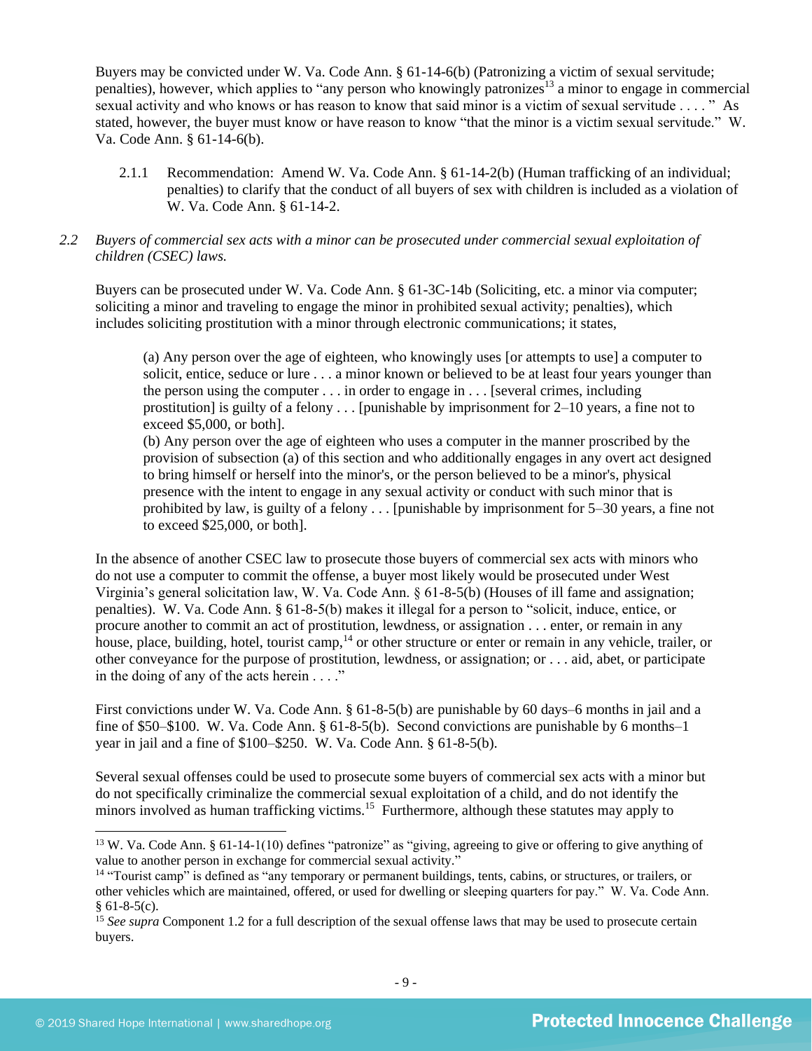Buyers may be convicted under W. Va. Code Ann. § 61-14-6(b) (Patronizing a victim of sexual servitude; penalties), however, which applies to "any person who knowingly patronizes[13] a minor to engage in commercial sexual activity and who knows or has reason to know that said minor is a victim of sexual servitude . . . ." As stated, however, the buyer must know or have reason to know "that the minor is a victim sexual servitude." W. Va. Code Ann. § 61-14-6(b).

2.1.1 Recommendation: Amend W. Va. Code Ann. § 61-14-2(b) (Human trafficking of an individual; penalties) to clarify that the conduct of all buyers of sex with children is included as a violation of W. Va. Code Ann. § 61-14-2.

*2.2 Buyers of commercial sex acts with a minor can be prosecuted under commercial sexual exploitation of children (CSEC) laws.*

Buyers can be prosecuted under W. Va. Code Ann. § 61-3C-14b (Soliciting, etc. a minor via computer; soliciting a minor and traveling to engage the minor in prohibited sexual activity; penalties), which includes soliciting prostitution with a minor through electronic communications; it states,

> (a) Any person over the age of eighteen, who knowingly uses [or attempts to use] a computer to solicit, entice, seduce or lure . . . a minor known or believed to be at least four years younger than the person using the computer . . . in order to engage in . . . [several crimes, including prostitution] is guilty of a felony . . . [punishable by imprisonment for 2–10 years, a fine not to exceed $5,000, or both].
>
> (b) Any person over the age of eighteen who uses a computer in the manner proscribed by the provision of subsection (a) of this section and who additionally engages in any overt act designed to bring himself or herself into the minor's, or the person believed to be a minor's, physical presence with the intent to engage in any sexual activity or conduct with such minor that is prohibited by law, is guilty of a felony . . . [punishable by imprisonment for 5–30 years, a fine not to exceed $25,000, or both].

In the absence of another CSEC law to prosecute those buyers of commercial sex acts with minors who do not use a computer to commit the offense, a buyer most likely would be prosecuted under West Virginia's general solicitation law, W. Va. Code Ann. § 61-8-5(b) (Houses of ill fame and assignation; penalties). W. Va. Code Ann. § 61-8-5(b) makes it illegal for a person to "solicit, induce, entice, or procure another to commit an act of prostitution, lewdness, or assignation . . . enter, or remain in any house, place, building, hotel, tourist camp,[14] or other structure or enter or remain in any vehicle, trailer, or other conveyance for the purpose of prostitution, lewdness, or assignation; or . . . aid, abet, or participate in the doing of any of the acts herein . . . ."

First convictions under W. Va. Code Ann. § 61-8-5(b) are punishable by 60 days–6 months in jail and a fine of $50–$100. W. Va. Code Ann. § 61-8-5(b). Second convictions are punishable by 6 months–1 year in jail and a fine of $100–$250. W. Va. Code Ann. § 61-8-5(b).

Several sexual offenses could be used to prosecute some buyers of commercial sex acts with a minor but do not specifically criminalize the commercial sexual exploitation of a child, and do not identify the minors involved as human trafficking victims.[15] Furthermore, although these statutes may apply to

---

[13] W. Va. Code Ann. § 61-14-1(10) defines "patronize" as "giving, agreeing to give or offering to give anything of value to another person in exchange for commercial sexual activity."

[14] "Tourist camp" is defined as "any temporary or permanent buildings, tents, cabins, or structures, or trailers, or other vehicles which are maintained, offered, or used for dwelling or sleeping quarters for pay." W. Va. Code Ann. § 61-8-5(c).

[15] *See supra* Component 1.2 for a full description of the sexual offense laws that may be used to prosecute certain buyers.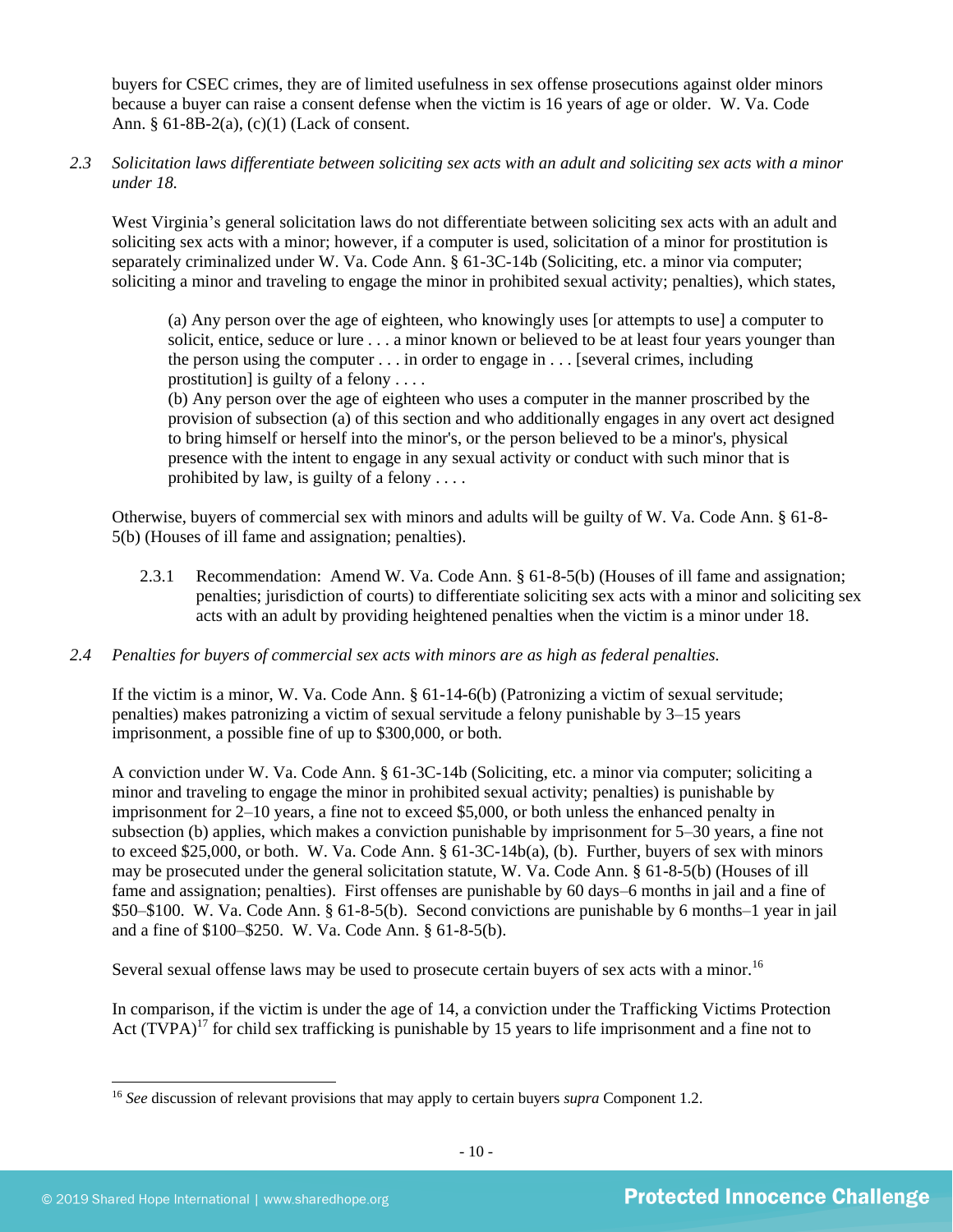buyers for CSEC crimes, they are of limited usefulness in sex offense prosecutions against older minors because a buyer can raise a consent defense when the victim is 16 years of age or older. W. Va. Code Ann. § 61-8B-2(a), (c)(1) (Lack of consent.

*2.3 Solicitation laws differentiate between soliciting sex acts with an adult and soliciting sex acts with a minor under 18.*

West Virginia's general solicitation laws do not differentiate between soliciting sex acts with an adult and soliciting sex acts with a minor; however, if a computer is used, solicitation of a minor for prostitution is separately criminalized under W. Va. Code Ann. § 61-3C-14b (Soliciting, etc. a minor via computer; soliciting a minor and traveling to engage the minor in prohibited sexual activity; penalties), which states,

> (a) Any person over the age of eighteen, who knowingly uses [or attempts to use] a computer to solicit, entice, seduce or lure . . . a minor known or believed to be at least four years younger than the person using the computer . . . in order to engage in . . . [several crimes, including prostitution] is guilty of a felony . . . .
> (b) Any person over the age of eighteen who uses a computer in the manner proscribed by the provision of subsection (a) of this section and who additionally engages in any overt act designed to bring himself or herself into the minor's, or the person believed to be a minor's, physical presence with the intent to engage in any sexual activity or conduct with such minor that is prohibited by law, is guilty of a felony . . . .

Otherwise, buyers of commercial sex with minors and adults will be guilty of W. Va. Code Ann. § 61-8-5(b) (Houses of ill fame and assignation; penalties).

2.3.1 Recommendation: Amend W. Va. Code Ann. § 61-8-5(b) (Houses of ill fame and assignation; penalties; jurisdiction of courts) to differentiate soliciting sex acts with a minor and soliciting sex acts with an adult by providing heightened penalties when the victim is a minor under 18.

*2.4 Penalties for buyers of commercial sex acts with minors are as high as federal penalties.*

If the victim is a minor, W. Va. Code Ann. § 61-14-6(b) (Patronizing a victim of sexual servitude; penalties) makes patronizing a victim of sexual servitude a felony punishable by 3–15 years imprisonment, a possible fine of up to $300,000, or both.

A conviction under W. Va. Code Ann. § 61-3C-14b (Soliciting, etc. a minor via computer; soliciting a minor and traveling to engage the minor in prohibited sexual activity; penalties) is punishable by imprisonment for 2–10 years, a fine not to exceed $5,000, or both unless the enhanced penalty in subsection (b) applies, which makes a conviction punishable by imprisonment for 5–30 years, a fine not to exceed $25,000, or both. W. Va. Code Ann. § 61-3C-14b(a), (b). Further, buyers of sex with minors may be prosecuted under the general solicitation statute, W. Va. Code Ann. § 61-8-5(b) (Houses of ill fame and assignation; penalties). First offenses are punishable by 60 days–6 months in jail and a fine of $50–$100. W. Va. Code Ann. § 61-8-5(b). Second convictions are punishable by 6 months–1 year in jail and a fine of $100–$250. W. Va. Code Ann. § 61-8-5(b).

Several sexual offense laws may be used to prosecute certain buyers of sex acts with a minor.[16]

In comparison, if the victim is under the age of 14, a conviction under the Trafficking Victims Protection Act (TVPA)[17] for child sex trafficking is punishable by 15 years to life imprisonment and a fine not to

---

[16] *See* discussion of relevant provisions that may apply to certain buyers *supra* Component 1.2.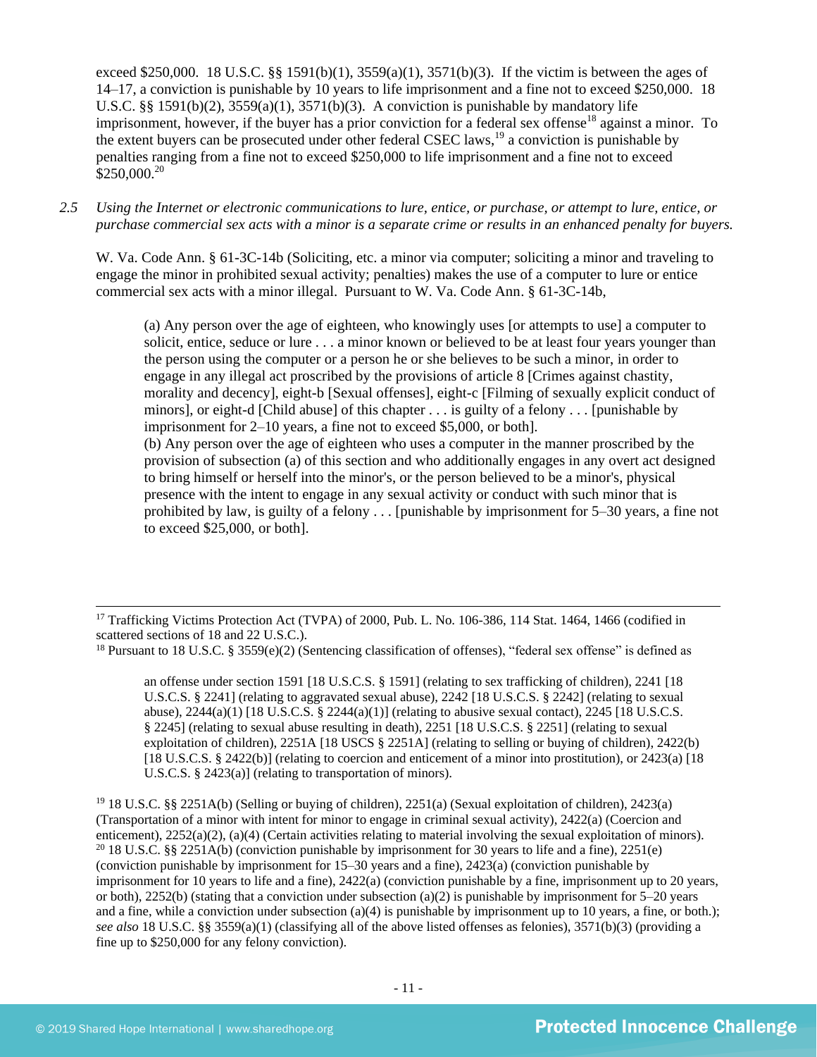exceed $250,000. 18 U.S.C. §§ 1591(b)(1), 3559(a)(1), 3571(b)(3). If the victim is between the ages of 14–17, a conviction is punishable by 10 years to life imprisonment and a fine not to exceed $250,000. 18 U.S.C. §§ 1591(b)(2), 3559(a)(1), 3571(b)(3). A conviction is punishable by mandatory life imprisonment, however, if the buyer has a prior conviction for a federal sex offense[18] against a minor. To the extent buyers can be prosecuted under other federal CSEC laws,[19] a conviction is punishable by penalties ranging from a fine not to exceed $250,000 to life imprisonment and a fine not to exceed $250,000.[20]

*2.5 Using the Internet or electronic communications to lure, entice, or purchase, or attempt to lure, entice, or purchase commercial sex acts with a minor is a separate crime or results in an enhanced penalty for buyers.*

W. Va. Code Ann. § 61-3C-14b (Soliciting, etc. a minor via computer; soliciting a minor and traveling to engage the minor in prohibited sexual activity; penalties) makes the use of a computer to lure or entice commercial sex acts with a minor illegal. Pursuant to W. Va. Code Ann. § 61-3C-14b,

> (a) Any person over the age of eighteen, who knowingly uses [or attempts to use] a computer to solicit, entice, seduce or lure . . . a minor known or believed to be at least four years younger than the person using the computer or a person he or she believes to be such a minor, in order to engage in any illegal act proscribed by the provisions of article 8 [Crimes against chastity, morality and decency], eight-b [Sexual offenses], eight-c [Filming of sexually explicit conduct of minors], or eight-d [Child abuse] of this chapter . . . is guilty of a felony . . . [punishable by imprisonment for 2–10 years, a fine not to exceed $5,000, or both].
>
> (b) Any person over the age of eighteen who uses a computer in the manner proscribed by the provision of subsection (a) of this section and who additionally engages in any overt act designed to bring himself or herself into the minor's, or the person believed to be a minor's, physical presence with the intent to engage in any sexual activity or conduct with such minor that is prohibited by law, is guilty of a felony . . . [punishable by imprisonment for 5–30 years, a fine not to exceed $25,000, or both].

---

[17] Trafficking Victims Protection Act (TVPA) of 2000, Pub. L. No. 106-386, 114 Stat. 1464, 1466 (codified in scattered sections of 18 and 22 U.S.C.).

[18] Pursuant to 18 U.S.C. § 3559(e)(2) (Sentencing classification of offenses), "federal sex offense" is defined as

> an offense under section 1591 [18 U.S.C.S. § 1591] (relating to sex trafficking of children), 2241 [18 U.S.C.S. § 2241] (relating to aggravated sexual abuse), 2242 [18 U.S.C.S. § 2242] (relating to sexual abuse), 2244(a)(1) [18 U.S.C.S. § 2244(a)(1)] (relating to abusive sexual contact), 2245 [18 U.S.C.S. § 2245] (relating to sexual abuse resulting in death), 2251 [18 U.S.C.S. § 2251] (relating to sexual exploitation of children), 2251A [18 USCS § 2251A] (relating to selling or buying of children), 2422(b) [18 U.S.C.S. § 2422(b)] (relating to coercion and enticement of a minor into prostitution), or 2423(a) [18 U.S.C.S. § 2423(a)] (relating to transportation of minors).

[19] 18 U.S.C. §§ 2251A(b) (Selling or buying of children), 2251(a) (Sexual exploitation of children), 2423(a) (Transportation of a minor with intent for minor to engage in criminal sexual activity), 2422(a) (Coercion and enticement), 2252(a)(2), (a)(4) (Certain activities relating to material involving the sexual exploitation of minors).

[20] 18 U.S.C. §§ 2251A(b) (conviction punishable by imprisonment for 30 years to life and a fine), 2251(e) (conviction punishable by imprisonment for 15–30 years and a fine), 2423(a) (conviction punishable by imprisonment for 10 years to life and a fine), 2422(a) (conviction punishable by a fine, imprisonment up to 20 years, or both), 2252(b) (stating that a conviction under subsection (a)(2) is punishable by imprisonment for 5–20 years and a fine, while a conviction under subsection (a)(4) is punishable by imprisonment up to 10 years, a fine, or both.); *see also* 18 U.S.C. §§ 3559(a)(1) (classifying all of the above listed offenses as felonies), 3571(b)(3) (providing a fine up to $250,000 for any felony conviction).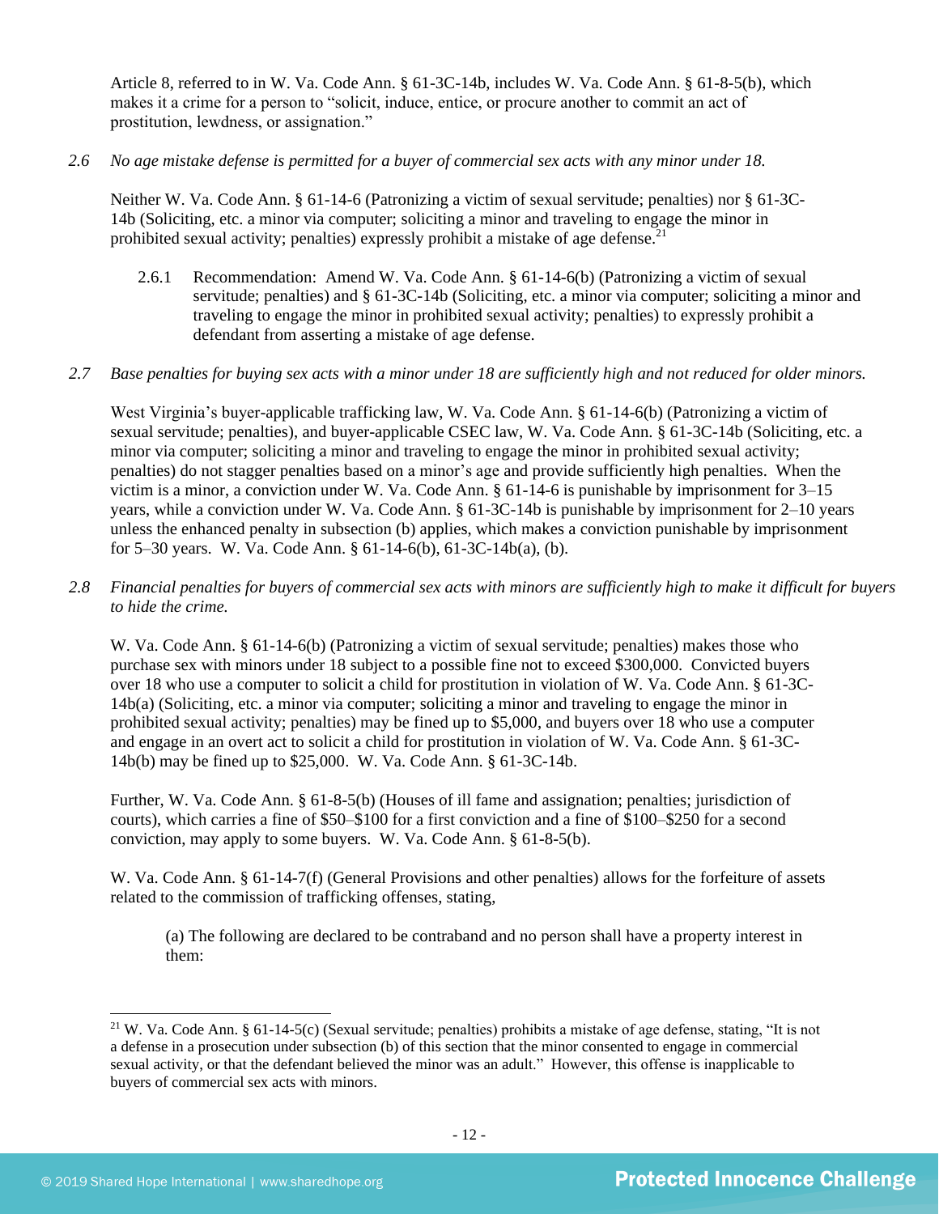Article 8, referred to in W. Va. Code Ann. § 61-3C-14b, includes W. Va. Code Ann. § 61-8-5(b), which makes it a crime for a person to "solicit, induce, entice, or procure another to commit an act of prostitution, lewdness, or assignation."

*2.6 No age mistake defense is permitted for a buyer of commercial sex acts with any minor under 18.*

Neither W. Va. Code Ann. § 61-14-6 (Patronizing a victim of sexual servitude; penalties) nor § 61-3C-14b (Soliciting, etc. a minor via computer; soliciting a minor and traveling to engage the minor in prohibited sexual activity; penalties) expressly prohibit a mistake of age defense.[21]

> 2.6.1 Recommendation: Amend W. Va. Code Ann. § 61-14-6(b) (Patronizing a victim of sexual servitude; penalties) and § 61-3C-14b (Soliciting, etc. a minor via computer; soliciting a minor and traveling to engage the minor in prohibited sexual activity; penalties) to expressly prohibit a defendant from asserting a mistake of age defense.

*2.7 Base penalties for buying sex acts with a minor under 18 are sufficiently high and not reduced for older minors.*

West Virginia's buyer-applicable trafficking law, W. Va. Code Ann. § 61-14-6(b) (Patronizing a victim of sexual servitude; penalties), and buyer-applicable CSEC law, W. Va. Code Ann. § 61-3C-14b (Soliciting, etc. a minor via computer; soliciting a minor and traveling to engage the minor in prohibited sexual activity; penalties) do not stagger penalties based on a minor's age and provide sufficiently high penalties. When the victim is a minor, a conviction under W. Va. Code Ann. § 61-14-6 is punishable by imprisonment for 3–15 years, while a conviction under W. Va. Code Ann. § 61-3C-14b is punishable by imprisonment for 2–10 years unless the enhanced penalty in subsection (b) applies, which makes a conviction punishable by imprisonment for 5–30 years. W. Va. Code Ann. § 61-14-6(b), 61-3C-14b(a), (b).

*2.8 Financial penalties for buyers of commercial sex acts with minors are sufficiently high to make it difficult for buyers to hide the crime.*

W. Va. Code Ann. § 61-14-6(b) (Patronizing a victim of sexual servitude; penalties) makes those who purchase sex with minors under 18 subject to a possible fine not to exceed $300,000. Convicted buyers over 18 who use a computer to solicit a child for prostitution in violation of W. Va. Code Ann. § 61-3C-14b(a) (Soliciting, etc. a minor via computer; soliciting a minor and traveling to engage the minor in prohibited sexual activity; penalties) may be fined up to $5,000, and buyers over 18 who use a computer and engage in an overt act to solicit a child for prostitution in violation of W. Va. Code Ann. § 61-3C-14b(b) may be fined up to $25,000. W. Va. Code Ann. § 61-3C-14b.

Further, W. Va. Code Ann. § 61-8-5(b) (Houses of ill fame and assignation; penalties; jurisdiction of courts), which carries a fine of $50–$100 for a first conviction and a fine of $100–$250 for a second conviction, may apply to some buyers. W. Va. Code Ann. § 61-8-5(b).

W. Va. Code Ann. § 61-14-7(f) (General Provisions and other penalties) allows for the forfeiture of assets related to the commission of trafficking offenses, stating,

> (a) The following are declared to be contraband and no person shall have a property interest in them:

---

[21] W. Va. Code Ann. § 61-14-5(c) (Sexual servitude; penalties) prohibits a mistake of age defense, stating, "It is not a defense in a prosecution under subsection (b) of this section that the minor consented to engage in commercial sexual activity, or that the defendant believed the minor was an adult." However, this offense is inapplicable to buyers of commercial sex acts with minors.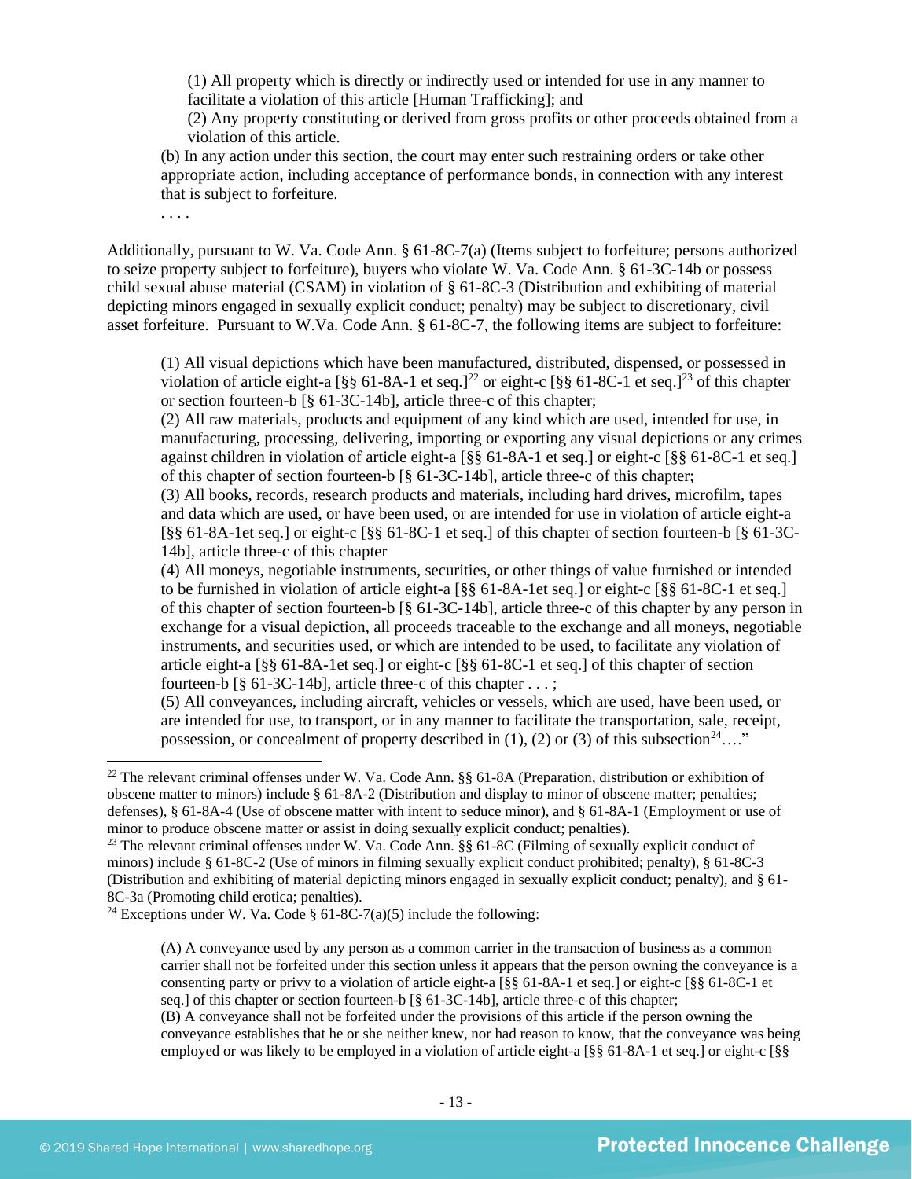> (1) All property which is directly or indirectly used or intended for use in any manner to facilitate a violation of this article [Human Trafficking]; and
> (2) Any property constituting or derived from gross profits or other proceeds obtained from a violation of this article.
>
> (b) In any action under this section, the court may enter such restraining orders or take other appropriate action, including acceptance of performance bonds, in connection with any interest that is subject to forfeiture.
>
> . . . .

Additionally, pursuant to W. Va. Code Ann. § 61-8C-7(a) (Items subject to forfeiture; persons authorized to seize property subject to forfeiture), buyers who violate W. Va. Code Ann. § 61-3C-14b or possess child sexual abuse material (CSAM) in violation of § 61-8C-3 (Distribution and exhibiting of material depicting minors engaged in sexually explicit conduct; penalty) may be subject to discretionary, civil asset forfeiture. Pursuant to W.Va. Code Ann. § 61-8C-7, the following items are subject to forfeiture:

> (1) All visual depictions which have been manufactured, distributed, dispensed, or possessed in violation of article eight-a [§§ 61-8A-1 et seq.][22] or eight-c [§§ 61-8C-1 et seq.][23] of this chapter or section fourteen-b [§ 61-3C-14b], article three-c of this chapter;
> (2) All raw materials, products and equipment of any kind which are used, intended for use, in manufacturing, processing, delivering, importing or exporting any visual depictions or any crimes against children in violation of article eight-a [§§ 61-8A-1 et seq.] or eight-c [§§ 61-8C-1 et seq.] of this chapter of section fourteen-b [§ 61-3C-14b], article three-c of this chapter;
> (3) All books, records, research products and materials, including hard drives, microfilm, tapes and data which are used, or have been used, or are intended for use in violation of article eight-a [§§ 61-8A-1et seq.] or eight-c [§§ 61-8C-1 et seq.] of this chapter of section fourteen-b [§ 61-3C-14b], article three-c of this chapter
> (4) All moneys, negotiable instruments, securities, or other things of value furnished or intended to be furnished in violation of article eight-a [§§ 61-8A-1et seq.] or eight-c [§§ 61-8C-1 et seq.] of this chapter of section fourteen-b [§ 61-3C-14b], article three-c of this chapter by any person in exchange for a visual depiction, all proceeds traceable to the exchange and all moneys, negotiable instruments, and securities used, or which are intended to be used, to facilitate any violation of article eight-a [§§ 61-8A-1et seq.] or eight-c [§§ 61-8C-1 et seq.] of this chapter of section fourteen-b [§ 61-3C-14b], article three-c of this chapter . . . ;
> (5) All conveyances, including aircraft, vehicles or vessels, which are used, have been used, or are intended for use, to transport, or in any manner to facilitate the transportation, sale, receipt, possession, or concealment of property described in (1), (2) or (3) of this subsection[24]…."

---

[22] The relevant criminal offenses under W. Va. Code Ann. §§ 61-8A (Preparation, distribution or exhibition of obscene matter to minors) include § 61-8A-2 (Distribution and display to minor of obscene matter; penalties; defenses), § 61-8A-4 (Use of obscene matter with intent to seduce minor), and § 61-8A-1 (Employment or use of minor to produce obscene matter or assist in doing sexually explicit conduct; penalties).

[23] The relevant criminal offenses under W. Va. Code Ann. §§ 61-8C (Filming of sexually explicit conduct of minors) include § 61-8C-2 (Use of minors in filming sexually explicit conduct prohibited; penalty), § 61-8C-3 (Distribution and exhibiting of material depicting minors engaged in sexually explicit conduct; penalty), and § 61-8C-3a (Promoting child erotica; penalties).

[24] Exceptions under W. Va. Code § 61-8C-7(a)(5) include the following:

> (A) A conveyance used by any person as a common carrier in the transaction of business as a common carrier shall not be forfeited under this section unless it appears that the person owning the conveyance is a consenting party or privy to a violation of article eight-a [§§ 61-8A-1 et seq.] or eight-c [§§ 61-8C-1 et seq.] of this chapter or section fourteen-b [§ 61-3C-14b], article three-c of this chapter;
> (B) A conveyance shall not be forfeited under the provisions of this article if the person owning the conveyance establishes that he or she neither knew, nor had reason to know, that the conveyance was being employed or was likely to be employed in a violation of article eight-a [§§ 61-8A-1 et seq.] or eight-c [§§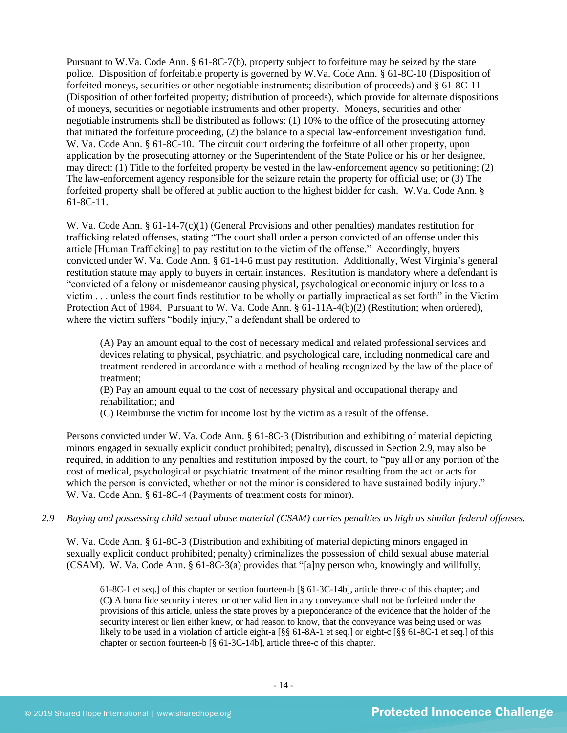Pursuant to W.Va. Code Ann. § 61-8C-7(b), property subject to forfeiture may be seized by the state police. Disposition of forfeitable property is governed by W.Va. Code Ann. § 61-8C-10 (Disposition of forfeited moneys, securities or other negotiable instruments; distribution of proceeds) and § 61-8C-11 (Disposition of other forfeited property; distribution of proceeds), which provide for alternate dispositions of moneys, securities or negotiable instruments and other property. Moneys, securities and other negotiable instruments shall be distributed as follows: (1) 10% to the office of the prosecuting attorney that initiated the forfeiture proceeding, (2) the balance to a special law-enforcement investigation fund. W. Va. Code Ann. § 61-8C-10. The circuit court ordering the forfeiture of all other property, upon application by the prosecuting attorney or the Superintendent of the State Police or his or her designee, may direct: (1) Title to the forfeited property be vested in the law-enforcement agency so petitioning; (2) The law-enforcement agency responsible for the seizure retain the property for official use; or (3) The forfeited property shall be offered at public auction to the highest bidder for cash. W.Va. Code Ann. § 61-8C-11.

W. Va. Code Ann. § 61-14-7(c)(1) (General Provisions and other penalties) mandates restitution for trafficking related offenses, stating "The court shall order a person convicted of an offense under this article [Human Trafficking] to pay restitution to the victim of the offense." Accordingly, buyers convicted under W. Va. Code Ann. § 61-14-6 must pay restitution. Additionally, West Virginia's general restitution statute may apply to buyers in certain instances. Restitution is mandatory where a defendant is "convicted of a felony or misdemeanor causing physical, psychological or economic injury or loss to a victim . . . unless the court finds restitution to be wholly or partially impractical as set forth" in the Victim Protection Act of 1984. Pursuant to W. Va. Code Ann. § 61-11A-4(b)(2) (Restitution; when ordered), where the victim suffers "bodily injury," a defendant shall be ordered to

> (A) Pay an amount equal to the cost of necessary medical and related professional services and devices relating to physical, psychiatric, and psychological care, including nonmedical care and treatment rendered in accordance with a method of healing recognized by the law of the place of treatment;
> (B) Pay an amount equal to the cost of necessary physical and occupational therapy and rehabilitation; and
> (C) Reimburse the victim for income lost by the victim as a result of the offense.

Persons convicted under W. Va. Code Ann. § 61-8C-3 (Distribution and exhibiting of material depicting minors engaged in sexually explicit conduct prohibited; penalty), discussed in Section 2.9, may also be required, in addition to any penalties and restitution imposed by the court, to "pay all or any portion of the cost of medical, psychological or psychiatric treatment of the minor resulting from the act or acts for which the person is convicted, whether or not the minor is considered to have sustained bodily injury." W. Va. Code Ann. § 61-8C-4 (Payments of treatment costs for minor).

*2.9 Buying and possessing child sexual abuse material (CSAM) carries penalties as high as similar federal offenses.*

W. Va. Code Ann. § 61-8C-3 (Distribution and exhibiting of material depicting minors engaged in sexually explicit conduct prohibited; penalty) criminalizes the possession of child sexual abuse material (CSAM). W. Va. Code Ann. § 61-8C-3(a) provides that "[a]ny person who, knowingly and willfully,

---

61-8C-1 et seq.] of this chapter or section fourteen-b [§ 61-3C-14b], article three-c of this chapter; and (C) A bona fide security interest or other valid lien in any conveyance shall not be forfeited under the provisions of this article, unless the state proves by a preponderance of the evidence that the holder of the security interest or lien either knew, or had reason to know, that the conveyance was being used or was likely to be used in a violation of article eight-a [§§ 61-8A-1 et seq.] or eight-c [§§ 61-8C-1 et seq.] of this chapter or section fourteen-b [§ 61-3C-14b], article three-c of this chapter.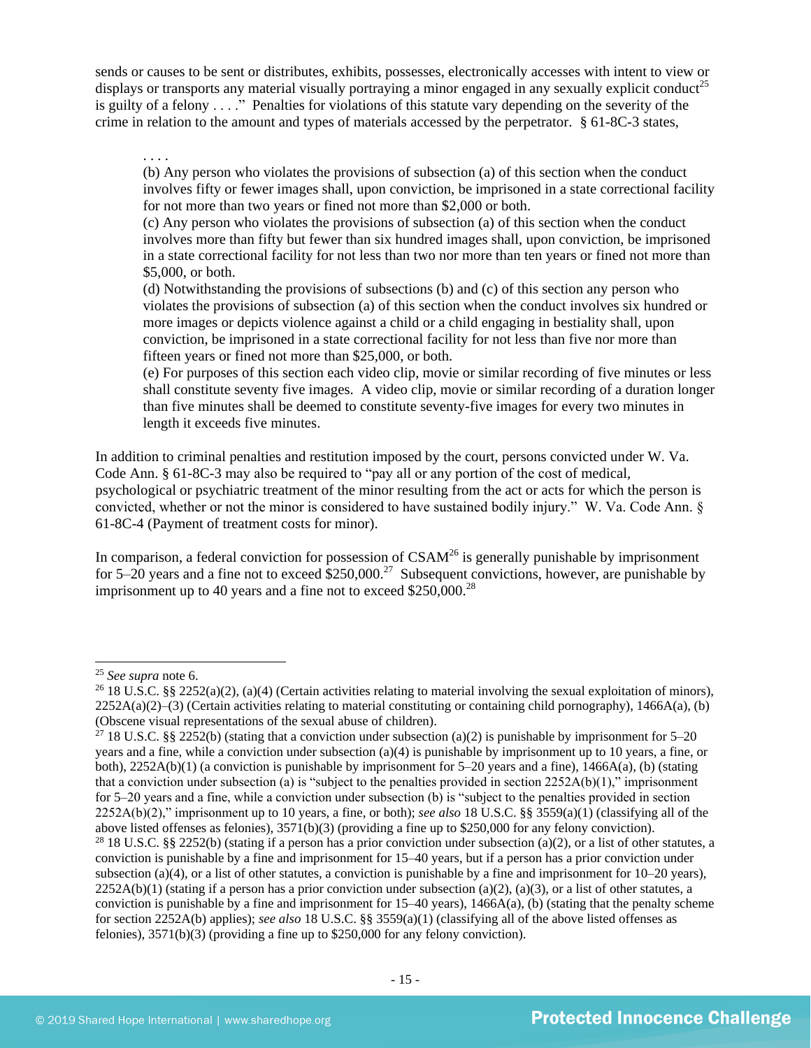sends or causes to be sent or distributes, exhibits, possesses, electronically accesses with intent to view or displays or transports any material visually portraying a minor engaged in any sexually explicit conduct[25] is guilty of a felony . . . ." Penalties for violations of this statute vary depending on the severity of the crime in relation to the amount and types of materials accessed by the perpetrator. § 61-8C-3 states,

> . . . .
> (b) Any person who violates the provisions of subsection (a) of this section when the conduct involves fifty or fewer images shall, upon conviction, be imprisoned in a state correctional facility for not more than two years or fined not more than $2,000 or both.
> (c) Any person who violates the provisions of subsection (a) of this section when the conduct involves more than fifty but fewer than six hundred images shall, upon conviction, be imprisoned in a state correctional facility for not less than two nor more than ten years or fined not more than $5,000, or both.
> (d) Notwithstanding the provisions of subsections (b) and (c) of this section any person who violates the provisions of subsection (a) of this section when the conduct involves six hundred or more images or depicts violence against a child or a child engaging in bestiality shall, upon conviction, be imprisoned in a state correctional facility for not less than five nor more than fifteen years or fined not more than $25,000, or both.
> (e) For purposes of this section each video clip, movie or similar recording of five minutes or less shall constitute seventy five images. A video clip, movie or similar recording of a duration longer than five minutes shall be deemed to constitute seventy-five images for every two minutes in length it exceeds five minutes.

In addition to criminal penalties and restitution imposed by the court, persons convicted under W. Va. Code Ann. § 61-8C-3 may also be required to "pay all or any portion of the cost of medical, psychological or psychiatric treatment of the minor resulting from the act or acts for which the person is convicted, whether or not the minor is considered to have sustained bodily injury." W. Va. Code Ann. § 61-8C-4 (Payment of treatment costs for minor).

In comparison, a federal conviction for possession of CSAM[26] is generally punishable by imprisonment for 5–20 years and a fine not to exceed $250,000.[27] Subsequent convictions, however, are punishable by imprisonment up to 40 years and a fine not to exceed $250,000.[28]

---

[25] *See supra* note 6.

[26] 18 U.S.C. §§ 2252(a)(2), (a)(4) (Certain activities relating to material involving the sexual exploitation of minors), 2252A(a)(2)–(3) (Certain activities relating to material constituting or containing child pornography), 1466A(a), (b) (Obscene visual representations of the sexual abuse of children).

[27] 18 U.S.C. §§ 2252(b) (stating that a conviction under subsection (a)(2) is punishable by imprisonment for 5–20 years and a fine, while a conviction under subsection (a)(4) is punishable by imprisonment up to 10 years, a fine, or both), 2252A(b)(1) (a conviction is punishable by imprisonment for 5–20 years and a fine), 1466A(a), (b) (stating that a conviction under subsection (a) is "subject to the penalties provided in section 2252A(b)(1)," imprisonment for 5–20 years and a fine, while a conviction under subsection (b) is "subject to the penalties provided in section 2252A(b)(2)," imprisonment up to 10 years, a fine, or both); *see also* 18 U.S.C. §§ 3559(a)(1) (classifying all of the above listed offenses as felonies), 3571(b)(3) (providing a fine up to $250,000 for any felony conviction).

[28] 18 U.S.C. §§ 2252(b) (stating if a person has a prior conviction under subsection (a)(2), or a list of other statutes, a conviction is punishable by a fine and imprisonment for 15–40 years, but if a person has a prior conviction under subsection (a)(4), or a list of other statutes, a conviction is punishable by a fine and imprisonment for 10–20 years), 2252A(b)(1) (stating if a person has a prior conviction under subsection (a)(2), (a)(3), or a list of other statutes, a conviction is punishable by a fine and imprisonment for 15–40 years), 1466A(a), (b) (stating that the penalty scheme for section 2252A(b) applies); *see also* 18 U.S.C. §§ 3559(a)(1) (classifying all of the above listed offenses as felonies), 3571(b)(3) (providing a fine up to $250,000 for any felony conviction).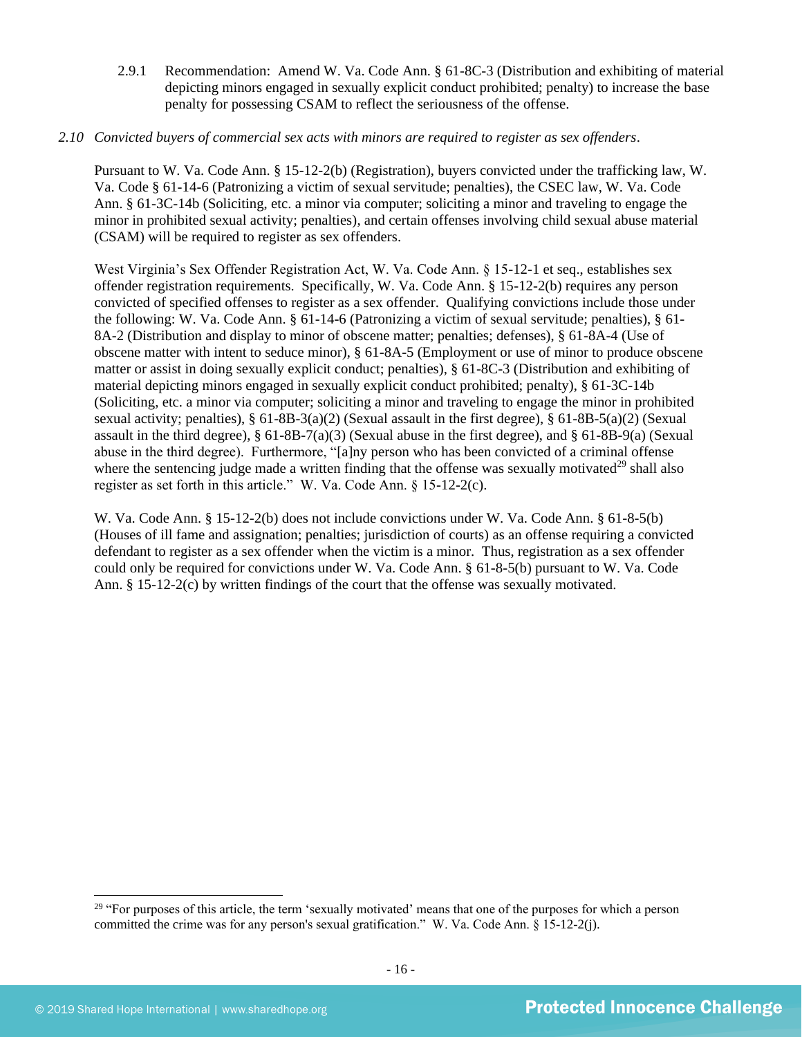2.9.1 Recommendation: Amend W. Va. Code Ann. § 61-8C-3 (Distribution and exhibiting of material depicting minors engaged in sexually explicit conduct prohibited; penalty) to increase the base penalty for possessing CSAM to reflect the seriousness of the offense.

*2.10 Convicted buyers of commercial sex acts with minors are required to register as sex offenders.*

Pursuant to W. Va. Code Ann. § 15-12-2(b) (Registration), buyers convicted under the trafficking law, W. Va. Code § 61-14-6 (Patronizing a victim of sexual servitude; penalties), the CSEC law, W. Va. Code Ann. § 61-3C-14b (Soliciting, etc. a minor via computer; soliciting a minor and traveling to engage the minor in prohibited sexual activity; penalties), and certain offenses involving child sexual abuse material (CSAM) will be required to register as sex offenders.

West Virginia's Sex Offender Registration Act, W. Va. Code Ann. § 15-12-1 et seq., establishes sex offender registration requirements. Specifically, W. Va. Code Ann. § 15-12-2(b) requires any person convicted of specified offenses to register as a sex offender. Qualifying convictions include those under the following: W. Va. Code Ann. § 61-14-6 (Patronizing a victim of sexual servitude; penalties), § 61-8A-2 (Distribution and display to minor of obscene matter; penalties; defenses), § 61-8A-4 (Use of obscene matter with intent to seduce minor), § 61-8A-5 (Employment or use of minor to produce obscene matter or assist in doing sexually explicit conduct; penalties), § 61-8C-3 (Distribution and exhibiting of material depicting minors engaged in sexually explicit conduct prohibited; penalty), § 61-3C-14b (Soliciting, etc. a minor via computer; soliciting a minor and traveling to engage the minor in prohibited sexual activity; penalties), § 61-8B-3(a)(2) (Sexual assault in the first degree), § 61-8B-5(a)(2) (Sexual assault in the third degree), § 61-8B-7(a)(3) (Sexual abuse in the first degree), and § 61-8B-9(a) (Sexual abuse in the third degree). Furthermore, "[a]ny person who has been convicted of a criminal offense where the sentencing judge made a written finding that the offense was sexually motivated[29] shall also register as set forth in this article." W. Va. Code Ann. § 15-12-2(c).

W. Va. Code Ann. § 15-12-2(b) does not include convictions under W. Va. Code Ann. § 61-8-5(b) (Houses of ill fame and assignation; penalties; jurisdiction of courts) as an offense requiring a convicted defendant to register as a sex offender when the victim is a minor. Thus, registration as a sex offender could only be required for convictions under W. Va. Code Ann. § 61-8-5(b) pursuant to W. Va. Code Ann. § 15-12-2(c) by written findings of the court that the offense was sexually motivated.

[29] "For purposes of this article, the term 'sexually motivated' means that one of the purposes for which a person committed the crime was for any person's sexual gratification." W. Va. Code Ann. § 15-12-2(j).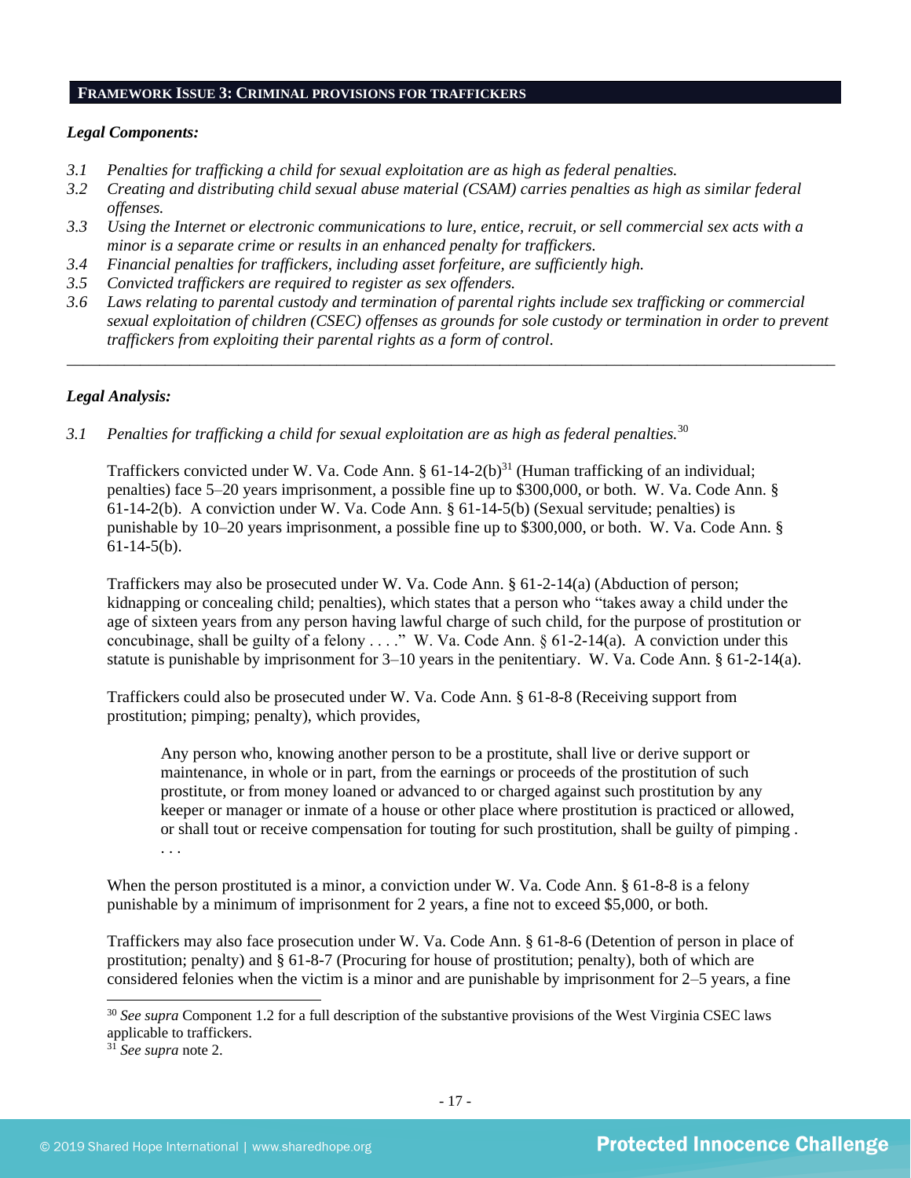## FRAMEWORK ISSUE 3: CRIMINAL PROVISIONS FOR TRAFFICKERS

***Legal Components:***

*3.1 Penalties for trafficking a child for sexual exploitation are as high as federal penalties.*
*3.2 Creating and distributing child sexual abuse material (CSAM) carries penalties as high as similar federal offenses.*
*3.3 Using the Internet or electronic communications to lure, entice, recruit, or sell commercial sex acts with a minor is a separate crime or results in an enhanced penalty for traffickers.*
*3.4 Financial penalties for traffickers, including asset forfeiture, are sufficiently high.*
*3.5 Convicted traffickers are required to register as sex offenders.*
*3.6 Laws relating to parental custody and termination of parental rights include sex trafficking or commercial sexual exploitation of children (CSEC) offenses as grounds for sole custody or termination in order to prevent traffickers from exploiting their parental rights as a form of control.*

---

***Legal Analysis:***

*3.1 Penalties for trafficking a child for sexual exploitation are as high as federal penalties.*[30]

Traffickers convicted under W. Va. Code Ann. § 61-14-2(b)[31] (Human trafficking of an individual; penalties) face 5–20 years imprisonment, a possible fine up to $300,000, or both. W. Va. Code Ann. § 61-14-2(b). A conviction under W. Va. Code Ann. § 61-14-5(b) (Sexual servitude; penalties) is punishable by 10–20 years imprisonment, a possible fine up to $300,000, or both. W. Va. Code Ann. § 61-14-5(b).

Traffickers may also be prosecuted under W. Va. Code Ann. § 61-2-14(a) (Abduction of person; kidnapping or concealing child; penalties), which states that a person who "takes away a child under the age of sixteen years from any person having lawful charge of such child, for the purpose of prostitution or concubinage, shall be guilty of a felony . . . ." W. Va. Code Ann. § 61-2-14(a). A conviction under this statute is punishable by imprisonment for 3–10 years in the penitentiary. W. Va. Code Ann. § 61-2-14(a).

Traffickers could also be prosecuted under W. Va. Code Ann. § 61-8-8 (Receiving support from prostitution; pimping; penalty), which provides,

> Any person who, knowing another person to be a prostitute, shall live or derive support or maintenance, in whole or in part, from the earnings or proceeds of the prostitution of such prostitute, or from money loaned or advanced to or charged against such prostitution by any keeper or manager or inmate of a house or other place where prostitution is practiced or allowed, or shall tout or receive compensation for touting for such prostitution, shall be guilty of pimping . . . .

When the person prostituted is a minor, a conviction under W. Va. Code Ann. § 61-8-8 is a felony punishable by a minimum of imprisonment for 2 years, a fine not to exceed $5,000, or both.

Traffickers may also face prosecution under W. Va. Code Ann. § 61-8-6 (Detention of person in place of prostitution; penalty) and § 61-8-7 (Procuring for house of prostitution; penalty), both of which are considered felonies when the victim is a minor and are punishable by imprisonment for 2–5 years, a fine

---

[30] *See supra* Component 1.2 for a full description of the substantive provisions of the West Virginia CSEC laws applicable to traffickers.
[31] *See supra* note 2.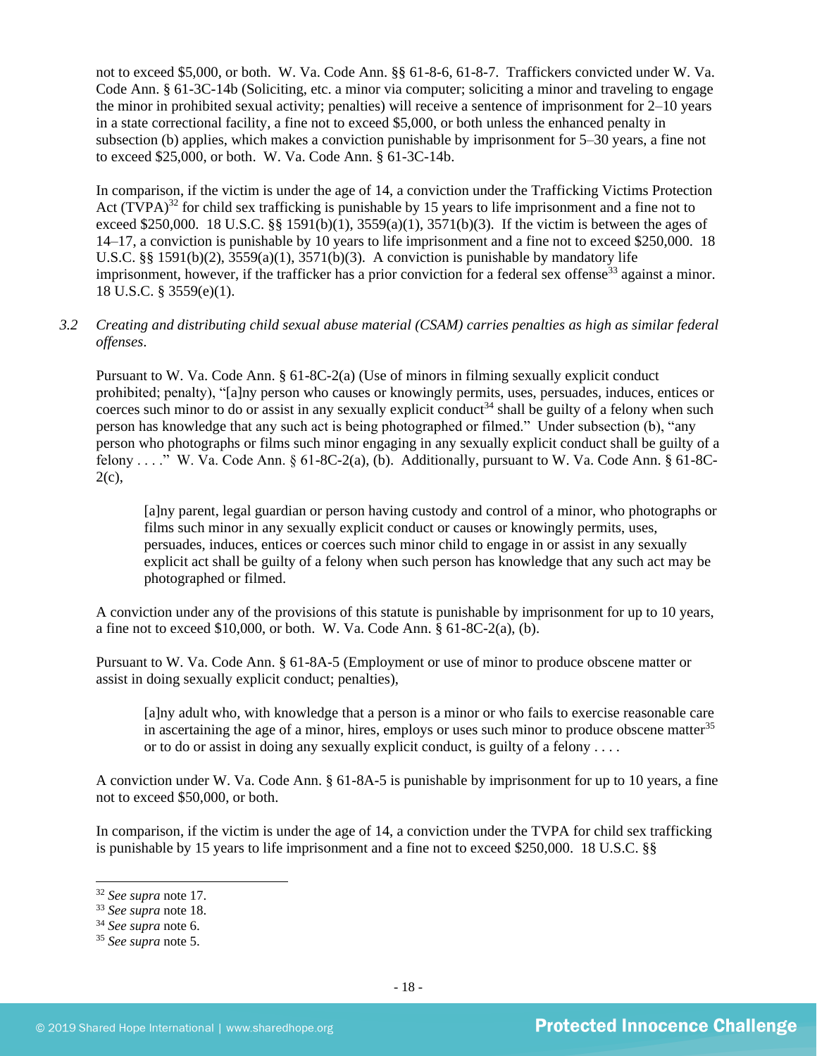not to exceed $5,000, or both. W. Va. Code Ann. §§ 61-8-6, 61-8-7. Traffickers convicted under W. Va. Code Ann. § 61-3C-14b (Soliciting, etc. a minor via computer; soliciting a minor and traveling to engage the minor in prohibited sexual activity; penalties) will receive a sentence of imprisonment for 2–10 years in a state correctional facility, a fine not to exceed $5,000, or both unless the enhanced penalty in subsection (b) applies, which makes a conviction punishable by imprisonment for 5–30 years, a fine not to exceed $25,000, or both. W. Va. Code Ann. § 61-3C-14b.

In comparison, if the victim is under the age of 14, a conviction under the Trafficking Victims Protection Act (TVPA)[32] for child sex trafficking is punishable by 15 years to life imprisonment and a fine not to exceed $250,000. 18 U.S.C. §§ 1591(b)(1), 3559(a)(1), 3571(b)(3). If the victim is between the ages of 14–17, a conviction is punishable by 10 years to life imprisonment and a fine not to exceed $250,000. 18 U.S.C. §§ 1591(b)(2), 3559(a)(1), 3571(b)(3). A conviction is punishable by mandatory life imprisonment, however, if the trafficker has a prior conviction for a federal sex offense[33] against a minor. 18 U.S.C. § 3559(e)(1).

*3.2 Creating and distributing child sexual abuse material (CSAM) carries penalties as high as similar federal offenses.*

Pursuant to W. Va. Code Ann. § 61-8C-2(a) (Use of minors in filming sexually explicit conduct prohibited; penalty), "[a]ny person who causes or knowingly permits, uses, persuades, induces, entices or coerces such minor to do or assist in any sexually explicit conduct[34] shall be guilty of a felony when such person has knowledge that any such act is being photographed or filmed." Under subsection (b), "any person who photographs or films such minor engaging in any sexually explicit conduct shall be guilty of a felony . . . ." W. Va. Code Ann. § 61-8C-2(a), (b). Additionally, pursuant to W. Va. Code Ann. § 61-8C-2(c),

> [a]ny parent, legal guardian or person having custody and control of a minor, who photographs or films such minor in any sexually explicit conduct or causes or knowingly permits, uses, persuades, induces, entices or coerces such minor child to engage in or assist in any sexually explicit act shall be guilty of a felony when such person has knowledge that any such act may be photographed or filmed.

A conviction under any of the provisions of this statute is punishable by imprisonment for up to 10 years, a fine not to exceed $10,000, or both. W. Va. Code Ann. § 61-8C-2(a), (b).

Pursuant to W. Va. Code Ann. § 61-8A-5 (Employment or use of minor to produce obscene matter or assist in doing sexually explicit conduct; penalties),

> [a]ny adult who, with knowledge that a person is a minor or who fails to exercise reasonable care in ascertaining the age of a minor, hires, employs or uses such minor to produce obscene matter[35] or to do or assist in doing any sexually explicit conduct, is guilty of a felony . . . .

A conviction under W. Va. Code Ann. § 61-8A-5 is punishable by imprisonment for up to 10 years, a fine not to exceed $50,000, or both.

In comparison, if the victim is under the age of 14, a conviction under the TVPA for child sex trafficking is punishable by 15 years to life imprisonment and a fine not to exceed $250,000. 18 U.S.C. §§

[32] *See supra* note 17.
[33] *See supra* note 18.
[34] *See supra* note 6.
[35] *See supra* note 5.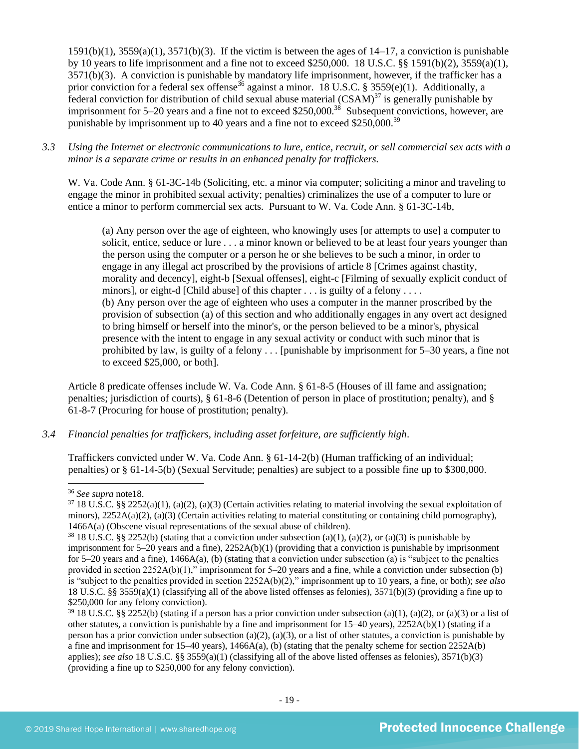1591(b)(1), 3559(a)(1), 3571(b)(3). If the victim is between the ages of 14–17, a conviction is punishable by 10 years to life imprisonment and a fine not to exceed $250,000. 18 U.S.C. §§ 1591(b)(2), 3559(a)(1), 3571(b)(3). A conviction is punishable by mandatory life imprisonment, however, if the trafficker has a prior conviction for a federal sex offense[36] against a minor. 18 U.S.C. § 3559(e)(1). Additionally, a federal conviction for distribution of child sexual abuse material (CSAM)[37] is generally punishable by imprisonment for 5–20 years and a fine not to exceed $250,000.[38] Subsequent convictions, however, are punishable by imprisonment up to 40 years and a fine not to exceed $250,000.[39]

*3.3 Using the Internet or electronic communications to lure, entice, recruit, or sell commercial sex acts with a minor is a separate crime or results in an enhanced penalty for traffickers.*

W. Va. Code Ann. § 61-3C-14b (Soliciting, etc. a minor via computer; soliciting a minor and traveling to engage the minor in prohibited sexual activity; penalties) criminalizes the use of a computer to lure or entice a minor to perform commercial sex acts. Pursuant to W. Va. Code Ann. § 61-3C-14b,

> (a) Any person over the age of eighteen, who knowingly uses [or attempts to use] a computer to solicit, entice, seduce or lure . . . a minor known or believed to be at least four years younger than the person using the computer or a person he or she believes to be such a minor, in order to engage in any illegal act proscribed by the provisions of article 8 [Crimes against chastity, morality and decency], eight-b [Sexual offenses], eight-c [Filming of sexually explicit conduct of minors], or eight-d [Child abuse] of this chapter . . . is guilty of a felony . . . .
> (b) Any person over the age of eighteen who uses a computer in the manner proscribed by the provision of subsection (a) of this section and who additionally engages in any overt act designed to bring himself or herself into the minor's, or the person believed to be a minor's, physical presence with the intent to engage in any sexual activity or conduct with such minor that is prohibited by law, is guilty of a felony . . . [punishable by imprisonment for 5–30 years, a fine not to exceed $25,000, or both].

Article 8 predicate offenses include W. Va. Code Ann. § 61-8-5 (Houses of ill fame and assignation; penalties; jurisdiction of courts), § 61-8-6 (Detention of person in place of prostitution; penalty), and § 61-8-7 (Procuring for house of prostitution; penalty).

*3.4 Financial penalties for traffickers, including asset forfeiture, are sufficiently high.*

Traffickers convicted under W. Va. Code Ann. § 61-14-2(b) (Human trafficking of an individual; penalties) or § 61-14-5(b) (Sexual Servitude; penalties) are subject to a possible fine up to $300,000.

---

[36] *See supra* note18.

[37] 18 U.S.C. §§ 2252(a)(1), (a)(2), (a)(3) (Certain activities relating to material involving the sexual exploitation of minors), 2252A(a)(2), (a)(3) (Certain activities relating to material constituting or containing child pornography), 1466A(a) (Obscene visual representations of the sexual abuse of children).

[38] 18 U.S.C. §§ 2252(b) (stating that a conviction under subsection (a)(1), (a)(2), or (a)(3) is punishable by imprisonment for 5–20 years and a fine), 2252A(b)(1) (providing that a conviction is punishable by imprisonment for 5–20 years and a fine), 1466A(a), (b) (stating that a conviction under subsection (a) is "subject to the penalties provided in section 2252A(b)(1)," imprisonment for 5–20 years and a fine, while a conviction under subsection (b) is "subject to the penalties provided in section 2252A(b)(2)," imprisonment up to 10 years, a fine, or both); *see also* 18 U.S.C. §§ 3559(a)(1) (classifying all of the above listed offenses as felonies), 3571(b)(3) (providing a fine up to $250,000 for any felony conviction).

[39] 18 U.S.C. §§ 2252(b) (stating if a person has a prior conviction under subsection (a)(1), (a)(2), or (a)(3) or a list of other statutes, a conviction is punishable by a fine and imprisonment for 15–40 years), 2252A(b)(1) (stating if a person has a prior conviction under subsection (a)(2), (a)(3), or a list of other statutes, a conviction is punishable by a fine and imprisonment for 15–40 years), 1466A(a), (b) (stating that the penalty scheme for section 2252A(b) applies); *see also* 18 U.S.C. §§ 3559(a)(1) (classifying all of the above listed offenses as felonies), 3571(b)(3) (providing a fine up to $250,000 for any felony conviction).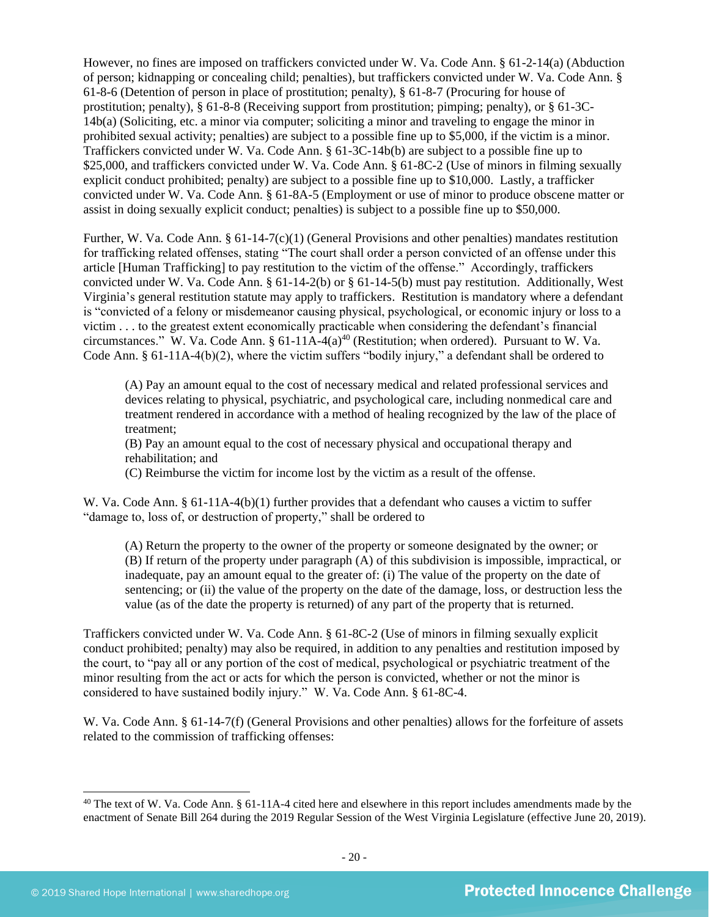However, no fines are imposed on traffickers convicted under W. Va. Code Ann. § 61-2-14(a) (Abduction of person; kidnapping or concealing child; penalties), but traffickers convicted under W. Va. Code Ann. § 61-8-6 (Detention of person in place of prostitution; penalty), § 61-8-7 (Procuring for house of prostitution; penalty), § 61-8-8 (Receiving support from prostitution; pimping; penalty), or § 61-3C-14b(a) (Soliciting, etc. a minor via computer; soliciting a minor and traveling to engage the minor in prohibited sexual activity; penalties) are subject to a possible fine up to $5,000, if the victim is a minor. Traffickers convicted under W. Va. Code Ann. § 61-3C-14b(b) are subject to a possible fine up to $25,000, and traffickers convicted under W. Va. Code Ann. § 61-8C-2 (Use of minors in filming sexually explicit conduct prohibited; penalty) are subject to a possible fine up to $10,000. Lastly, a trafficker convicted under W. Va. Code Ann. § 61-8A-5 (Employment or use of minor to produce obscene matter or assist in doing sexually explicit conduct; penalties) is subject to a possible fine up to $50,000.

Further, W. Va. Code Ann. § 61-14-7(c)(1) (General Provisions and other penalties) mandates restitution for trafficking related offenses, stating "The court shall order a person convicted of an offense under this article [Human Trafficking] to pay restitution to the victim of the offense." Accordingly, traffickers convicted under W. Va. Code Ann. § 61-14-2(b) or § 61-14-5(b) must pay restitution. Additionally, West Virginia's general restitution statute may apply to traffickers. Restitution is mandatory where a defendant is "convicted of a felony or misdemeanor causing physical, psychological, or economic injury or loss to a victim . . . to the greatest extent economically practicable when considering the defendant's financial circumstances." W. Va. Code Ann. § 61-11A-4(a)[40] (Restitution; when ordered). Pursuant to W. Va. Code Ann. § 61-11A-4(b)(2), where the victim suffers "bodily injury," a defendant shall be ordered to

> (A) Pay an amount equal to the cost of necessary medical and related professional services and devices relating to physical, psychiatric, and psychological care, including nonmedical care and treatment rendered in accordance with a method of healing recognized by the law of the place of treatment;
> (B) Pay an amount equal to the cost of necessary physical and occupational therapy and rehabilitation; and
> (C) Reimburse the victim for income lost by the victim as a result of the offense.

W. Va. Code Ann. § 61-11A-4(b)(1) further provides that a defendant who causes a victim to suffer "damage to, loss of, or destruction of property," shall be ordered to

> (A) Return the property to the owner of the property or someone designated by the owner; or
> (B) If return of the property under paragraph (A) of this subdivision is impossible, impractical, or inadequate, pay an amount equal to the greater of: (i) The value of the property on the date of sentencing; or (ii) the value of the property on the date of the damage, loss, or destruction less the value (as of the date the property is returned) of any part of the property that is returned.

Traffickers convicted under W. Va. Code Ann. § 61-8C-2 (Use of minors in filming sexually explicit conduct prohibited; penalty) may also be required, in addition to any penalties and restitution imposed by the court, to "pay all or any portion of the cost of medical, psychological or psychiatric treatment of the minor resulting from the act or acts for which the person is convicted, whether or not the minor is considered to have sustained bodily injury." W. Va. Code Ann. § 61-8C-4.

W. Va. Code Ann. § 61-14-7(f) (General Provisions and other penalties) allows for the forfeiture of assets related to the commission of trafficking offenses:

---

[40] The text of W. Va. Code Ann. § 61-11A-4 cited here and elsewhere in this report includes amendments made by the enactment of Senate Bill 264 during the 2019 Regular Session of the West Virginia Legislature (effective June 20, 2019).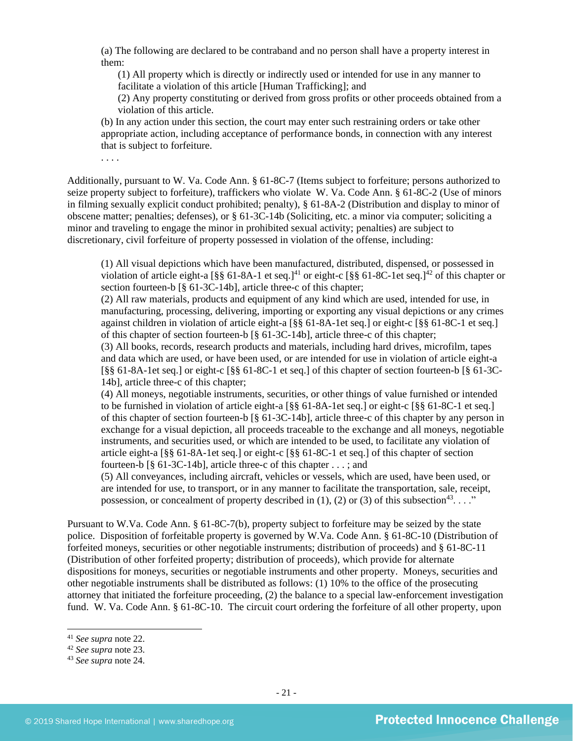> (a) The following are declared to be contraband and no person shall have a property interest in them:
>
> (1) All property which is directly or indirectly used or intended for use in any manner to facilitate a violation of this article [Human Trafficking]; and
>
> (2) Any property constituting or derived from gross profits or other proceeds obtained from a violation of this article.
>
> (b) In any action under this section, the court may enter such restraining orders or take other appropriate action, including acceptance of performance bonds, in connection with any interest that is subject to forfeiture.
>
> . . . .

Additionally, pursuant to W. Va. Code Ann. § 61-8C-7 (Items subject to forfeiture; persons authorized to seize property subject to forfeiture), traffickers who violate W. Va. Code Ann. § 61-8C-2 (Use of minors in filming sexually explicit conduct prohibited; penalty), § 61-8A-2 (Distribution and display to minor of obscene matter; penalties; defenses), or § 61-3C-14b (Soliciting, etc. a minor via computer; soliciting a minor and traveling to engage the minor in prohibited sexual activity; penalties) are subject to discretionary, civil forfeiture of property possessed in violation of the offense, including:

> (1) All visual depictions which have been manufactured, distributed, dispensed, or possessed in violation of article eight-a [§§ 61-8A-1 et seq.][41] or eight-c [§§ 61-8C-1et seq.][42] of this chapter or section fourteen-b [§ 61-3C-14b], article three-c of this chapter;
>
> (2) All raw materials, products and equipment of any kind which are used, intended for use, in manufacturing, processing, delivering, importing or exporting any visual depictions or any crimes against children in violation of article eight-a [§§ 61-8A-1et seq.] or eight-c [§§ 61-8C-1 et seq.] of this chapter of section fourteen-b [§ 61-3C-14b], article three-c of this chapter;
>
> (3) All books, records, research products and materials, including hard drives, microfilm, tapes and data which are used, or have been used, or are intended for use in violation of article eight-a [§§ 61-8A-1et seq.] or eight-c [§§ 61-8C-1 et seq.] of this chapter of section fourteen-b [§ 61-3C-14b], article three-c of this chapter;
>
> (4) All moneys, negotiable instruments, securities, or other things of value furnished or intended to be furnished in violation of article eight-a [§§ 61-8A-1et seq.] or eight-c [§§ 61-8C-1 et seq.] of this chapter of section fourteen-b [§ 61-3C-14b], article three-c of this chapter by any person in exchange for a visual depiction, all proceeds traceable to the exchange and all moneys, negotiable instruments, and securities used, or which are intended to be used, to facilitate any violation of article eight-a [§§ 61-8A-1et seq.] or eight-c [§§ 61-8C-1 et seq.] of this chapter of section fourteen-b [§ 61-3C-14b], article three-c of this chapter . . . ; and
>
> (5) All conveyances, including aircraft, vehicles or vessels, which are used, have been used, or are intended for use, to transport, or in any manner to facilitate the transportation, sale, receipt, possession, or concealment of property described in (1), (2) or (3) of this subsection[43]. . . ."

Pursuant to W.Va. Code Ann. § 61-8C-7(b), property subject to forfeiture may be seized by the state police. Disposition of forfeitable property is governed by W.Va. Code Ann. § 61-8C-10 (Distribution of forfeited moneys, securities or other negotiable instruments; distribution of proceeds) and § 61-8C-11 (Distribution of other forfeited property; distribution of proceeds), which provide for alternate dispositions for moneys, securities or negotiable instruments and other property. Moneys, securities and other negotiable instruments shall be distributed as follows: (1) 10% to the office of the prosecuting attorney that initiated the forfeiture proceeding, (2) the balance to a special law-enforcement investigation fund. W. Va. Code Ann. § 61-8C-10. The circuit court ordering the forfeiture of all other property, upon

[41] *See supra* note 22.

[42] *See supra* note 23.

[43] *See supra* note 24.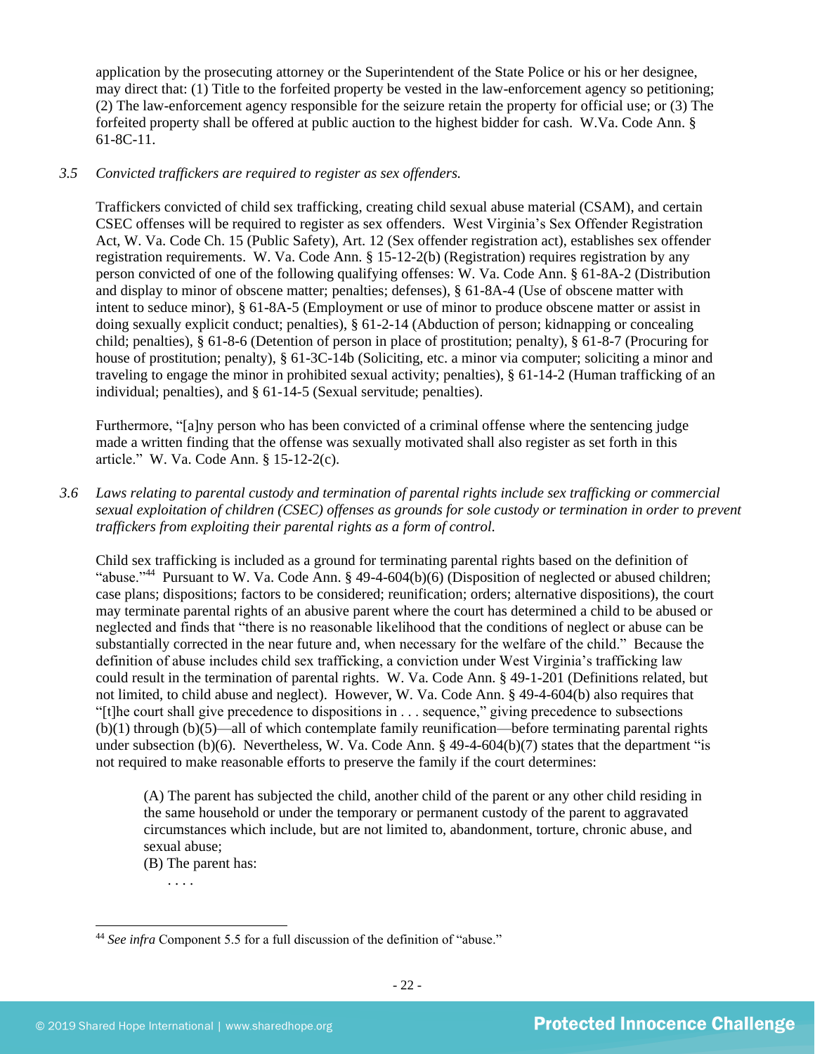application by the prosecuting attorney or the Superintendent of the State Police or his or her designee, may direct that: (1) Title to the forfeited property be vested in the law-enforcement agency so petitioning; (2) The law-enforcement agency responsible for the seizure retain the property for official use; or (3) The forfeited property shall be offered at public auction to the highest bidder for cash. W.Va. Code Ann. § 61-8C-11.

*3.5 Convicted traffickers are required to register as sex offenders.*

Traffickers convicted of child sex trafficking, creating child sexual abuse material (CSAM), and certain CSEC offenses will be required to register as sex offenders. West Virginia's Sex Offender Registration Act, W. Va. Code Ch. 15 (Public Safety), Art. 12 (Sex offender registration act), establishes sex offender registration requirements. W. Va. Code Ann. § 15-12-2(b) (Registration) requires registration by any person convicted of one of the following qualifying offenses: W. Va. Code Ann. § 61-8A-2 (Distribution and display to minor of obscene matter; penalties; defenses), § 61-8A-4 (Use of obscene matter with intent to seduce minor), § 61-8A-5 (Employment or use of minor to produce obscene matter or assist in doing sexually explicit conduct; penalties), § 61-2-14 (Abduction of person; kidnapping or concealing child; penalties), § 61-8-6 (Detention of person in place of prostitution; penalty), § 61-8-7 (Procuring for house of prostitution; penalty), § 61-3C-14b (Soliciting, etc. a minor via computer; soliciting a minor and traveling to engage the minor in prohibited sexual activity; penalties), § 61-14-2 (Human trafficking of an individual; penalties), and § 61-14-5 (Sexual servitude; penalties).

Furthermore, "[a]ny person who has been convicted of a criminal offense where the sentencing judge made a written finding that the offense was sexually motivated shall also register as set forth in this article." W. Va. Code Ann. § 15-12-2(c).

*3.6 Laws relating to parental custody and termination of parental rights include sex trafficking or commercial sexual exploitation of children (CSEC) offenses as grounds for sole custody or termination in order to prevent traffickers from exploiting their parental rights as a form of control.*

Child sex trafficking is included as a ground for terminating parental rights based on the definition of "abuse."[44] Pursuant to W. Va. Code Ann. § 49-4-604(b)(6) (Disposition of neglected or abused children; case plans; dispositions; factors to be considered; reunification; orders; alternative dispositions), the court may terminate parental rights of an abusive parent where the court has determined a child to be abused or neglected and finds that "there is no reasonable likelihood that the conditions of neglect or abuse can be substantially corrected in the near future and, when necessary for the welfare of the child." Because the definition of abuse includes child sex trafficking, a conviction under West Virginia's trafficking law could result in the termination of parental rights. W. Va. Code Ann. § 49-1-201 (Definitions related, but not limited, to child abuse and neglect). However, W. Va. Code Ann. § 49-4-604(b) also requires that "[t]he court shall give precedence to dispositions in . . . sequence," giving precedence to subsections (b)(1) through (b)(5)—all of which contemplate family reunification—before terminating parental rights under subsection (b)(6). Nevertheless, W. Va. Code Ann. § 49-4-604(b)(7) states that the department "is not required to make reasonable efforts to preserve the family if the court determines:

> (A) The parent has subjected the child, another child of the parent or any other child residing in the same household or under the temporary or permanent custody of the parent to aggravated circumstances which include, but are not limited to, abandonment, torture, chronic abuse, and sexual abuse;
> (B) The parent has:
> . . . .

[44] *See infra* Component 5.5 for a full discussion of the definition of "abuse."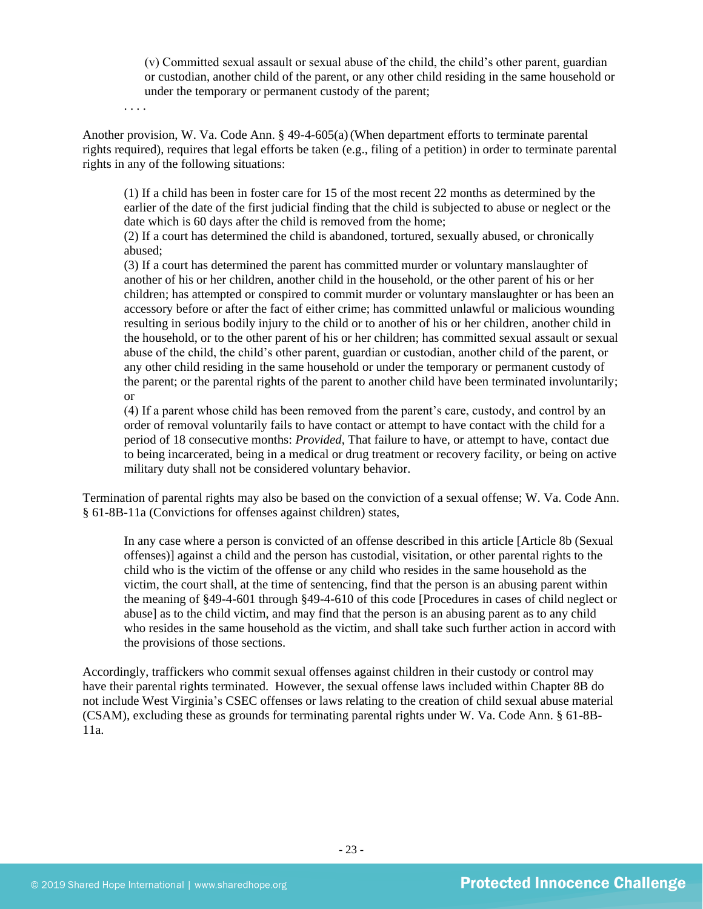> (v) Committed sexual assault or sexual abuse of the child, the child's other parent, guardian or custodian, another child of the parent, or any other child residing in the same household or under the temporary or permanent custody of the parent;

. . . .

Another provision, W. Va. Code Ann. § 49-4-605(a) (When department efforts to terminate parental rights required), requires that legal efforts be taken (e.g., filing of a petition) in order to terminate parental rights in any of the following situations:

> (1) If a child has been in foster care for 15 of the most recent 22 months as determined by the earlier of the date of the first judicial finding that the child is subjected to abuse or neglect or the date which is 60 days after the child is removed from the home;
> (2) If a court has determined the child is abandoned, tortured, sexually abused, or chronically abused;
> (3) If a court has determined the parent has committed murder or voluntary manslaughter of another of his or her children, another child in the household, or the other parent of his or her children; has attempted or conspired to commit murder or voluntary manslaughter or has been an accessory before or after the fact of either crime; has committed unlawful or malicious wounding resulting in serious bodily injury to the child or to another of his or her children, another child in the household, or to the other parent of his or her children; has committed sexual assault or sexual abuse of the child, the child's other parent, guardian or custodian, another child of the parent, or any other child residing in the same household or under the temporary or permanent custody of the parent; or the parental rights of the parent to another child have been terminated involuntarily; or
> (4) If a parent whose child has been removed from the parent's care, custody, and control by an order of removal voluntarily fails to have contact or attempt to have contact with the child for a period of 18 consecutive months: *Provided*, That failure to have, or attempt to have, contact due to being incarcerated, being in a medical or drug treatment or recovery facility, or being on active military duty shall not be considered voluntary behavior.

Termination of parental rights may also be based on the conviction of a sexual offense; W. Va. Code Ann. § 61-8B-11a (Convictions for offenses against children) states,

> In any case where a person is convicted of an offense described in this article [Article 8b (Sexual offenses)] against a child and the person has custodial, visitation, or other parental rights to the child who is the victim of the offense or any child who resides in the same household as the victim, the court shall, at the time of sentencing, find that the person is an abusing parent within the meaning of §49-4-601 through §49-4-610 of this code [Procedures in cases of child neglect or abuse] as to the child victim, and may find that the person is an abusing parent as to any child who resides in the same household as the victim, and shall take such further action in accord with the provisions of those sections.

Accordingly, traffickers who commit sexual offenses against children in their custody or control may have their parental rights terminated. However, the sexual offense laws included within Chapter 8B do not include West Virginia's CSEC offenses or laws relating to the creation of child sexual abuse material (CSAM), excluding these as grounds for terminating parental rights under W. Va. Code Ann. § 61-8B-11a.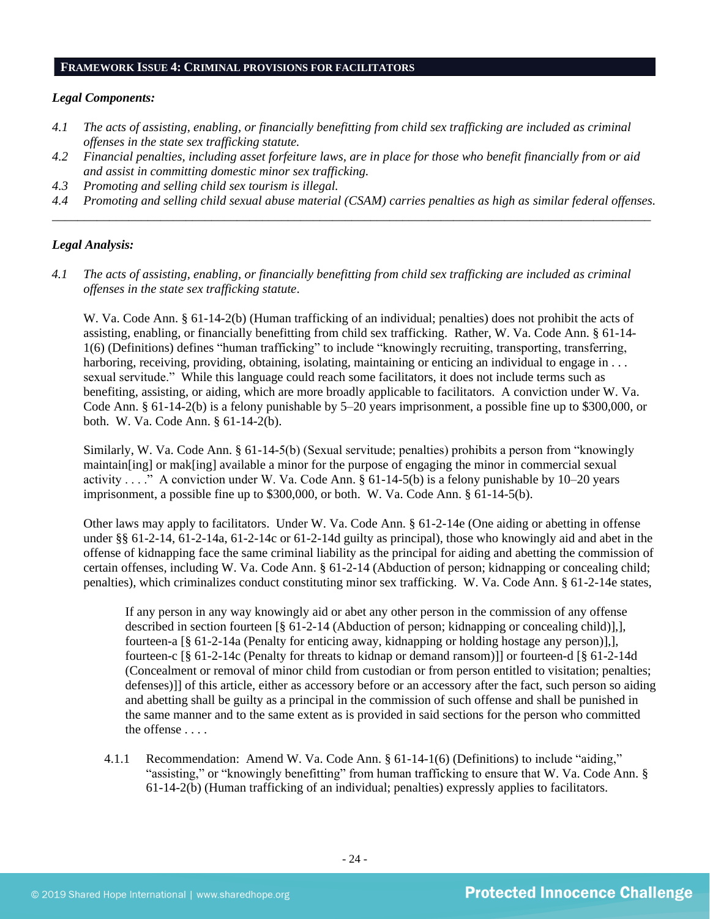## FRAMEWORK ISSUE 4: CRIMINAL PROVISIONS FOR FACILITATORS

***Legal Components:***

*4.1 The acts of assisting, enabling, or financially benefitting from child sex trafficking are included as criminal offenses in the state sex trafficking statute.*

*4.2 Financial penalties, including asset forfeiture laws, are in place for those who benefit financially from or aid and assist in committing domestic minor sex trafficking.*

*4.3 Promoting and selling child sex tourism is illegal.*

*4.4 Promoting and selling child sexual abuse material (CSAM) carries penalties as high as similar federal offenses.*

---

***Legal Analysis:***

*4.1 The acts of assisting, enabling, or financially benefitting from child sex trafficking are included as criminal offenses in the state sex trafficking statute.*

W. Va. Code Ann. § 61-14-2(b) (Human trafficking of an individual; penalties) does not prohibit the acts of assisting, enabling, or financially benefitting from child sex trafficking. Rather, W. Va. Code Ann. § 61-14-1(6) (Definitions) defines "human trafficking" to include "knowingly recruiting, transporting, transferring, harboring, receiving, providing, obtaining, isolating, maintaining or enticing an individual to engage in . . . sexual servitude." While this language could reach some facilitators, it does not include terms such as benefiting, assisting, or aiding, which are more broadly applicable to facilitators. A conviction under W. Va. Code Ann. § 61-14-2(b) is a felony punishable by 5–20 years imprisonment, a possible fine up to $300,000, or both. W. Va. Code Ann. § 61-14-2(b).

Similarly, W. Va. Code Ann. § 61-14-5(b) (Sexual servitude; penalties) prohibits a person from "knowingly maintain[ing] or mak[ing] available a minor for the purpose of engaging the minor in commercial sexual activity . . . ." A conviction under W. Va. Code Ann. § 61-14-5(b) is a felony punishable by 10–20 years imprisonment, a possible fine up to $300,000, or both. W. Va. Code Ann. § 61-14-5(b).

Other laws may apply to facilitators. Under W. Va. Code Ann. § 61-2-14e (One aiding or abetting in offense under §§ 61-2-14, 61-2-14a, 61-2-14c or 61-2-14d guilty as principal), those who knowingly aid and abet in the offense of kidnapping face the same criminal liability as the principal for aiding and abetting the commission of certain offenses, including W. Va. Code Ann. § 61-2-14 (Abduction of person; kidnapping or concealing child; penalties), which criminalizes conduct constituting minor sex trafficking. W. Va. Code Ann. § 61-2-14e states,

> If any person in any way knowingly aid or abet any other person in the commission of any offense described in section fourteen [§ 61-2-14 (Abduction of person; kidnapping or concealing child)],], fourteen-a [§ 61-2-14a (Penalty for enticing away, kidnapping or holding hostage any person)],], fourteen-c [§ 61-2-14c (Penalty for threats to kidnap or demand ransom)]] or fourteen-d [§ 61-2-14d (Concealment or removal of minor child from custodian or from person entitled to visitation; penalties; defenses)]] of this article, either as accessory before or an accessory after the fact, such person so aiding and abetting shall be guilty as a principal in the commission of such offense and shall be punished in the same manner and to the same extent as is provided in said sections for the person who committed the offense . . . .

4.1.1 Recommendation: Amend W. Va. Code Ann. § 61-14-1(6) (Definitions) to include "aiding," "assisting," or "knowingly benefitting" from human trafficking to ensure that W. Va. Code Ann. § 61-14-2(b) (Human trafficking of an individual; penalties) expressly applies to facilitators.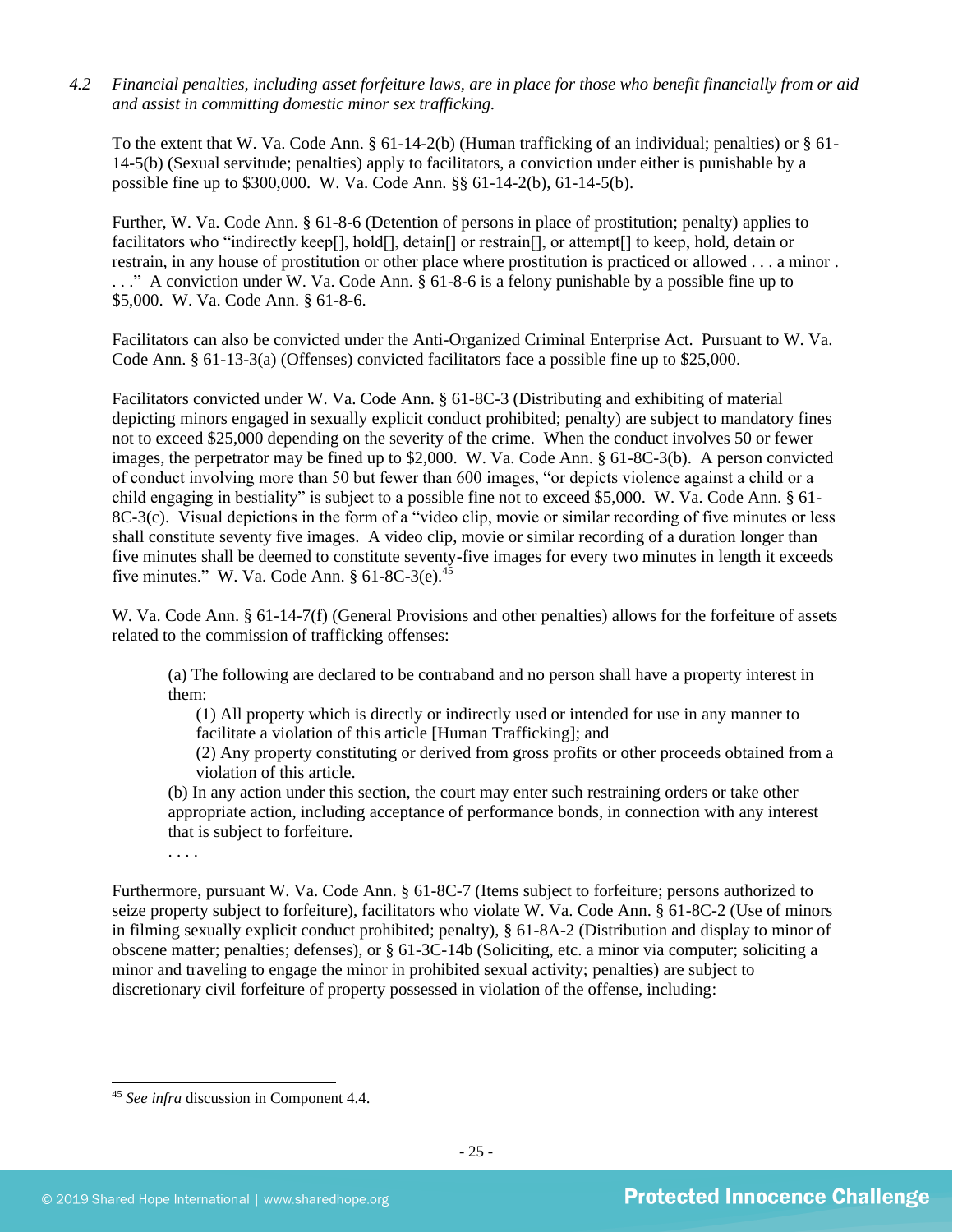*4.2 Financial penalties, including asset forfeiture laws, are in place for those who benefit financially from or aid and assist in committing domestic minor sex trafficking.*

To the extent that W. Va. Code Ann. § 61-14-2(b) (Human trafficking of an individual; penalties) or § 61-14-5(b) (Sexual servitude; penalties) apply to facilitators, a conviction under either is punishable by a possible fine up to $300,000. W. Va. Code Ann. §§ 61-14-2(b), 61-14-5(b).

Further, W. Va. Code Ann. § 61-8-6 (Detention of persons in place of prostitution; penalty) applies to facilitators who "indirectly keep[], hold[], detain[] or restrain[], or attempt[] to keep, hold, detain or restrain, in any house of prostitution or other place where prostitution is practiced or allowed . . . a minor . . . ." A conviction under W. Va. Code Ann. § 61-8-6 is a felony punishable by a possible fine up to $5,000. W. Va. Code Ann. § 61-8-6.

Facilitators can also be convicted under the Anti-Organized Criminal Enterprise Act. Pursuant to W. Va. Code Ann. § 61-13-3(a) (Offenses) convicted facilitators face a possible fine up to $25,000.

Facilitators convicted under W. Va. Code Ann. § 61-8C-3 (Distributing and exhibiting of material depicting minors engaged in sexually explicit conduct prohibited; penalty) are subject to mandatory fines not to exceed $25,000 depending on the severity of the crime. When the conduct involves 50 or fewer images, the perpetrator may be fined up to $2,000. W. Va. Code Ann. § 61-8C-3(b). A person convicted of conduct involving more than 50 but fewer than 600 images, "or depicts violence against a child or a child engaging in bestiality" is subject to a possible fine not to exceed $5,000. W. Va. Code Ann. § 61-8C-3(c). Visual depictions in the form of a "video clip, movie or similar recording of five minutes or less shall constitute seventy five images. A video clip, movie or similar recording of a duration longer than five minutes shall be deemed to constitute seventy-five images for every two minutes in length it exceeds five minutes." W. Va. Code Ann. § 61-8C-3(e).[45]

W. Va. Code Ann. § 61-14-7(f) (General Provisions and other penalties) allows for the forfeiture of assets related to the commission of trafficking offenses:

> (a) The following are declared to be contraband and no person shall have a property interest in them:
>
> (1) All property which is directly or indirectly used or intended for use in any manner to facilitate a violation of this article [Human Trafficking]; and
>
> (2) Any property constituting or derived from gross profits or other proceeds obtained from a violation of this article.
>
> (b) In any action under this section, the court may enter such restraining orders or take other appropriate action, including acceptance of performance bonds, in connection with any interest that is subject to forfeiture.
>
> . . . .

Furthermore, pursuant W. Va. Code Ann. § 61-8C-7 (Items subject to forfeiture; persons authorized to seize property subject to forfeiture), facilitators who violate W. Va. Code Ann. § 61-8C-2 (Use of minors in filming sexually explicit conduct prohibited; penalty), § 61-8A-2 (Distribution and display to minor of obscene matter; penalties; defenses), or § 61-3C-14b (Soliciting, etc. a minor via computer; soliciting a minor and traveling to engage the minor in prohibited sexual activity; penalties) are subject to discretionary civil forfeiture of property possessed in violation of the offense, including:

[45] *See infra* discussion in Component 4.4.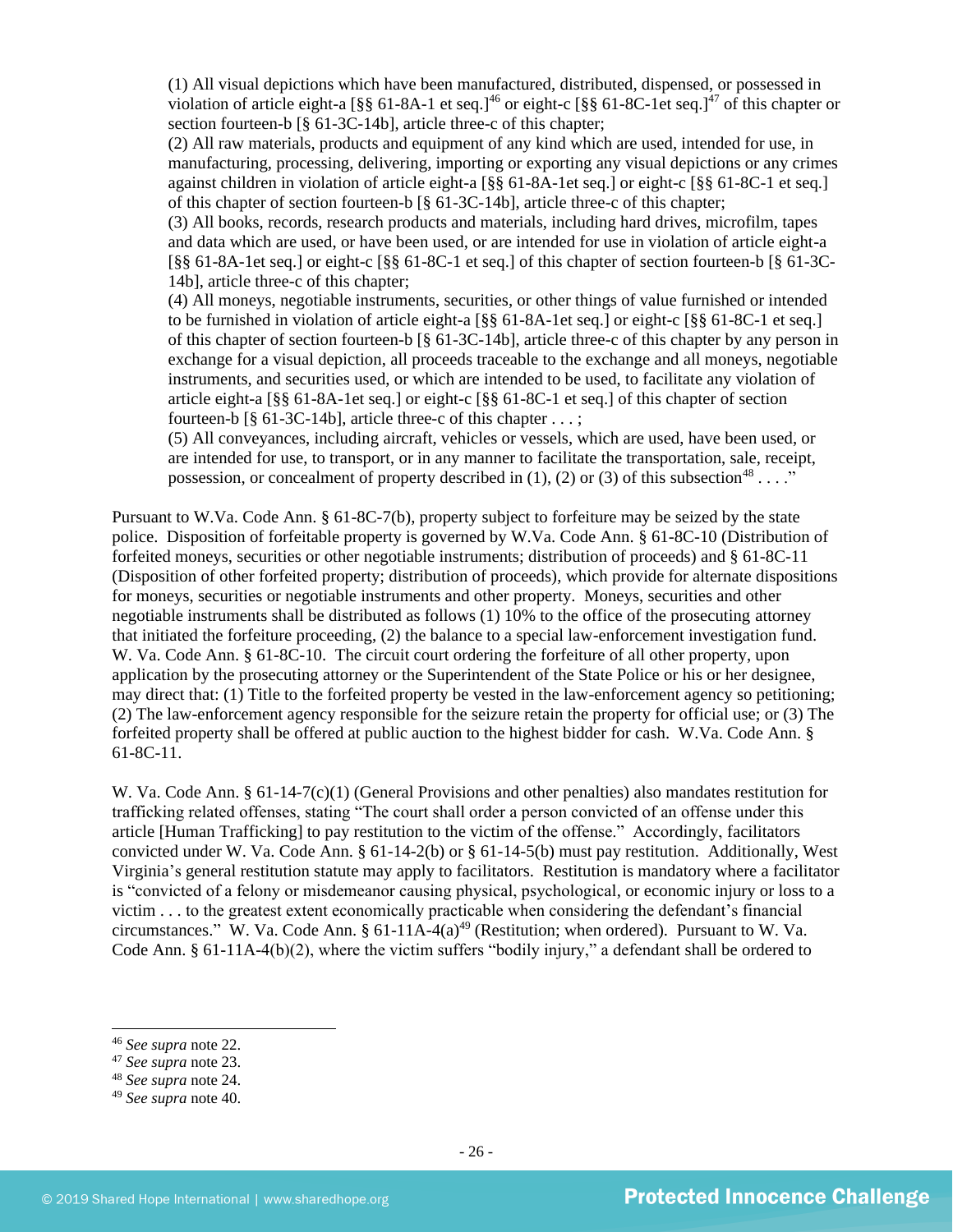> (1) All visual depictions which have been manufactured, distributed, dispensed, or possessed in violation of article eight-a [§§ 61-8A-1 et seq.][46] or eight-c [§§ 61-8C-1et seq.][47] of this chapter or section fourteen-b [§ 61-3C-14b], article three-c of this chapter;
> (2) All raw materials, products and equipment of any kind which are used, intended for use, in manufacturing, processing, delivering, importing or exporting any visual depictions or any crimes against children in violation of article eight-a [§§ 61-8A-1et seq.] or eight-c [§§ 61-8C-1 et seq.] of this chapter of section fourteen-b [§ 61-3C-14b], article three-c of this chapter;
> (3) All books, records, research products and materials, including hard drives, microfilm, tapes and data which are used, or have been used, or are intended for use in violation of article eight-a [§§ 61-8A-1et seq.] or eight-c [§§ 61-8C-1 et seq.] of this chapter of section fourteen-b [§ 61-3C-14b], article three-c of this chapter;
> (4) All moneys, negotiable instruments, securities, or other things of value furnished or intended to be furnished in violation of article eight-a [§§ 61-8A-1et seq.] or eight-c [§§ 61-8C-1 et seq.] of this chapter of section fourteen-b [§ 61-3C-14b], article three-c of this chapter by any person in exchange for a visual depiction, all proceeds traceable to the exchange and all moneys, negotiable instruments, and securities used, or which are intended to be used, to facilitate any violation of article eight-a [§§ 61-8A-1et seq.] or eight-c [§§ 61-8C-1 et seq.] of this chapter of section fourteen-b [§ 61-3C-14b], article three-c of this chapter . . . ;
> (5) All conveyances, including aircraft, vehicles or vessels, which are used, have been used, or are intended for use, to transport, or in any manner to facilitate the transportation, sale, receipt, possession, or concealment of property described in (1), (2) or (3) of this subsection[48] . . . ."

Pursuant to W.Va. Code Ann. § 61-8C-7(b), property subject to forfeiture may be seized by the state police. Disposition of forfeitable property is governed by W.Va. Code Ann. § 61-8C-10 (Distribution of forfeited moneys, securities or other negotiable instruments; distribution of proceeds) and § 61-8C-11 (Disposition of other forfeited property; distribution of proceeds), which provide for alternate dispositions for moneys, securities or negotiable instruments and other property. Moneys, securities and other negotiable instruments shall be distributed as follows (1) 10% to the office of the prosecuting attorney that initiated the forfeiture proceeding, (2) the balance to a special law-enforcement investigation fund. W. Va. Code Ann. § 61-8C-10. The circuit court ordering the forfeiture of all other property, upon application by the prosecuting attorney or the Superintendent of the State Police or his or her designee, may direct that: (1) Title to the forfeited property be vested in the law-enforcement agency so petitioning; (2) The law-enforcement agency responsible for the seizure retain the property for official use; or (3) The forfeited property shall be offered at public auction to the highest bidder for cash. W.Va. Code Ann. § 61-8C-11.

W. Va. Code Ann. § 61-14-7(c)(1) (General Provisions and other penalties) also mandates restitution for trafficking related offenses, stating "The court shall order a person convicted of an offense under this article [Human Trafficking] to pay restitution to the victim of the offense." Accordingly, facilitators convicted under W. Va. Code Ann. § 61-14-2(b) or § 61-14-5(b) must pay restitution. Additionally, West Virginia's general restitution statute may apply to facilitators. Restitution is mandatory where a facilitator is "convicted of a felony or misdemeanor causing physical, psychological, or economic injury or loss to a victim . . . to the greatest extent economically practicable when considering the defendant's financial circumstances." W. Va. Code Ann. § 61-11A-4(a)[49] (Restitution; when ordered). Pursuant to W. Va. Code Ann. § 61-11A-4(b)(2), where the victim suffers "bodily injury," a defendant shall be ordered to

---

[46] *See supra* note 22.
[47] *See supra* note 23.
[48] *See supra* note 24.
[49] *See supra* note 40.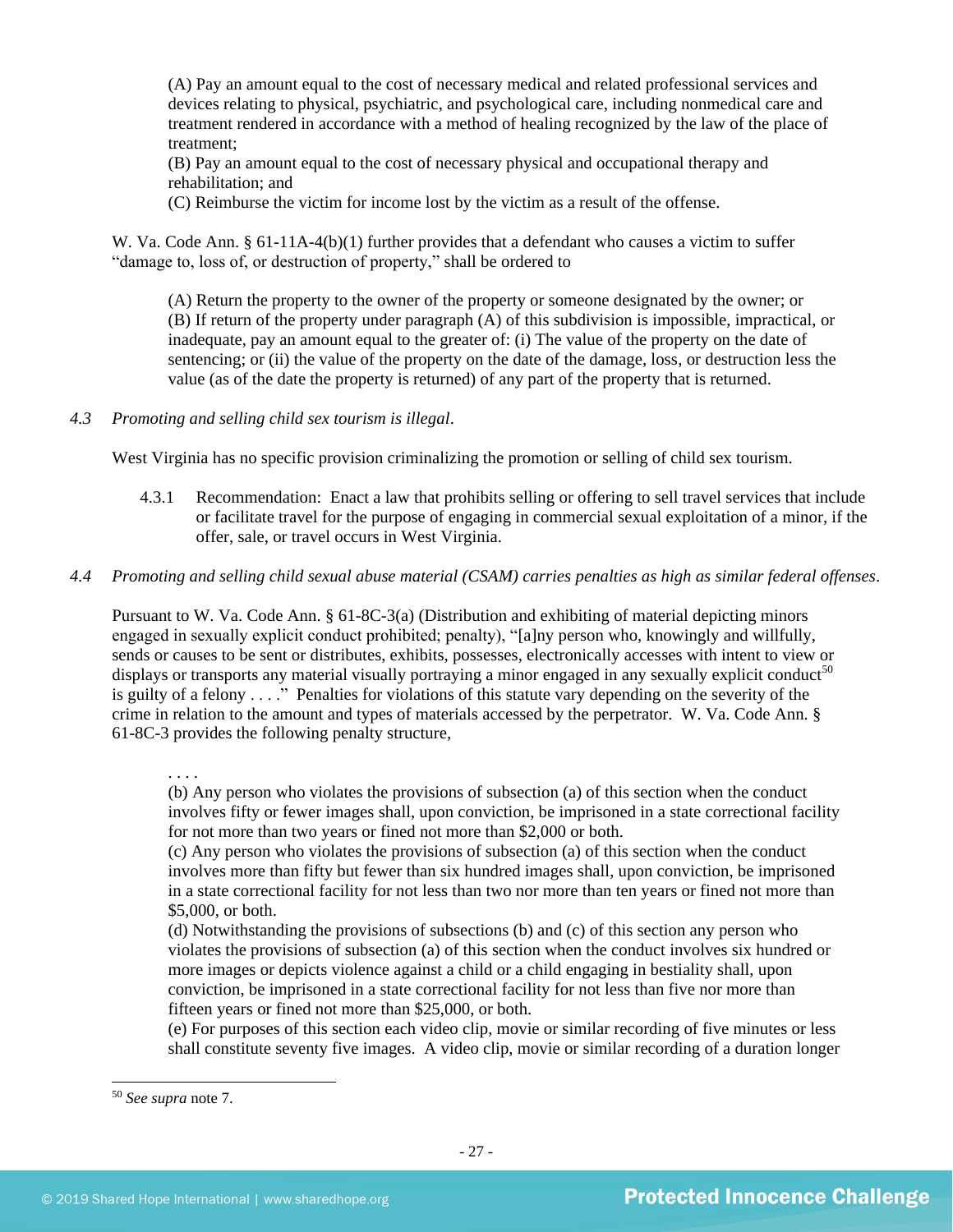(A) Pay an amount equal to the cost of necessary medical and related professional services and devices relating to physical, psychiatric, and psychological care, including nonmedical care and treatment rendered in accordance with a method of healing recognized by the law of the place of treatment;
(B) Pay an amount equal to the cost of necessary physical and occupational therapy and rehabilitation; and
(C) Reimburse the victim for income lost by the victim as a result of the offense.

W. Va. Code Ann. § 61-11A-4(b)(1) further provides that a defendant who causes a victim to suffer "damage to, loss of, or destruction of property," shall be ordered to

> (A) Return the property to the owner of the property or someone designated by the owner; or
> (B) If return of the property under paragraph (A) of this subdivision is impossible, impractical, or inadequate, pay an amount equal to the greater of: (i) The value of the property on the date of sentencing; or (ii) the value of the property on the date of the damage, loss, or destruction less the value (as of the date the property is returned) of any part of the property that is returned.

*4.3 Promoting and selling child sex tourism is illegal.*

West Virginia has no specific provision criminalizing the promotion or selling of child sex tourism.

4.3.1 Recommendation: Enact a law that prohibits selling or offering to sell travel services that include or facilitate travel for the purpose of engaging in commercial sexual exploitation of a minor, if the offer, sale, or travel occurs in West Virginia.

*4.4 Promoting and selling child sexual abuse material (CSAM) carries penalties as high as similar federal offenses.*

Pursuant to W. Va. Code Ann. § 61-8C-3(a) (Distribution and exhibiting of material depicting minors engaged in sexually explicit conduct prohibited; penalty), "[a]ny person who, knowingly and willfully, sends or causes to be sent or distributes, exhibits, possesses, electronically accesses with intent to view or displays or transports any material visually portraying a minor engaged in any sexually explicit conduct[50] is guilty of a felony . . . ." Penalties for violations of this statute vary depending on the severity of the crime in relation to the amount and types of materials accessed by the perpetrator. W. Va. Code Ann. § 61-8C-3 provides the following penalty structure,

> . . . .
> (b) Any person who violates the provisions of subsection (a) of this section when the conduct involves fifty or fewer images shall, upon conviction, be imprisoned in a state correctional facility for not more than two years or fined not more than $2,000 or both.
> (c) Any person who violates the provisions of subsection (a) of this section when the conduct involves more than fifty but fewer than six hundred images shall, upon conviction, be imprisoned in a state correctional facility for not less than two nor more than ten years or fined not more than $5,000, or both.
> (d) Notwithstanding the provisions of subsections (b) and (c) of this section any person who violates the provisions of subsection (a) of this section when the conduct involves six hundred or more images or depicts violence against a child or a child engaging in bestiality shall, upon conviction, be imprisoned in a state correctional facility for not less than five nor more than fifteen years or fined not more than $25,000, or both.
> (e) For purposes of this section each video clip, movie or similar recording of five minutes or less shall constitute seventy five images. A video clip, movie or similar recording of a duration longer

[50] *See supra* note 7.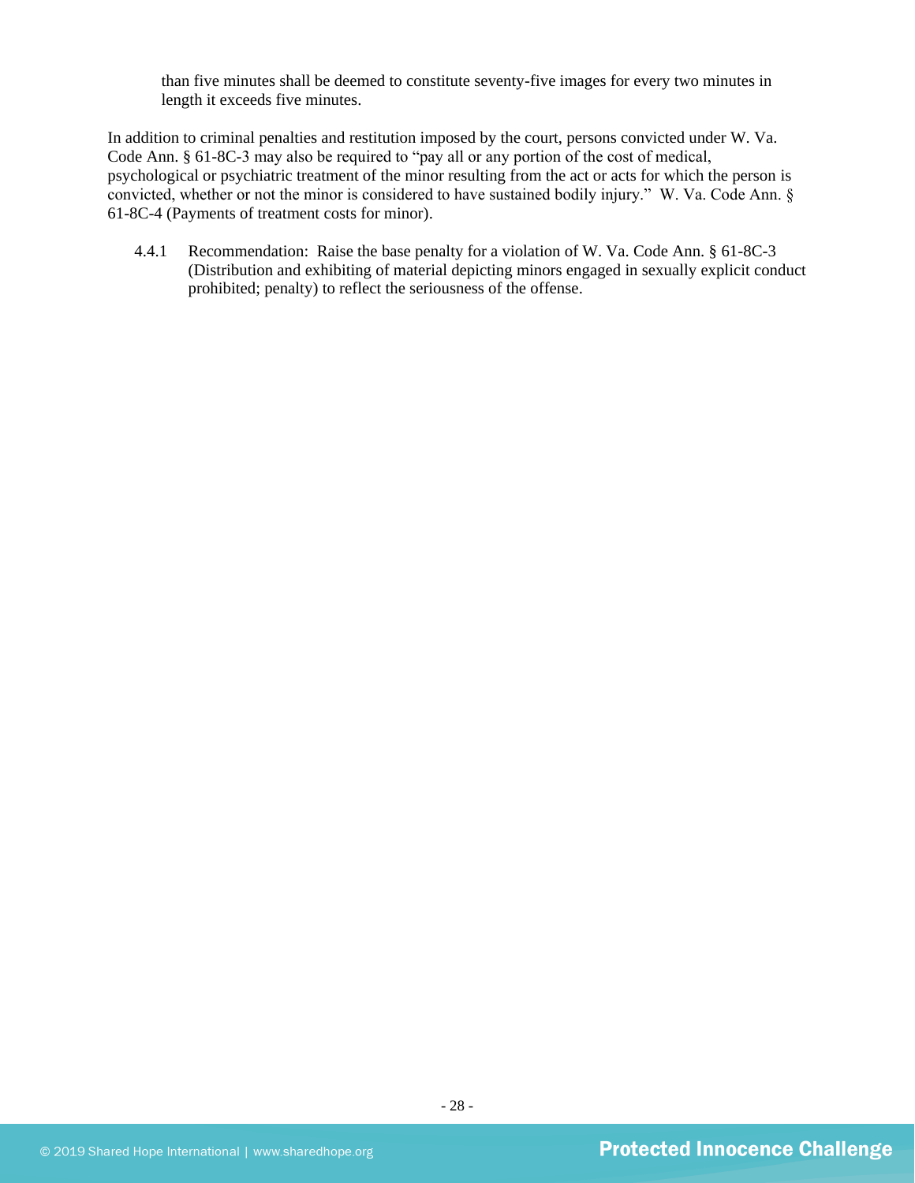than five minutes shall be deemed to constitute seventy-five images for every two minutes in length it exceeds five minutes.

In addition to criminal penalties and restitution imposed by the court, persons convicted under W. Va. Code Ann. § 61-8C-3 may also be required to "pay all or any portion of the cost of medical, psychological or psychiatric treatment of the minor resulting from the act or acts for which the person is convicted, whether or not the minor is considered to have sustained bodily injury." W. Va. Code Ann. § 61-8C-4 (Payments of treatment costs for minor).

4.4.1 Recommendation: Raise the base penalty for a violation of W. Va. Code Ann. § 61-8C-3 (Distribution and exhibiting of material depicting minors engaged in sexually explicit conduct prohibited; penalty) to reflect the seriousness of the offense.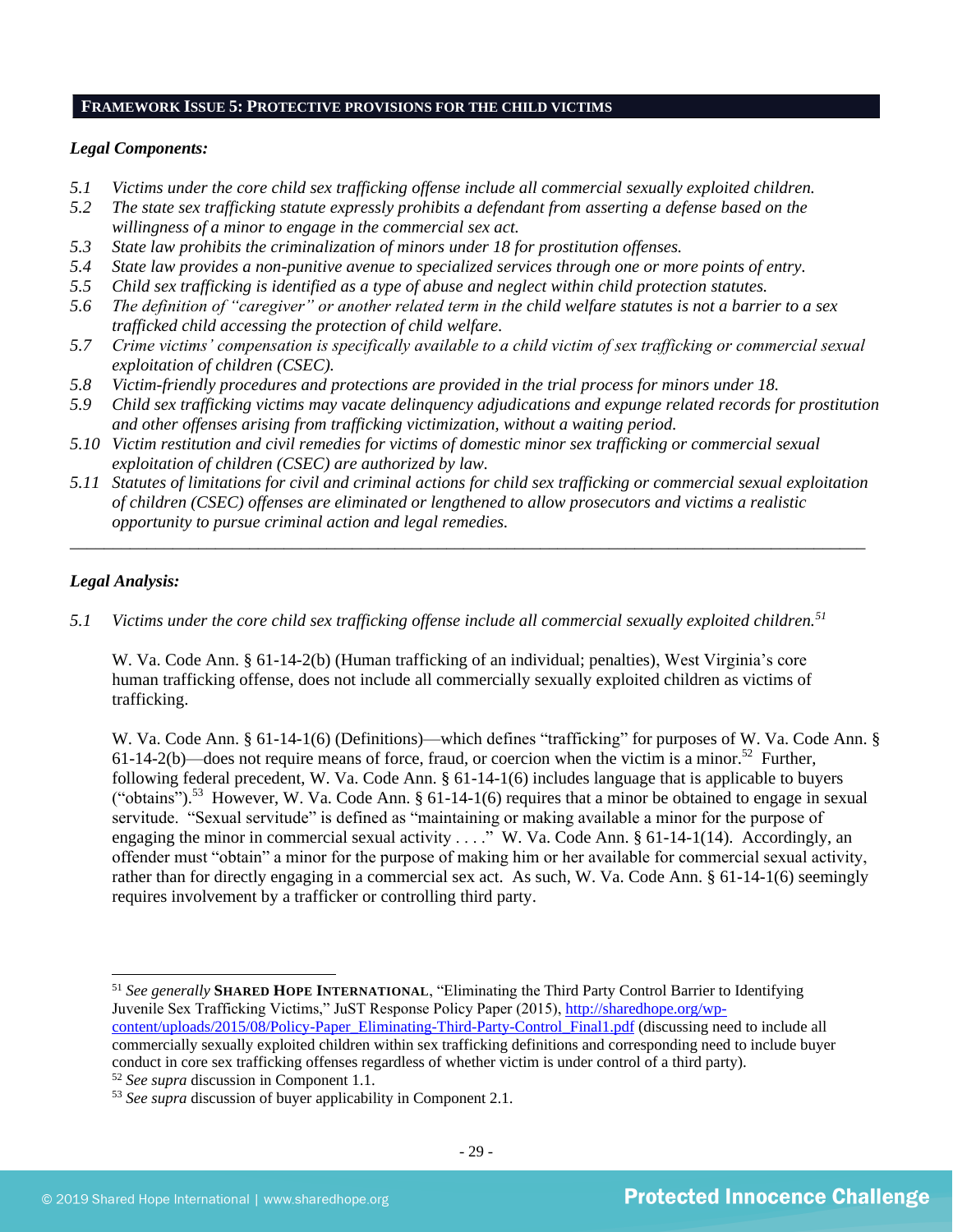## FRAMEWORK ISSUE 5: PROTECTIVE PROVISIONS FOR THE CHILD VICTIMS

***Legal Components:***

*5.1 Victims under the core child sex trafficking offense include all commercial sexually exploited children.*
*5.2 The state sex trafficking statute expressly prohibits a defendant from asserting a defense based on the willingness of a minor to engage in the commercial sex act.*
*5.3 State law prohibits the criminalization of minors under 18 for prostitution offenses.*
*5.4 State law provides a non-punitive avenue to specialized services through one or more points of entry.*
*5.5 Child sex trafficking is identified as a type of abuse and neglect within child protection statutes.*
*5.6 The definition of "caregiver" or another related term in the child welfare statutes is not a barrier to a sex trafficked child accessing the protection of child welfare.*
*5.7 Crime victims' compensation is specifically available to a child victim of sex trafficking or commercial sexual exploitation of children (CSEC).*
*5.8 Victim-friendly procedures and protections are provided in the trial process for minors under 18.*
*5.9 Child sex trafficking victims may vacate delinquency adjudications and expunge related records for prostitution and other offenses arising from trafficking victimization, without a waiting period.*
*5.10 Victim restitution and civil remedies for victims of domestic minor sex trafficking or commercial sexual exploitation of children (CSEC) are authorized by law.*
*5.11 Statutes of limitations for civil and criminal actions for child sex trafficking or commercial sexual exploitation of children (CSEC) offenses are eliminated or lengthened to allow prosecutors and victims a realistic opportunity to pursue criminal action and legal remedies.*

---

***Legal Analysis:***

*5.1 Victims under the core child sex trafficking offense include all commercial sexually exploited children.*[51]

W. Va. Code Ann. § 61-14-2(b) (Human trafficking of an individual; penalties), West Virginia's core human trafficking offense, does not include all commercially sexually exploited children as victims of trafficking.

W. Va. Code Ann. § 61-14-1(6) (Definitions)—which defines "trafficking" for purposes of W. Va. Code Ann. § 61-14-2(b)—does not require means of force, fraud, or coercion when the victim is a minor.[52] Further, following federal precedent, W. Va. Code Ann. § 61-14-1(6) includes language that is applicable to buyers ("obtains").[53] However, W. Va. Code Ann. § 61-14-1(6) requires that a minor be obtained to engage in sexual servitude. "Sexual servitude" is defined as "maintaining or making available a minor for the purpose of engaging the minor in commercial sexual activity . . . ." W. Va. Code Ann. § 61-14-1(14). Accordingly, an offender must "obtain" a minor for the purpose of making him or her available for commercial sexual activity, rather than for directly engaging in a commercial sex act. As such, W. Va. Code Ann. § 61-14-1(6) seemingly requires involvement by a trafficker or controlling third party.

---

[51] *See generally* **SHARED HOPE INTERNATIONAL**, "Eliminating the Third Party Control Barrier to Identifying Juvenile Sex Trafficking Victims," JuST Response Policy Paper (2015), http://sharedhope.org/wp-content/uploads/2015/08/Policy-Paper_Eliminating-Third-Party-Control_Final1.pdf (discussing need to include all commercially sexually exploited children within sex trafficking definitions and corresponding need to include buyer conduct in core sex trafficking offenses regardless of whether victim is under control of a third party).
[52] *See supra* discussion in Component 1.1.
[53] *See supra* discussion of buyer applicability in Component 2.1.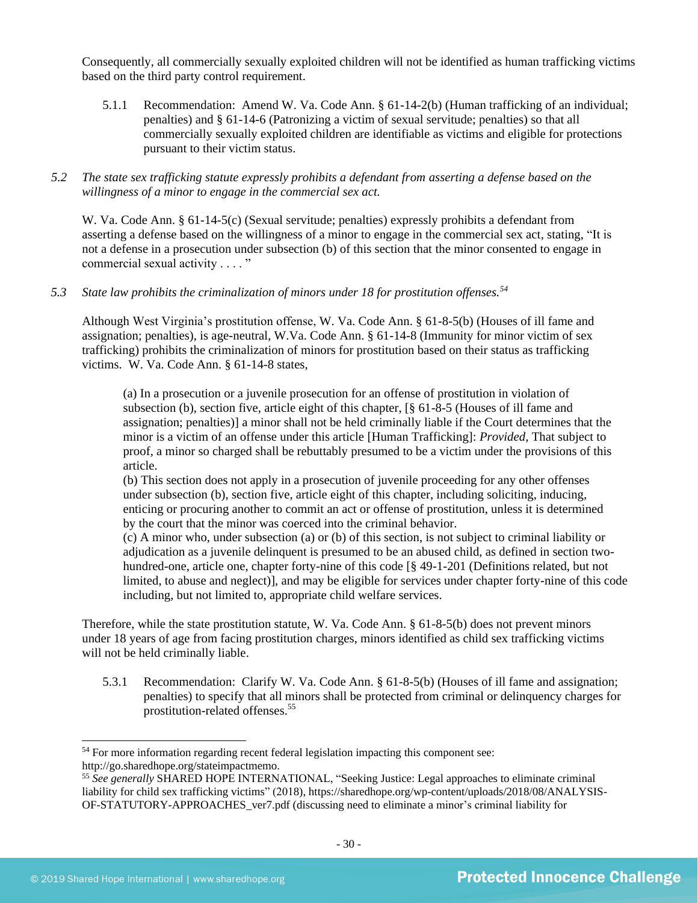Consequently, all commercially sexually exploited children will not be identified as human trafficking victims based on the third party control requirement.

5.1.1 Recommendation: Amend W. Va. Code Ann. § 61-14-2(b) (Human trafficking of an individual; penalties) and § 61-14-6 (Patronizing a victim of sexual servitude; penalties) so that all commercially sexually exploited children are identifiable as victims and eligible for protections pursuant to their victim status.

*5.2 The state sex trafficking statute expressly prohibits a defendant from asserting a defense based on the willingness of a minor to engage in the commercial sex act.*

W. Va. Code Ann. § 61-14-5(c) (Sexual servitude; penalties) expressly prohibits a defendant from asserting a defense based on the willingness of a minor to engage in the commercial sex act, stating, "It is not a defense in a prosecution under subsection (b) of this section that the minor consented to engage in commercial sexual activity . . . . "

*5.3 State law prohibits the criminalization of minors under 18 for prostitution offenses.*[54]

Although West Virginia's prostitution offense, W. Va. Code Ann. § 61-8-5(b) (Houses of ill fame and assignation; penalties), is age-neutral, W.Va. Code Ann. § 61-14-8 (Immunity for minor victim of sex trafficking) prohibits the criminalization of minors for prostitution based on their status as trafficking victims. W. Va. Code Ann. § 61-14-8 states,

> (a) In a prosecution or a juvenile prosecution for an offense of prostitution in violation of subsection (b), section five, article eight of this chapter, [§ 61-8-5 (Houses of ill fame and assignation; penalties)] a minor shall not be held criminally liable if the Court determines that the minor is a victim of an offense under this article [Human Trafficking]: *Provided*, That subject to proof, a minor so charged shall be rebuttably presumed to be a victim under the provisions of this article.
> (b) This section does not apply in a prosecution of juvenile proceeding for any other offenses under subsection (b), section five, article eight of this chapter, including soliciting, inducing, enticing or procuring another to commit an act or offense of prostitution, unless it is determined by the court that the minor was coerced into the criminal behavior.
> (c) A minor who, under subsection (a) or (b) of this section, is not subject to criminal liability or adjudication as a juvenile delinquent is presumed to be an abused child, as defined in section two-hundred-one, article one, chapter forty-nine of this code [§ 49-1-201 (Definitions related, but not limited, to abuse and neglect)], and may be eligible for services under chapter forty-nine of this code including, but not limited to, appropriate child welfare services.

Therefore, while the state prostitution statute, W. Va. Code Ann. § 61-8-5(b) does not prevent minors under 18 years of age from facing prostitution charges, minors identified as child sex trafficking victims will not be held criminally liable.

5.3.1 Recommendation: Clarify W. Va. Code Ann. § 61-8-5(b) (Houses of ill fame and assignation; penalties) to specify that all minors shall be protected from criminal or delinquency charges for prostitution-related offenses.[55]

---

[54] For more information regarding recent federal legislation impacting this component see: http://go.sharedhope.org/stateimpactmemo.

[55] *See generally* SHARED HOPE INTERNATIONAL, "Seeking Justice: Legal approaches to eliminate criminal liability for child sex trafficking victims" (2018), https://sharedhope.org/wp-content/uploads/2018/08/ANALYSIS-OF-STATUTORY-APPROACHES_ver7.pdf (discussing need to eliminate a minor's criminal liability for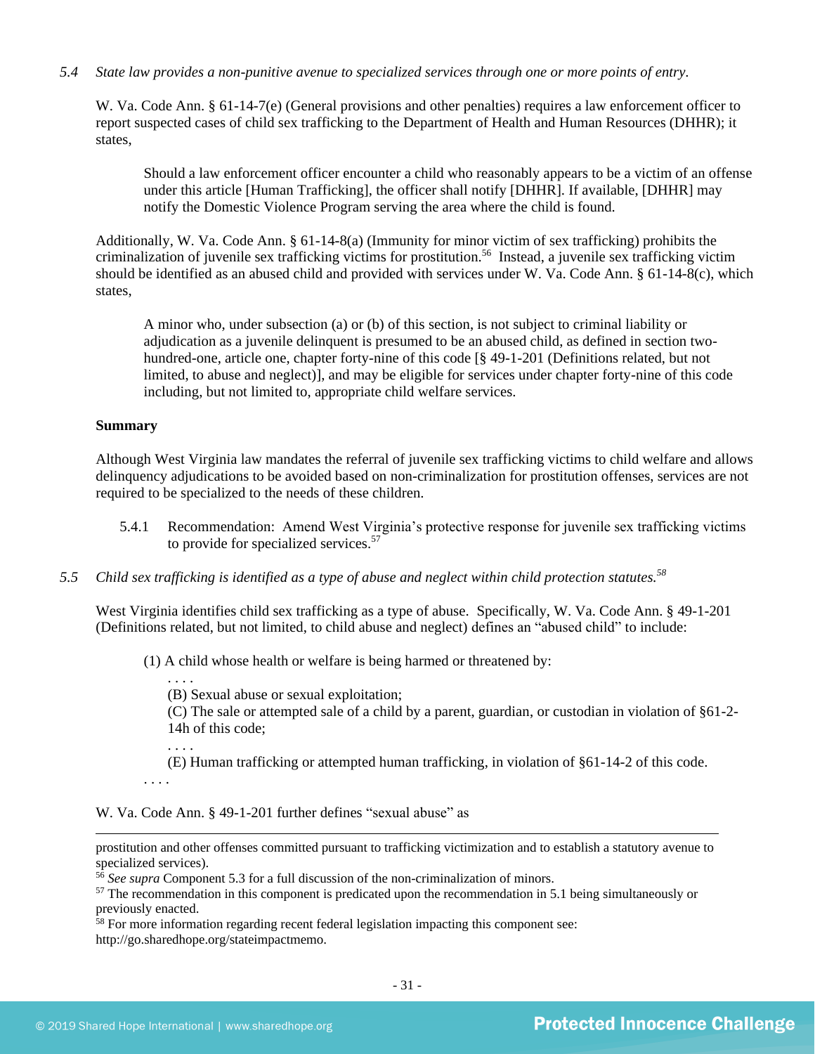*5.4 State law provides a non-punitive avenue to specialized services through one or more points of entry.*

W. Va. Code Ann. § 61-14-7(e) (General provisions and other penalties) requires a law enforcement officer to report suspected cases of child sex trafficking to the Department of Health and Human Resources (DHHR); it states,

> Should a law enforcement officer encounter a child who reasonably appears to be a victim of an offense under this article [Human Trafficking], the officer shall notify [DHHR]. If available, [DHHR] may notify the Domestic Violence Program serving the area where the child is found.

Additionally, W. Va. Code Ann. § 61-14-8(a) (Immunity for minor victim of sex trafficking) prohibits the criminalization of juvenile sex trafficking victims for prostitution.[56] Instead, a juvenile sex trafficking victim should be identified as an abused child and provided with services under W. Va. Code Ann. § 61-14-8(c), which states,

> A minor who, under subsection (a) or (b) of this section, is not subject to criminal liability or adjudication as a juvenile delinquent is presumed to be an abused child, as defined in section two-hundred-one, article one, chapter forty-nine of this code [§ 49-1-201 (Definitions related, but not limited, to abuse and neglect)], and may be eligible for services under chapter forty-nine of this code including, but not limited to, appropriate child welfare services.

**Summary**

Although West Virginia law mandates the referral of juvenile sex trafficking victims to child welfare and allows delinquency adjudications to be avoided based on non-criminalization for prostitution offenses, services are not required to be specialized to the needs of these children.

5.4.1 Recommendation: Amend West Virginia's protective response for juvenile sex trafficking victims to provide for specialized services.[57]

*5.5 Child sex trafficking is identified as a type of abuse and neglect within child protection statutes.[58]*

West Virginia identifies child sex trafficking as a type of abuse. Specifically, W. Va. Code Ann. § 49-1-201 (Definitions related, but not limited, to child abuse and neglect) defines an "abused child" to include:

> (1) A child whose health or welfare is being harmed or threatened by:
> . . . .
> (B) Sexual abuse or sexual exploitation;
> (C) The sale or attempted sale of a child by a parent, guardian, or custodian in violation of §61-2-14h of this code;
> . . . .
> (E) Human trafficking or attempted human trafficking, in violation of §61-14-2 of this code.
> . . . .

W. Va. Code Ann. § 49-1-201 further defines "sexual abuse" as

---

prostitution and other offenses committed pursuant to trafficking victimization and to establish a statutory avenue to specialized services).

[56] *See supra* Component 5.3 for a full discussion of the non-criminalization of minors.

[57] The recommendation in this component is predicated upon the recommendation in 5.1 being simultaneously or previously enacted.

[58] For more information regarding recent federal legislation impacting this component see: http://go.sharedhope.org/stateimpactmemo.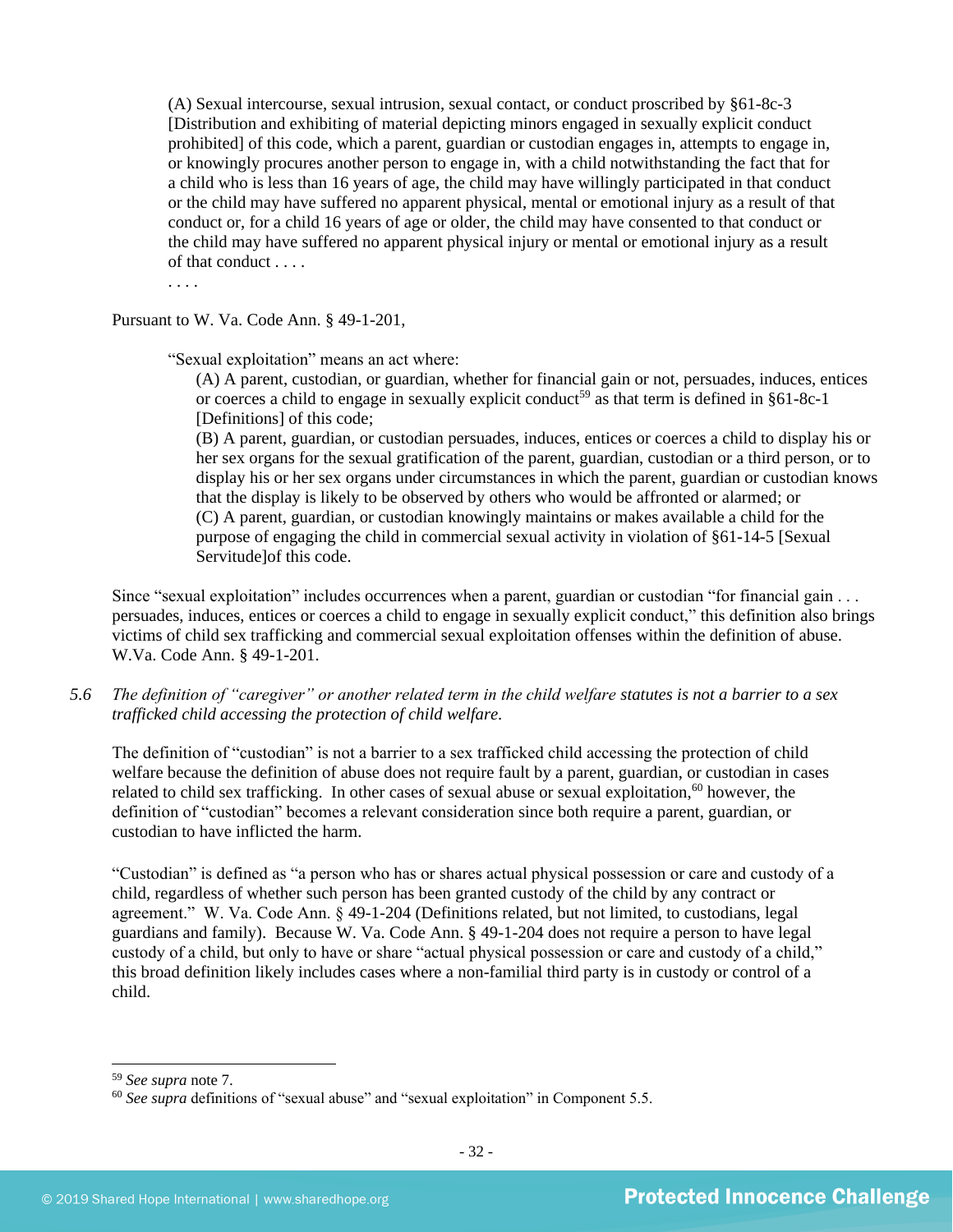> (A) Sexual intercourse, sexual intrusion, sexual contact, or conduct proscribed by §61-8c-3 [Distribution and exhibiting of material depicting minors engaged in sexually explicit conduct prohibited] of this code, which a parent, guardian or custodian engages in, attempts to engage in, or knowingly procures another person to engage in, with a child notwithstanding the fact that for a child who is less than 16 years of age, the child may have willingly participated in that conduct or the child may have suffered no apparent physical, mental or emotional injury as a result of that conduct or, for a child 16 years of age or older, the child may have consented to that conduct or the child may have suffered no apparent physical injury or mental or emotional injury as a result of that conduct . . . .
>
> . . . .

Pursuant to W. Va. Code Ann. § 49-1-201,

> "Sexual exploitation" means an act where:
>
> (A) A parent, custodian, or guardian, whether for financial gain or not, persuades, induces, entices or coerces a child to engage in sexually explicit conduct[59] as that term is defined in §61-8c-1 [Definitions] of this code;
>
> (B) A parent, guardian, or custodian persuades, induces, entices or coerces a child to display his or her sex organs for the sexual gratification of the parent, guardian, custodian or a third person, or to display his or her sex organs under circumstances in which the parent, guardian or custodian knows that the display is likely to be observed by others who would be affronted or alarmed; or
>
> (C) A parent, guardian, or custodian knowingly maintains or makes available a child for the purpose of engaging the child in commercial sexual activity in violation of §61-14-5 [Sexual Servitude]of this code.

Since "sexual exploitation" includes occurrences when a parent, guardian or custodian "for financial gain . . . persuades, induces, entices or coerces a child to engage in sexually explicit conduct," this definition also brings victims of child sex trafficking and commercial sexual exploitation offenses within the definition of abuse. W.Va. Code Ann. § 49-1-201.

5.6 *The definition of "caregiver" or another related term in the child welfare statutes is not a barrier to a sex trafficked child accessing the protection of child welfare.*

The definition of "custodian" is not a barrier to a sex trafficked child accessing the protection of child welfare because the definition of abuse does not require fault by a parent, guardian, or custodian in cases related to child sex trafficking. In other cases of sexual abuse or sexual exploitation,[60] however, the definition of "custodian" becomes a relevant consideration since both require a parent, guardian, or custodian to have inflicted the harm.

"Custodian" is defined as "a person who has or shares actual physical possession or care and custody of a child, regardless of whether such person has been granted custody of the child by any contract or agreement." W. Va. Code Ann. § 49-1-204 (Definitions related, but not limited, to custodians, legal guardians and family). Because W. Va. Code Ann. § 49-1-204 does not require a person to have legal custody of a child, but only to have or share "actual physical possession or care and custody of a child," this broad definition likely includes cases where a non-familial third party is in custody or control of a child.

---

[59] *See supra* note 7.

[60] *See supra* definitions of "sexual abuse" and "sexual exploitation" in Component 5.5.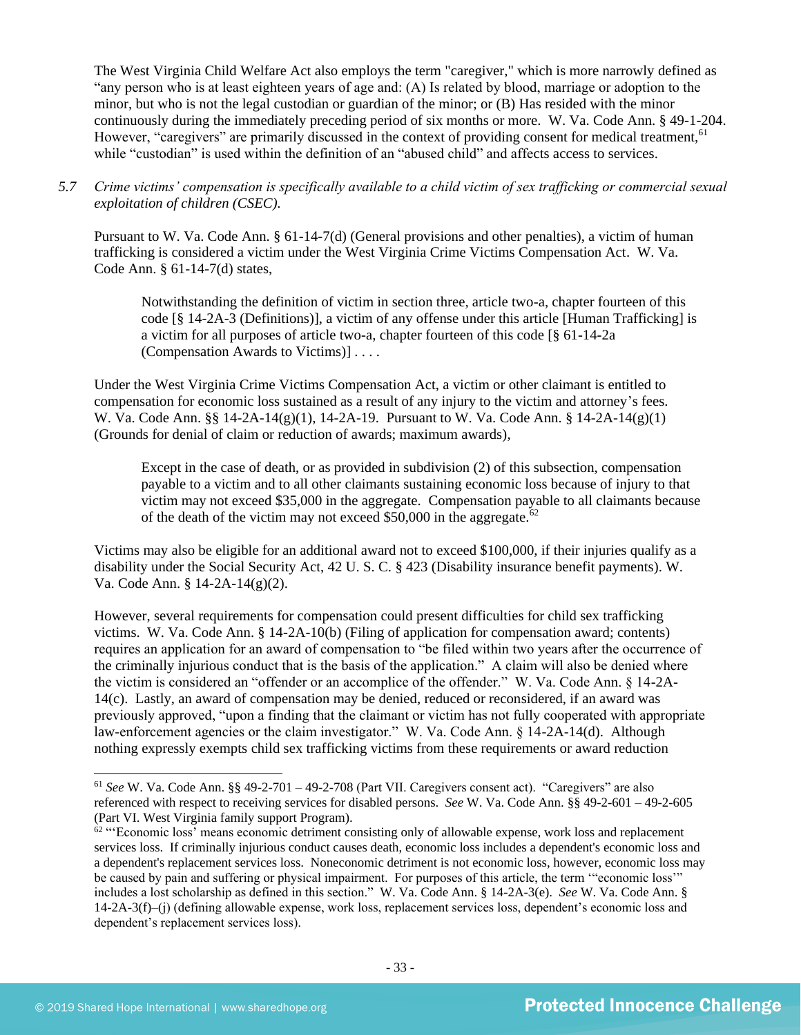The West Virginia Child Welfare Act also employs the term "caregiver," which is more narrowly defined as "any person who is at least eighteen years of age and: (A) Is related by blood, marriage or adoption to the minor, but who is not the legal custodian or guardian of the minor; or (B) Has resided with the minor continuously during the immediately preceding period of six months or more. W. Va. Code Ann. § 49-1-204. However, "caregivers" are primarily discussed in the context of providing consent for medical treatment,[61] while "custodian" is used within the definition of an "abused child" and affects access to services.

5.7 *Crime victims' compensation is specifically available to a child victim of sex trafficking or commercial sexual exploitation of children (CSEC).*

Pursuant to W. Va. Code Ann. § 61-14-7(d) (General provisions and other penalties), a victim of human trafficking is considered a victim under the West Virginia Crime Victims Compensation Act. W. Va. Code Ann. § 61-14-7(d) states,

> Notwithstanding the definition of victim in section three, article two-a, chapter fourteen of this code [§ 14-2A-3 (Definitions)], a victim of any offense under this article [Human Trafficking] is a victim for all purposes of article two-a, chapter fourteen of this code [§ 61-14-2a (Compensation Awards to Victims)] . . . .

Under the West Virginia Crime Victims Compensation Act, a victim or other claimant is entitled to compensation for economic loss sustained as a result of any injury to the victim and attorney's fees. W. Va. Code Ann. §§ 14-2A-14(g)(1), 14-2A-19. Pursuant to W. Va. Code Ann. § 14-2A-14(g)(1) (Grounds for denial of claim or reduction of awards; maximum awards),

> Except in the case of death, or as provided in subdivision (2) of this subsection, compensation payable to a victim and to all other claimants sustaining economic loss because of injury to that victim may not exceed $35,000 in the aggregate. Compensation payable to all claimants because of the death of the victim may not exceed $50,000 in the aggregate.[62]

Victims may also be eligible for an additional award not to exceed $100,000, if their injuries qualify as a disability under the Social Security Act, 42 U. S. C. § 423 (Disability insurance benefit payments). W. Va. Code Ann. § 14-2A-14(g)(2).

However, several requirements for compensation could present difficulties for child sex trafficking victims. W. Va. Code Ann. § 14-2A-10(b) (Filing of application for compensation award; contents) requires an application for an award of compensation to "be filed within two years after the occurrence of the criminally injurious conduct that is the basis of the application." A claim will also be denied where the victim is considered an "offender or an accomplice of the offender." W. Va. Code Ann. § 14-2A-14(c). Lastly, an award of compensation may be denied, reduced or reconsidered, if an award was previously approved, "upon a finding that the claimant or victim has not fully cooperated with appropriate law-enforcement agencies or the claim investigator." W. Va. Code Ann. § 14-2A-14(d). Although nothing expressly exempts child sex trafficking victims from these requirements or award reduction

---

[61] *See* W. Va. Code Ann. §§ 49-2-701 – 49-2-708 (Part VII. Caregivers consent act). "Caregivers" are also referenced with respect to receiving services for disabled persons. *See* W. Va. Code Ann. §§ 49-2-601 – 49-2-605 (Part VI. West Virginia family support Program).

[62] "'Economic loss' means economic detriment consisting only of allowable expense, work loss and replacement services loss. If criminally injurious conduct causes death, economic loss includes a dependent's economic loss and a dependent's replacement services loss. Noneconomic detriment is not economic loss, however, economic loss may be caused by pain and suffering or physical impairment. For purposes of this article, the term '"economic loss'" includes a lost scholarship as defined in this section." W. Va. Code Ann. § 14-2A-3(e). *See* W. Va. Code Ann. § 14-2A-3(f)–(j) (defining allowable expense, work loss, replacement services loss, dependent's economic loss and dependent's replacement services loss).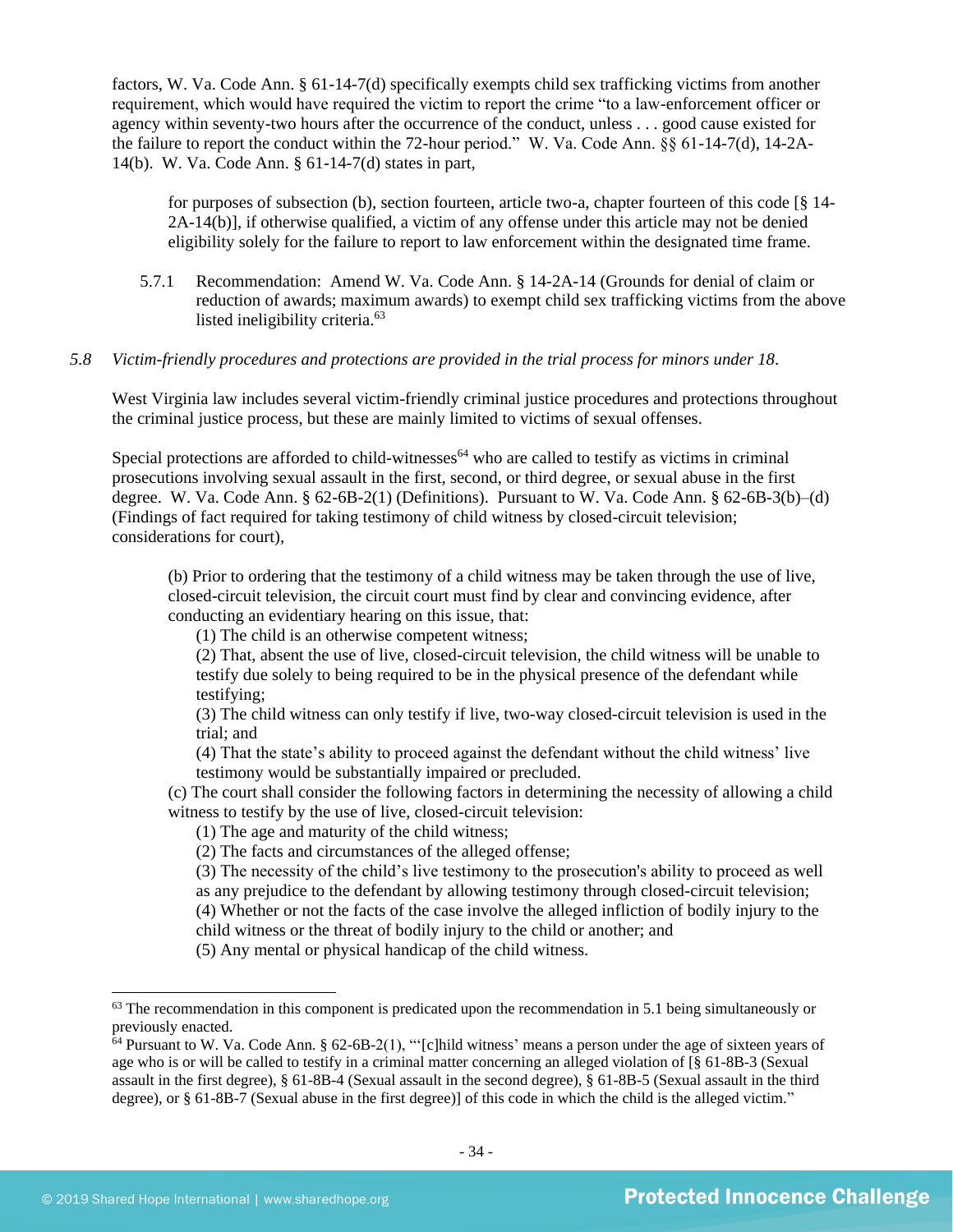factors, W. Va. Code Ann. § 61-14-7(d) specifically exempts child sex trafficking victims from another requirement, which would have required the victim to report the crime "to a law-enforcement officer or agency within seventy-two hours after the occurrence of the conduct, unless . . . good cause existed for the failure to report the conduct within the 72-hour period." W. Va. Code Ann. §§ 61-14-7(d), 14-2A-14(b). W. Va. Code Ann. § 61-14-7(d) states in part,

> for purposes of subsection (b), section fourteen, article two-a, chapter fourteen of this code [§ 14-2A-14(b)], if otherwise qualified, a victim of any offense under this article may not be denied eligibility solely for the failure to report to law enforcement within the designated time frame.

5.7.1 Recommendation: Amend W. Va. Code Ann. § 14-2A-14 (Grounds for denial of claim or reduction of awards; maximum awards) to exempt child sex trafficking victims from the above listed ineligibility criteria.[63]

*5.8 Victim-friendly procedures and protections are provided in the trial process for minors under 18.*

West Virginia law includes several victim-friendly criminal justice procedures and protections throughout the criminal justice process, but these are mainly limited to victims of sexual offenses.

Special protections are afforded to child-witnesses[64] who are called to testify as victims in criminal prosecutions involving sexual assault in the first, second, or third degree, or sexual abuse in the first degree. W. Va. Code Ann. § 62-6B-2(1) (Definitions). Pursuant to W. Va. Code Ann. § 62-6B-3(b)–(d) (Findings of fact required for taking testimony of child witness by closed-circuit television; considerations for court),

> (b) Prior to ordering that the testimony of a child witness may be taken through the use of live, closed-circuit television, the circuit court must find by clear and convincing evidence, after conducting an evidentiary hearing on this issue, that:
> 
> (1) The child is an otherwise competent witness;
> 
> (2) That, absent the use of live, closed-circuit television, the child witness will be unable to testify due solely to being required to be in the physical presence of the defendant while testifying;
> 
> (3) The child witness can only testify if live, two-way closed-circuit television is used in the trial; and
> 
> (4) That the state's ability to proceed against the defendant without the child witness' live testimony would be substantially impaired or precluded.
> 
> (c) The court shall consider the following factors in determining the necessity of allowing a child witness to testify by the use of live, closed-circuit television:
> 
> (1) The age and maturity of the child witness;
> 
> (2) The facts and circumstances of the alleged offense;
> 
> (3) The necessity of the child's live testimony to the prosecution's ability to proceed as well as any prejudice to the defendant by allowing testimony through closed-circuit television;
> 
> (4) Whether or not the facts of the case involve the alleged infliction of bodily injury to the child witness or the threat of bodily injury to the child or another; and
> 
> (5) Any mental or physical handicap of the child witness.

---

[63] The recommendation in this component is predicated upon the recommendation in 5.1 being simultaneously or previously enacted.

[64] Pursuant to W. Va. Code Ann. § 62-6B-2(1), "'[c]hild witness' means a person under the age of sixteen years of age who is or will be called to testify in a criminal matter concerning an alleged violation of [§ 61-8B-3 (Sexual assault in the first degree), § 61-8B-4 (Sexual assault in the second degree), § 61-8B-5 (Sexual assault in the third degree), or § 61-8B-7 (Sexual abuse in the first degree)] of this code in which the child is the alleged victim."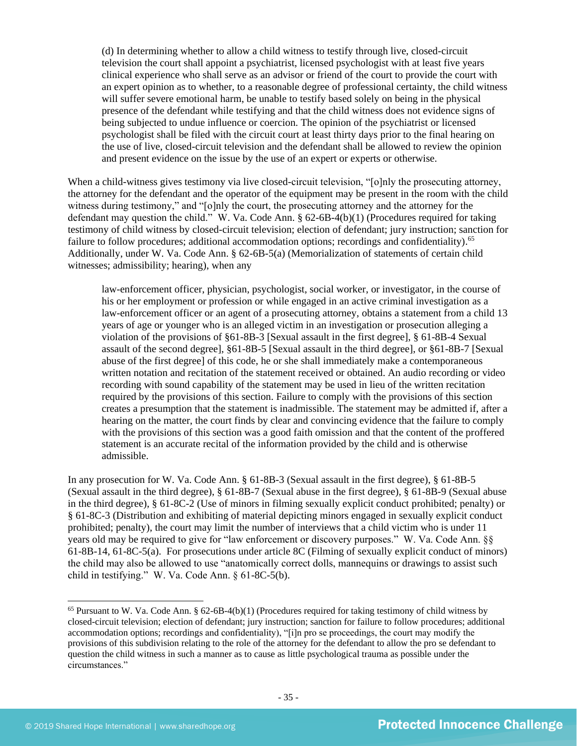> (d) In determining whether to allow a child witness to testify through live, closed-circuit television the court shall appoint a psychiatrist, licensed psychologist with at least five years clinical experience who shall serve as an advisor or friend of the court to provide the court with an expert opinion as to whether, to a reasonable degree of professional certainty, the child witness will suffer severe emotional harm, be unable to testify based solely on being in the physical presence of the defendant while testifying and that the child witness does not evidence signs of being subjected to undue influence or coercion. The opinion of the psychiatrist or licensed psychologist shall be filed with the circuit court at least thirty days prior to the final hearing on the use of live, closed-circuit television and the defendant shall be allowed to review the opinion and present evidence on the issue by the use of an expert or experts or otherwise.

When a child-witness gives testimony via live closed-circuit television, "[o]nly the prosecuting attorney, the attorney for the defendant and the operator of the equipment may be present in the room with the child witness during testimony," and "[o]nly the court, the prosecuting attorney and the attorney for the defendant may question the child." W. Va. Code Ann. § 62-6B-4(b)(1) (Procedures required for taking testimony of child witness by closed-circuit television; election of defendant; jury instruction; sanction for failure to follow procedures; additional accommodation options; recordings and confidentiality).[65] Additionally, under W. Va. Code Ann. § 62-6B-5(a) (Memorialization of statements of certain child witnesses; admissibility; hearing), when any

> law-enforcement officer, physician, psychologist, social worker, or investigator, in the course of his or her employment or profession or while engaged in an active criminal investigation as a law-enforcement officer or an agent of a prosecuting attorney, obtains a statement from a child 13 years of age or younger who is an alleged victim in an investigation or prosecution alleging a violation of the provisions of §61-8B-3 [Sexual assault in the first degree], § 61-8B-4 Sexual assault of the second degree], §61-8B-5 [Sexual assault in the third degree], or §61-8B-7 [Sexual abuse of the first degree] of this code, he or she shall immediately make a contemporaneous written notation and recitation of the statement received or obtained. An audio recording or video recording with sound capability of the statement may be used in lieu of the written recitation required by the provisions of this section. Failure to comply with the provisions of this section creates a presumption that the statement is inadmissible. The statement may be admitted if, after a hearing on the matter, the court finds by clear and convincing evidence that the failure to comply with the provisions of this section was a good faith omission and that the content of the proffered statement is an accurate recital of the information provided by the child and is otherwise admissible.

In any prosecution for W. Va. Code Ann. § 61-8B-3 (Sexual assault in the first degree), § 61-8B-5 (Sexual assault in the third degree), § 61-8B-7 (Sexual abuse in the first degree), § 61-8B-9 (Sexual abuse in the third degree), § 61-8C-2 (Use of minors in filming sexually explicit conduct prohibited; penalty) or § 61-8C-3 (Distribution and exhibiting of material depicting minors engaged in sexually explicit conduct prohibited; penalty), the court may limit the number of interviews that a child victim who is under 11 years old may be required to give for "law enforcement or discovery purposes." W. Va. Code Ann. §§ 61-8B-14, 61-8C-5(a). For prosecutions under article 8C (Filming of sexually explicit conduct of minors) the child may also be allowed to use "anatomically correct dolls, mannequins or drawings to assist such child in testifying." W. Va. Code Ann. § 61-8C-5(b).

---

[65] Pursuant to W. Va. Code Ann. § 62-6B-4(b)(1) (Procedures required for taking testimony of child witness by closed-circuit television; election of defendant; jury instruction; sanction for failure to follow procedures; additional accommodation options; recordings and confidentiality), "[i]n pro se proceedings, the court may modify the provisions of this subdivision relating to the role of the attorney for the defendant to allow the pro se defendant to question the child witness in such a manner as to cause as little psychological trauma as possible under the circumstances."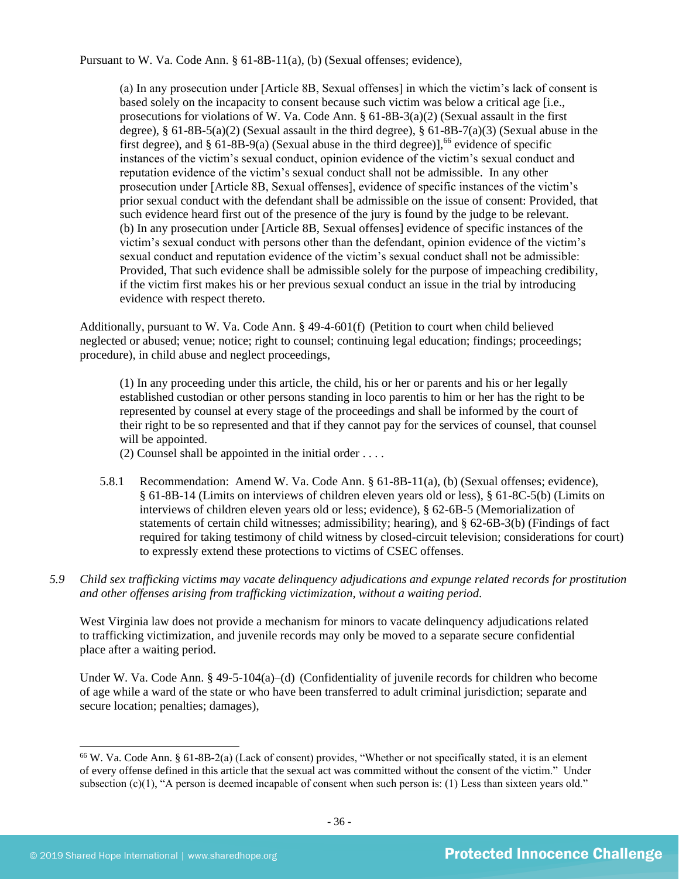Pursuant to W. Va. Code Ann. § 61-8B-11(a), (b) (Sexual offenses; evidence),

> (a) In any prosecution under [Article 8B, Sexual offenses] in which the victim's lack of consent is based solely on the incapacity to consent because such victim was below a critical age [i.e., prosecutions for violations of W. Va. Code Ann. § 61-8B-3(a)(2) (Sexual assault in the first degree), § 61-8B-5(a)(2) (Sexual assault in the third degree), § 61-8B-7(a)(3) (Sexual abuse in the first degree), and § 61-8B-9(a) (Sexual abuse in the third degree)],[66] evidence of specific instances of the victim's sexual conduct, opinion evidence of the victim's sexual conduct and reputation evidence of the victim's sexual conduct shall not be admissible. In any other prosecution under [Article 8B, Sexual offenses], evidence of specific instances of the victim's prior sexual conduct with the defendant shall be admissible on the issue of consent: Provided, that such evidence heard first out of the presence of the jury is found by the judge to be relevant.
> (b) In any prosecution under [Article 8B, Sexual offenses] evidence of specific instances of the victim's sexual conduct with persons other than the defendant, opinion evidence of the victim's sexual conduct and reputation evidence of the victim's sexual conduct shall not be admissible: Provided, That such evidence shall be admissible solely for the purpose of impeaching credibility, if the victim first makes his or her previous sexual conduct an issue in the trial by introducing evidence with respect thereto.

Additionally, pursuant to W. Va. Code Ann. § 49-4-601(f) (Petition to court when child believed neglected or abused; venue; notice; right to counsel; continuing legal education; findings; proceedings; procedure), in child abuse and neglect proceedings,

> (1) In any proceeding under this article, the child, his or her or parents and his or her legally established custodian or other persons standing in loco parentis to him or her has the right to be represented by counsel at every stage of the proceedings and shall be informed by the court of their right to be so represented and that if they cannot pay for the services of counsel, that counsel will be appointed.
> (2) Counsel shall be appointed in the initial order . . . .

5.8.1 Recommendation: Amend W. Va. Code Ann. § 61-8B-11(a), (b) (Sexual offenses; evidence), § 61-8B-14 (Limits on interviews of children eleven years old or less), § 61-8C-5(b) (Limits on interviews of children eleven years old or less; evidence), § 62-6B-5 (Memorialization of statements of certain child witnesses; admissibility; hearing), and § 62-6B-3(b) (Findings of fact required for taking testimony of child witness by closed-circuit television; considerations for court) to expressly extend these protections to victims of CSEC offenses.

*5.9 Child sex trafficking victims may vacate delinquency adjudications and expunge related records for prostitution and other offenses arising from trafficking victimization, without a waiting period.*

West Virginia law does not provide a mechanism for minors to vacate delinquency adjudications related to trafficking victimization, and juvenile records may only be moved to a separate secure confidential place after a waiting period.

Under W. Va. Code Ann. § 49-5-104(a)–(d) (Confidentiality of juvenile records for children who become of age while a ward of the state or who have been transferred to adult criminal jurisdiction; separate and secure location; penalties; damages),

[66] W. Va. Code Ann. § 61-8B-2(a) (Lack of consent) provides, "Whether or not specifically stated, it is an element of every offense defined in this article that the sexual act was committed without the consent of the victim." Under subsection (c)(1), "A person is deemed incapable of consent when such person is: (1) Less than sixteen years old."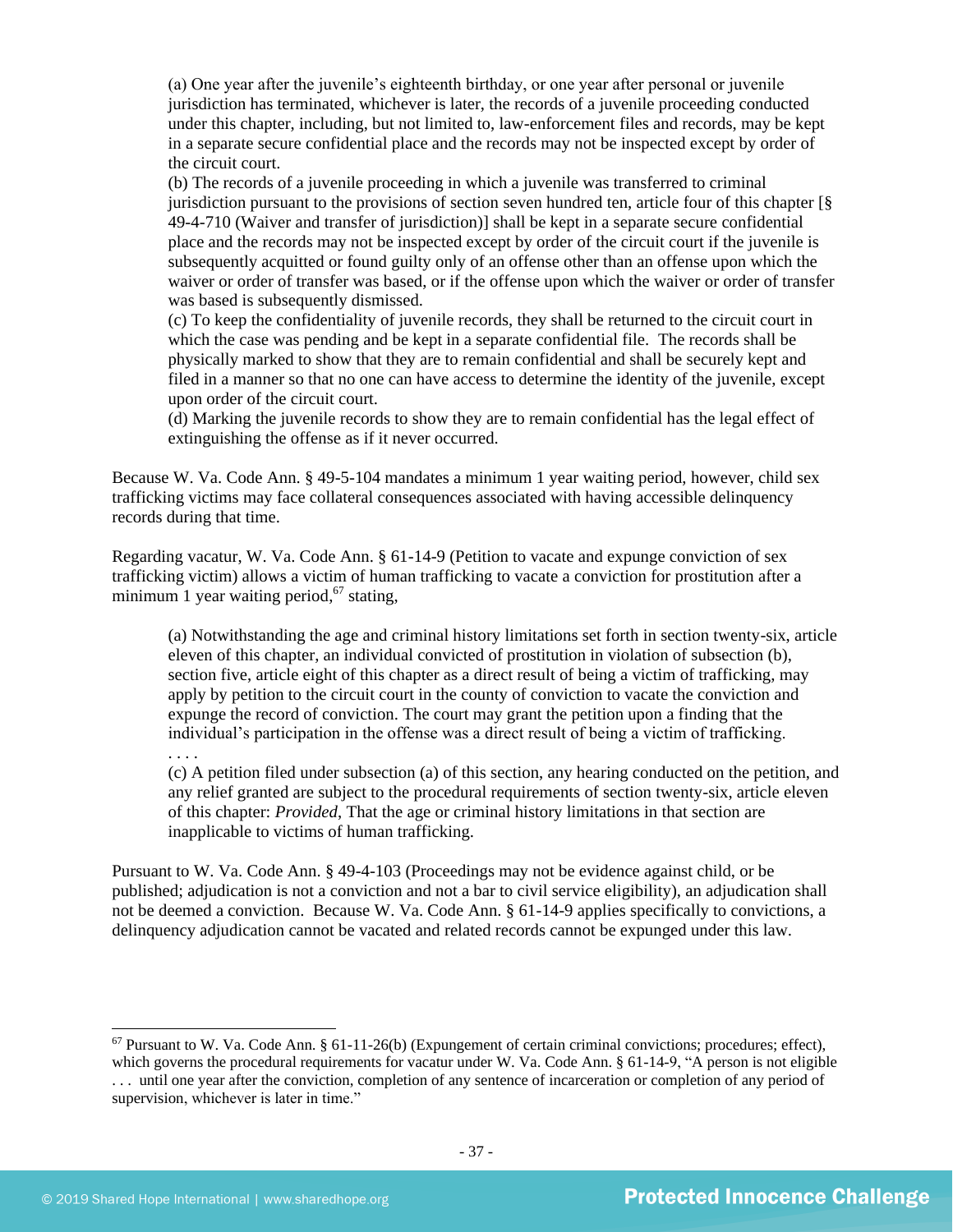> (a) One year after the juvenile's eighteenth birthday, or one year after personal or juvenile jurisdiction has terminated, whichever is later, the records of a juvenile proceeding conducted under this chapter, including, but not limited to, law-enforcement files and records, may be kept in a separate secure confidential place and the records may not be inspected except by order of the circuit court.
> (b) The records of a juvenile proceeding in which a juvenile was transferred to criminal jurisdiction pursuant to the provisions of section seven hundred ten, article four of this chapter [§ 49-4-710 (Waiver and transfer of jurisdiction)] shall be kept in a separate secure confidential place and the records may not be inspected except by order of the circuit court if the juvenile is subsequently acquitted or found guilty only of an offense other than an offense upon which the waiver or order of transfer was based, or if the offense upon which the waiver or order of transfer was based is subsequently dismissed.
> (c) To keep the confidentiality of juvenile records, they shall be returned to the circuit court in which the case was pending and be kept in a separate confidential file. The records shall be physically marked to show that they are to remain confidential and shall be securely kept and filed in a manner so that no one can have access to determine the identity of the juvenile, except upon order of the circuit court.
> (d) Marking the juvenile records to show they are to remain confidential has the legal effect of extinguishing the offense as if it never occurred.

Because W. Va. Code Ann. § 49-5-104 mandates a minimum 1 year waiting period, however, child sex trafficking victims may face collateral consequences associated with having accessible delinquency records during that time.

Regarding vacatur, W. Va. Code Ann. § 61-14-9 (Petition to vacate and expunge conviction of sex trafficking victim) allows a victim of human trafficking to vacate a conviction for prostitution after a minimum 1 year waiting period,[67] stating,

> (a) Notwithstanding the age and criminal history limitations set forth in section twenty-six, article eleven of this chapter, an individual convicted of prostitution in violation of subsection (b), section five, article eight of this chapter as a direct result of being a victim of trafficking, may apply by petition to the circuit court in the county of conviction to vacate the conviction and expunge the record of conviction. The court may grant the petition upon a finding that the individual's participation in the offense was a direct result of being a victim of trafficking.
> . . . .
> (c) A petition filed under subsection (a) of this section, any hearing conducted on the petition, and any relief granted are subject to the procedural requirements of section twenty-six, article eleven of this chapter: *Provided*, That the age or criminal history limitations in that section are inapplicable to victims of human trafficking.

Pursuant to W. Va. Code Ann. § 49-4-103 (Proceedings may not be evidence against child, or be published; adjudication is not a conviction and not a bar to civil service eligibility), an adjudication shall not be deemed a conviction. Because W. Va. Code Ann. § 61-14-9 applies specifically to convictions, a delinquency adjudication cannot be vacated and related records cannot be expunged under this law.

---

[67] Pursuant to W. Va. Code Ann. § 61-11-26(b) (Expungement of certain criminal convictions; procedures; effect), which governs the procedural requirements for vacatur under W. Va. Code Ann. § 61-14-9, "A person is not eligible . . . until one year after the conviction, completion of any sentence of incarceration or completion of any period of supervision, whichever is later in time."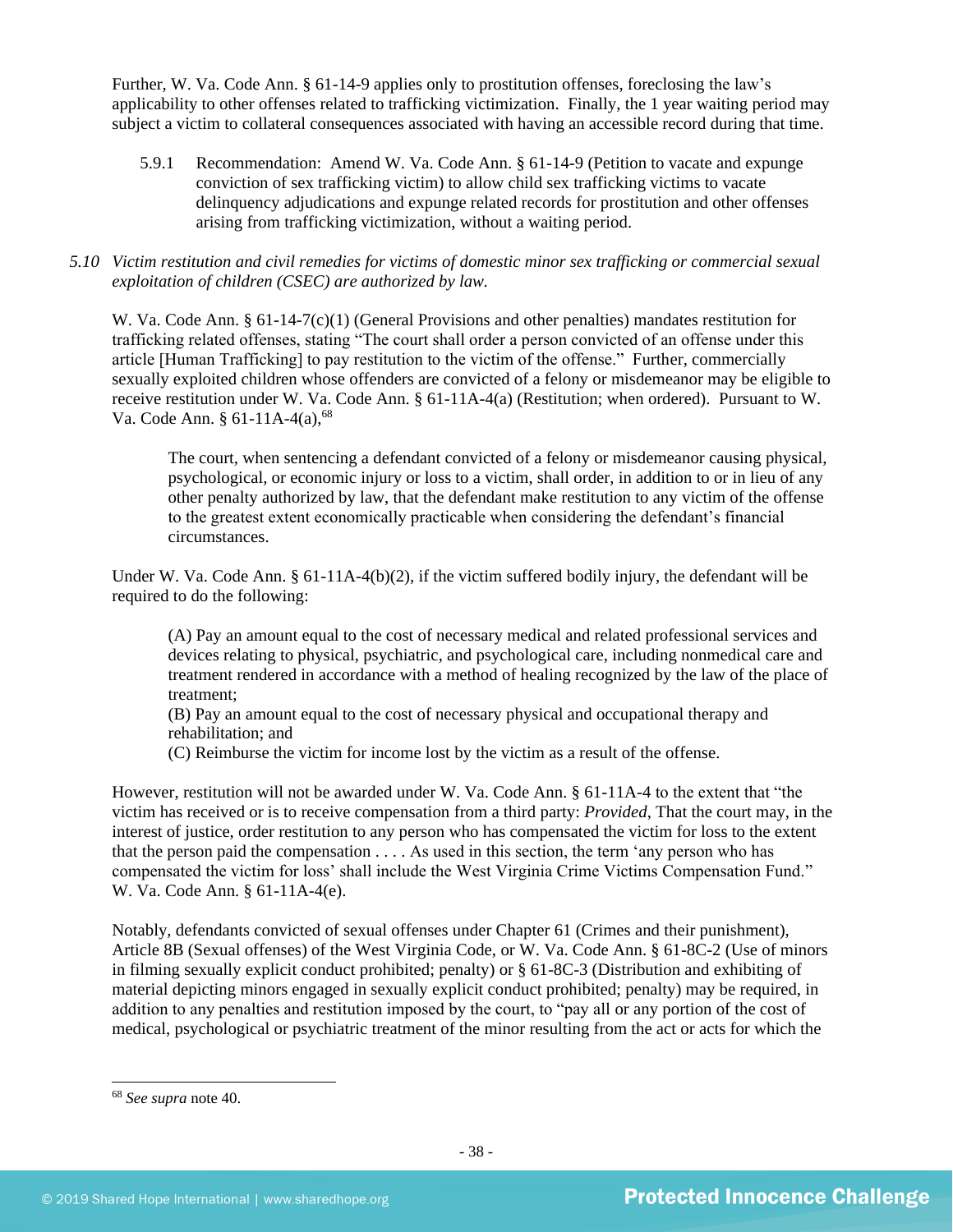Further, W. Va. Code Ann. § 61-14-9 applies only to prostitution offenses, foreclosing the law's applicability to other offenses related to trafficking victimization. Finally, the 1 year waiting period may subject a victim to collateral consequences associated with having an accessible record during that time.

5.9.1 Recommendation: Amend W. Va. Code Ann. § 61-14-9 (Petition to vacate and expunge conviction of sex trafficking victim) to allow child sex trafficking victims to vacate delinquency adjudications and expunge related records for prostitution and other offenses arising from trafficking victimization, without a waiting period.

*5.10 Victim restitution and civil remedies for victims of domestic minor sex trafficking or commercial sexual exploitation of children (CSEC) are authorized by law.*

W. Va. Code Ann. § 61-14-7(c)(1) (General Provisions and other penalties) mandates restitution for trafficking related offenses, stating "The court shall order a person convicted of an offense under this article [Human Trafficking] to pay restitution to the victim of the offense." Further, commercially sexually exploited children whose offenders are convicted of a felony or misdemeanor may be eligible to receive restitution under W. Va. Code Ann. § 61-11A-4(a) (Restitution; when ordered). Pursuant to W. Va. Code Ann. § 61-11A-4(a),[68]

> The court, when sentencing a defendant convicted of a felony or misdemeanor causing physical, psychological, or economic injury or loss to a victim, shall order, in addition to or in lieu of any other penalty authorized by law, that the defendant make restitution to any victim of the offense to the greatest extent economically practicable when considering the defendant's financial circumstances.

Under W. Va. Code Ann. § 61-11A-4(b)(2), if the victim suffered bodily injury, the defendant will be required to do the following:

> (A) Pay an amount equal to the cost of necessary medical and related professional services and devices relating to physical, psychiatric, and psychological care, including nonmedical care and treatment rendered in accordance with a method of healing recognized by the law of the place of treatment;
> (B) Pay an amount equal to the cost of necessary physical and occupational therapy and rehabilitation; and
> (C) Reimburse the victim for income lost by the victim as a result of the offense.

However, restitution will not be awarded under W. Va. Code Ann. § 61-11A-4 to the extent that "the victim has received or is to receive compensation from a third party: *Provided*, That the court may, in the interest of justice, order restitution to any person who has compensated the victim for loss to the extent that the person paid the compensation . . . . As used in this section, the term 'any person who has compensated the victim for loss' shall include the West Virginia Crime Victims Compensation Fund." W. Va. Code Ann. § 61-11A-4(e).

Notably, defendants convicted of sexual offenses under Chapter 61 (Crimes and their punishment), Article 8B (Sexual offenses) of the West Virginia Code, or W. Va. Code Ann. § 61-8C-2 (Use of minors in filming sexually explicit conduct prohibited; penalty) or § 61-8C-3 (Distribution and exhibiting of material depicting minors engaged in sexually explicit conduct prohibited; penalty) may be required, in addition to any penalties and restitution imposed by the court, to "pay all or any portion of the cost of medical, psychological or psychiatric treatment of the minor resulting from the act or acts for which the

---

[68] *See supra* note 40.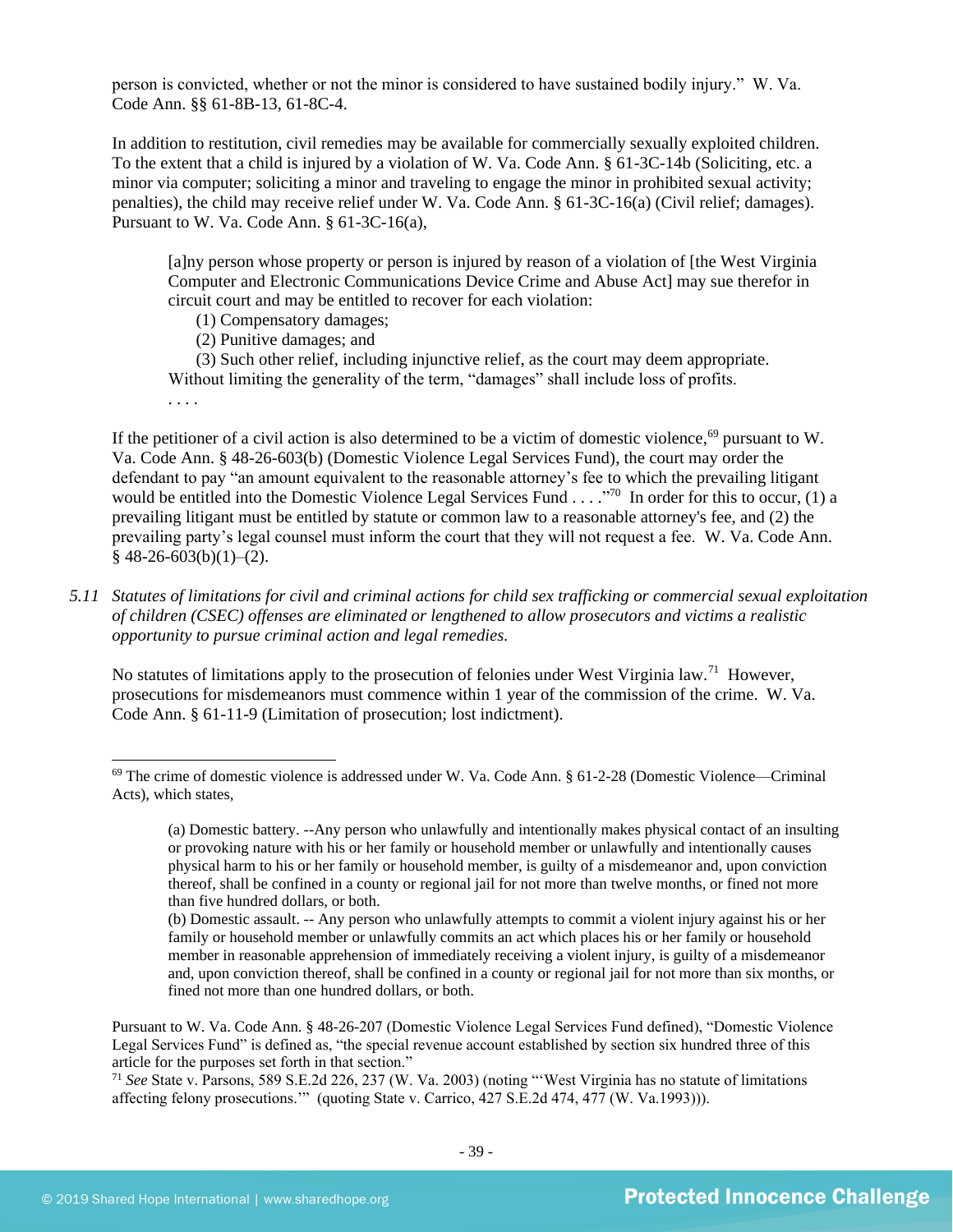person is convicted, whether or not the minor is considered to have sustained bodily injury." W. Va. Code Ann. §§ 61-8B-13, 61-8C-4.

In addition to restitution, civil remedies may be available for commercially sexually exploited children. To the extent that a child is injured by a violation of W. Va. Code Ann. § 61-3C-14b (Soliciting, etc. a minor via computer; soliciting a minor and traveling to engage the minor in prohibited sexual activity; penalties), the child may receive relief under W. Va. Code Ann. § 61-3C-16(a) (Civil relief; damages). Pursuant to W. Va. Code Ann. § 61-3C-16(a),

> [a]ny person whose property or person is injured by reason of a violation of [the West Virginia Computer and Electronic Communications Device Crime and Abuse Act] may sue therefor in circuit court and may be entitled to recover for each violation:
>
> (1) Compensatory damages;
> (2) Punitive damages; and
> (3) Such other relief, including injunctive relief, as the court may deem appropriate.
>
> Without limiting the generality of the term, "damages" shall include loss of profits.
>
> . . . .

If the petitioner of a civil action is also determined to be a victim of domestic violence,[69] pursuant to W. Va. Code Ann. § 48-26-603(b) (Domestic Violence Legal Services Fund), the court may order the defendant to pay "an amount equivalent to the reasonable attorney's fee to which the prevailing litigant would be entitled into the Domestic Violence Legal Services Fund . . . ."[70] In order for this to occur, (1) a prevailing litigant must be entitled by statute or common law to a reasonable attorney's fee, and (2) the prevailing party's legal counsel must inform the court that they will not request a fee. W. Va. Code Ann. § 48-26-603(b)(1)–(2).

*5.11 Statutes of limitations for civil and criminal actions for child sex trafficking or commercial sexual exploitation of children (CSEC) offenses are eliminated or lengthened to allow prosecutors and victims a realistic opportunity to pursue criminal action and legal remedies.*

No statutes of limitations apply to the prosecution of felonies under West Virginia law.[71] However, prosecutions for misdemeanors must commence within 1 year of the commission of the crime. W. Va. Code Ann. § 61-11-9 (Limitation of prosecution; lost indictment).

---

[69] The crime of domestic violence is addressed under W. Va. Code Ann. § 61-2-28 (Domestic Violence—Criminal Acts), which states,

> (a) Domestic battery. --Any person who unlawfully and intentionally makes physical contact of an insulting or provoking nature with his or her family or household member or unlawfully and intentionally causes physical harm to his or her family or household member, is guilty of a misdemeanor and, upon conviction thereof, shall be confined in a county or regional jail for not more than twelve months, or fined not more than five hundred dollars, or both.
>
> (b) Domestic assault. -- Any person who unlawfully attempts to commit a violent injury against his or her family or household member or unlawfully commits an act which places his or her family or household member in reasonable apprehension of immediately receiving a violent injury, is guilty of a misdemeanor and, upon conviction thereof, shall be confined in a county or regional jail for not more than six months, or fined not more than one hundred dollars, or both.

Pursuant to W. Va. Code Ann. § 48-26-207 (Domestic Violence Legal Services Fund defined), "Domestic Violence Legal Services Fund" is defined as, "the special revenue account established by section six hundred three of this article for the purposes set forth in that section."

[71] *See* State v. Parsons, 589 S.E.2d 226, 237 (W. Va. 2003) (noting "'West Virginia has no statute of limitations affecting felony prosecutions.'" (quoting State v. Carrico, 427 S.E.2d 474, 477 (W. Va.1993))).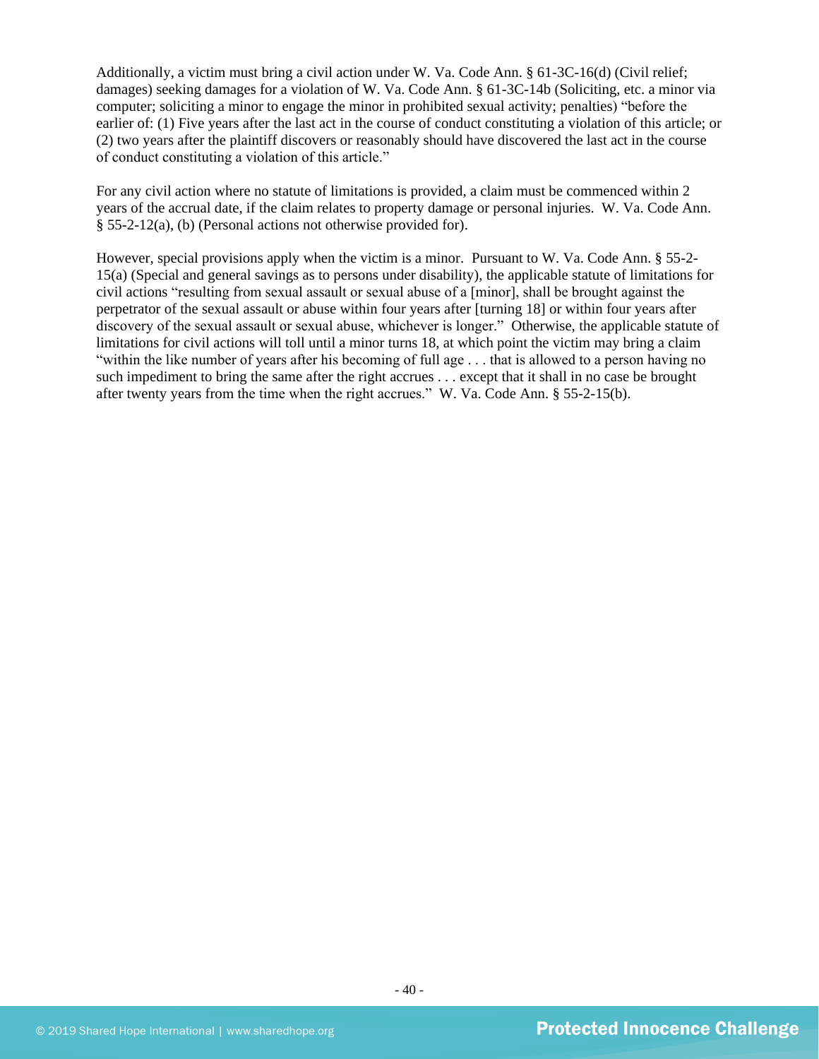Additionally, a victim must bring a civil action under W. Va. Code Ann. § 61-3C-16(d) (Civil relief; damages) seeking damages for a violation of W. Va. Code Ann. § 61-3C-14b (Soliciting, etc. a minor via computer; soliciting a minor to engage the minor in prohibited sexual activity; penalties) "before the earlier of: (1) Five years after the last act in the course of conduct constituting a violation of this article; or (2) two years after the plaintiff discovers or reasonably should have discovered the last act in the course of conduct constituting a violation of this article."

For any civil action where no statute of limitations is provided, a claim must be commenced within 2 years of the accrual date, if the claim relates to property damage or personal injuries. W. Va. Code Ann. § 55-2-12(a), (b) (Personal actions not otherwise provided for).

However, special provisions apply when the victim is a minor. Pursuant to W. Va. Code Ann. § 55-2-15(a) (Special and general savings as to persons under disability), the applicable statute of limitations for civil actions "resulting from sexual assault or sexual abuse of a [minor], shall be brought against the perpetrator of the sexual assault or abuse within four years after [turning 18] or within four years after discovery of the sexual assault or sexual abuse, whichever is longer." Otherwise, the applicable statute of limitations for civil actions will toll until a minor turns 18, at which point the victim may bring a claim "within the like number of years after his becoming of full age . . . that is allowed to a person having no such impediment to bring the same after the right accrues . . . except that it shall in no case be brought after twenty years from the time when the right accrues." W. Va. Code Ann. § 55-2-15(b).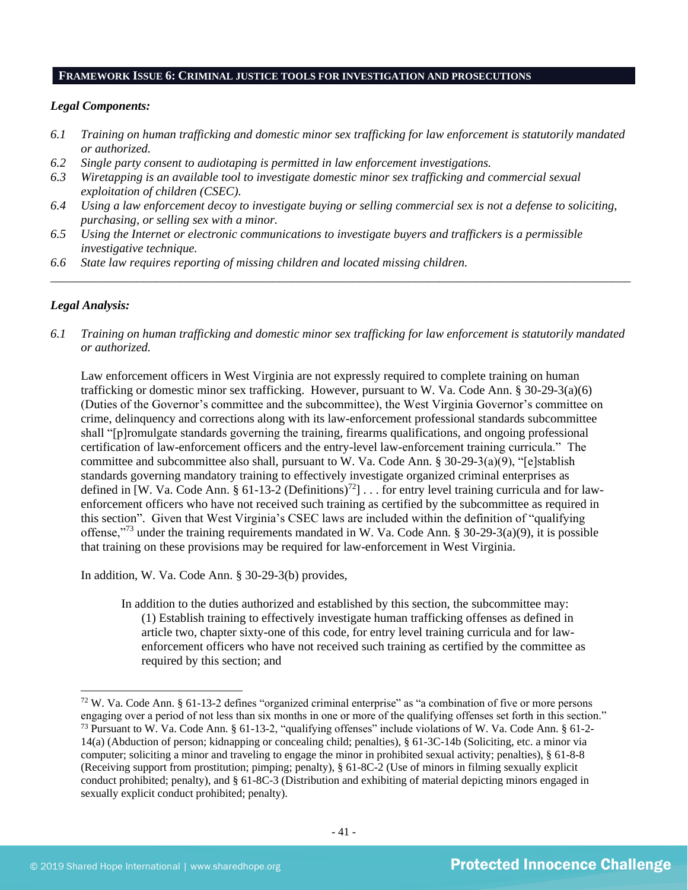## FRAMEWORK ISSUE 6: CRIMINAL JUSTICE TOOLS FOR INVESTIGATION AND PROSECUTIONS

***Legal Components:***

*6.1 Training on human trafficking and domestic minor sex trafficking for law enforcement is statutorily mandated or authorized.*

*6.2 Single party consent to audiotaping is permitted in law enforcement investigations.*

*6.3 Wiretapping is an available tool to investigate domestic minor sex trafficking and commercial sexual exploitation of children (CSEC).*

*6.4 Using a law enforcement decoy to investigate buying or selling commercial sex is not a defense to soliciting, purchasing, or selling sex with a minor.*

*6.5 Using the Internet or electronic communications to investigate buyers and traffickers is a permissible investigative technique.*

*6.6 State law requires reporting of missing children and located missing children.*

---

***Legal Analysis:***

*6.1 Training on human trafficking and domestic minor sex trafficking for law enforcement is statutorily mandated or authorized.*

Law enforcement officers in West Virginia are not expressly required to complete training on human trafficking or domestic minor sex trafficking. However, pursuant to W. Va. Code Ann. § 30-29-3(a)(6) (Duties of the Governor's committee and the subcommittee), the West Virginia Governor's committee on crime, delinquency and corrections along with its law-enforcement professional standards subcommittee shall "[p]romulgate standards governing the training, firearms qualifications, and ongoing professional certification of law-enforcement officers and the entry-level law-enforcement training curricula." The committee and subcommittee also shall, pursuant to W. Va. Code Ann. § 30-29-3(a)(9), "[e]stablish standards governing mandatory training to effectively investigate organized criminal enterprises as defined in [W. Va. Code Ann. § 61-13-2 (Definitions)[72]] . . . for entry level training curricula and for law-enforcement officers who have not received such training as certified by the subcommittee as required in this section". Given that West Virginia's CSEC laws are included within the definition of "qualifying offense,"[73] under the training requirements mandated in W. Va. Code Ann. § 30-29-3(a)(9), it is possible that training on these provisions may be required for law-enforcement in West Virginia.

In addition, W. Va. Code Ann. § 30-29-3(b) provides,

> In addition to the duties authorized and established by this section, the subcommittee may:
> (1) Establish training to effectively investigate human trafficking offenses as defined in article two, chapter sixty-one of this code, for entry level training curricula and for law-enforcement officers who have not received such training as certified by the committee as required by this section; and

---

[72] W. Va. Code Ann. § 61-13-2 defines "organized criminal enterprise" as "a combination of five or more persons engaging over a period of not less than six months in one or more of the qualifying offenses set forth in this section."

[73] Pursuant to W. Va. Code Ann. § 61-13-2, "qualifying offenses" include violations of W. Va. Code Ann. § 61-2-14(a) (Abduction of person; kidnapping or concealing child; penalties), § 61-3C-14b (Soliciting, etc. a minor via computer; soliciting a minor and traveling to engage the minor in prohibited sexual activity; penalties), § 61-8-8 (Receiving support from prostitution; pimping; penalty), § 61-8C-2 (Use of minors in filming sexually explicit conduct prohibited; penalty), and § 61-8C-3 (Distribution and exhibiting of material depicting minors engaged in sexually explicit conduct prohibited; penalty).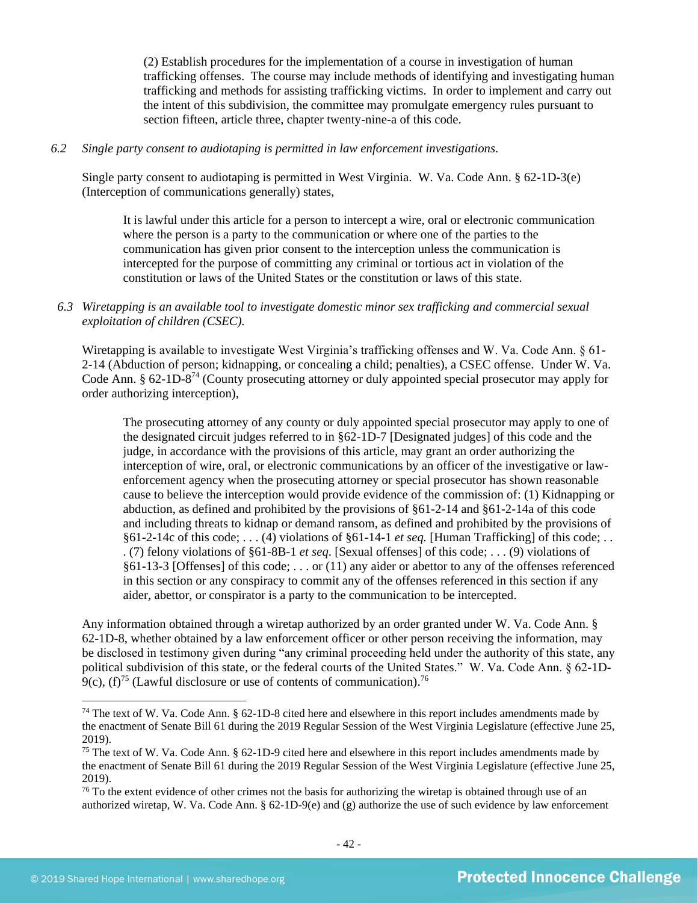(2) Establish procedures for the implementation of a course in investigation of human trafficking offenses. The course may include methods of identifying and investigating human trafficking and methods for assisting trafficking victims. In order to implement and carry out the intent of this subdivision, the committee may promulgate emergency rules pursuant to section fifteen, article three, chapter twenty-nine-a of this code.

*6.2 Single party consent to audiotaping is permitted in law enforcement investigations.*

Single party consent to audiotaping is permitted in West Virginia. W. Va. Code Ann. § 62-1D-3(e) (Interception of communications generally) states,

> It is lawful under this article for a person to intercept a wire, oral or electronic communication where the person is a party to the communication or where one of the parties to the communication has given prior consent to the interception unless the communication is intercepted for the purpose of committing any criminal or tortious act in violation of the constitution or laws of the United States or the constitution or laws of this state.

*6.3 Wiretapping is an available tool to investigate domestic minor sex trafficking and commercial sexual exploitation of children (CSEC).*

Wiretapping is available to investigate West Virginia's trafficking offenses and W. Va. Code Ann. § 61-2-14 (Abduction of person; kidnapping, or concealing a child; penalties), a CSEC offense. Under W. Va. Code Ann. § 62-1D-8[74] (County prosecuting attorney or duly appointed special prosecutor may apply for order authorizing interception),

> The prosecuting attorney of any county or duly appointed special prosecutor may apply to one of the designated circuit judges referred to in §62-1D-7 [Designated judges] of this code and the judge, in accordance with the provisions of this article, may grant an order authorizing the interception of wire, oral, or electronic communications by an officer of the investigative or law-enforcement agency when the prosecuting attorney or special prosecutor has shown reasonable cause to believe the interception would provide evidence of the commission of: (1) Kidnapping or abduction, as defined and prohibited by the provisions of §61-2-14 and §61-2-14a of this code and including threats to kidnap or demand ransom, as defined and prohibited by the provisions of §61-2-14c of this code; . . . (4) violations of §61-14-1 *et seq.* [Human Trafficking] of this code; . . . (7) felony violations of §61-8B-1 *et seq.* [Sexual offenses] of this code; . . . (9) violations of §61-13-3 [Offenses] of this code; . . . or (11) any aider or abettor to any of the offenses referenced in this section or any conspiracy to commit any of the offenses referenced in this section if any aider, abettor, or conspirator is a party to the communication to be intercepted.

Any information obtained through a wiretap authorized by an order granted under W. Va. Code Ann. § 62-1D-8, whether obtained by a law enforcement officer or other person receiving the information, may be disclosed in testimony given during "any criminal proceeding held under the authority of this state, any political subdivision of this state, or the federal courts of the United States." W. Va. Code Ann. § 62-1D-9(c), (f)[75] (Lawful disclosure or use of contents of communication).[76]

---

[74] The text of W. Va. Code Ann. § 62-1D-8 cited here and elsewhere in this report includes amendments made by the enactment of Senate Bill 61 during the 2019 Regular Session of the West Virginia Legislature (effective June 25, 2019).

[75] The text of W. Va. Code Ann. § 62-1D-9 cited here and elsewhere in this report includes amendments made by the enactment of Senate Bill 61 during the 2019 Regular Session of the West Virginia Legislature (effective June 25, 2019).

[76] To the extent evidence of other crimes not the basis for authorizing the wiretap is obtained through use of an authorized wiretap, W. Va. Code Ann. § 62-1D-9(e) and (g) authorize the use of such evidence by law enforcement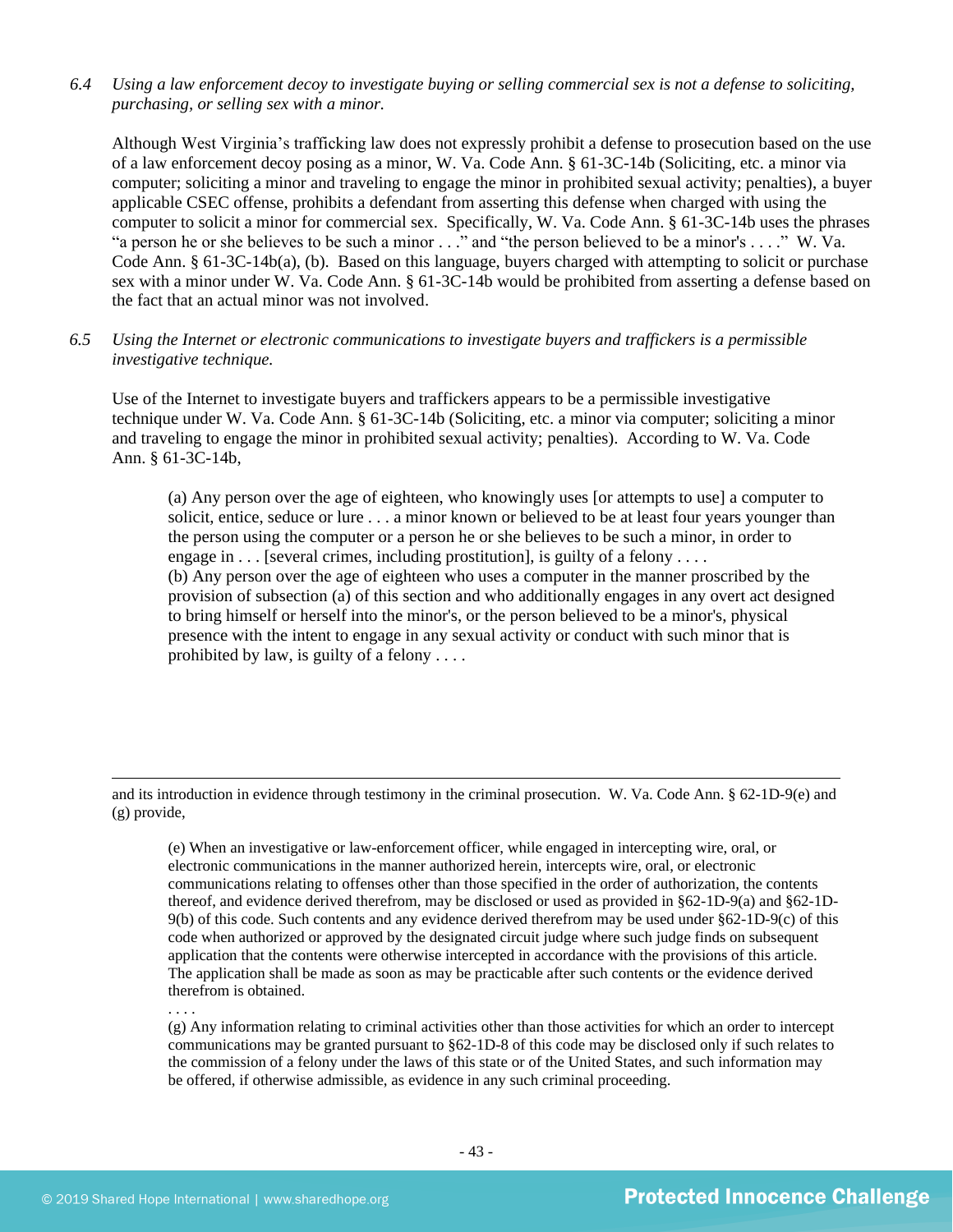*6.4 Using a law enforcement decoy to investigate buying or selling commercial sex is not a defense to soliciting, purchasing, or selling sex with a minor.*

Although West Virginia's trafficking law does not expressly prohibit a defense to prosecution based on the use of a law enforcement decoy posing as a minor, W. Va. Code Ann. § 61-3C-14b (Soliciting, etc. a minor via computer; soliciting a minor and traveling to engage the minor in prohibited sexual activity; penalties), a buyer applicable CSEC offense, prohibits a defendant from asserting this defense when charged with using the computer to solicit a minor for commercial sex. Specifically, W. Va. Code Ann. § 61-3C-14b uses the phrases "a person he or she believes to be such a minor . . ." and "the person believed to be a minor's . . . ." W. Va. Code Ann. § 61-3C-14b(a), (b). Based on this language, buyers charged with attempting to solicit or purchase sex with a minor under W. Va. Code Ann. § 61-3C-14b would be prohibited from asserting a defense based on the fact that an actual minor was not involved.

*6.5 Using the Internet or electronic communications to investigate buyers and traffickers is a permissible investigative technique.*

Use of the Internet to investigate buyers and traffickers appears to be a permissible investigative technique under W. Va. Code Ann. § 61-3C-14b (Soliciting, etc. a minor via computer; soliciting a minor and traveling to engage the minor in prohibited sexual activity; penalties). According to W. Va. Code Ann. § 61-3C-14b,

> (a) Any person over the age of eighteen, who knowingly uses [or attempts to use] a computer to solicit, entice, seduce or lure . . . a minor known or believed to be at least four years younger than the person using the computer or a person he or she believes to be such a minor, in order to engage in . . . [several crimes, including prostitution], is guilty of a felony . . . .
> (b) Any person over the age of eighteen who uses a computer in the manner proscribed by the provision of subsection (a) of this section and who additionally engages in any overt act designed to bring himself or herself into the minor's, or the person believed to be a minor's, physical presence with the intent to engage in any sexual activity or conduct with such minor that is prohibited by law, is guilty of a felony . . . .

---

and its introduction in evidence through testimony in the criminal prosecution. W. Va. Code Ann. § 62-1D-9(e) and (g) provide,

> (e) When an investigative or law-enforcement officer, while engaged in intercepting wire, oral, or electronic communications in the manner authorized herein, intercepts wire, oral, or electronic communications relating to offenses other than those specified in the order of authorization, the contents thereof, and evidence derived therefrom, may be disclosed or used as provided in §62-1D-9(a) and §62-1D-9(b) of this code. Such contents and any evidence derived therefrom may be used under §62-1D-9(c) of this code when authorized or approved by the designated circuit judge where such judge finds on subsequent application that the contents were otherwise intercepted in accordance with the provisions of this article. The application shall be made as soon as may be practicable after such contents or the evidence derived therefrom is obtained.
> . . . .
> (g) Any information relating to criminal activities other than those activities for which an order to intercept communications may be granted pursuant to §62-1D-8 of this code may be disclosed only if such relates to the commission of a felony under the laws of this state or of the United States, and such information may be offered, if otherwise admissible, as evidence in any such criminal proceeding.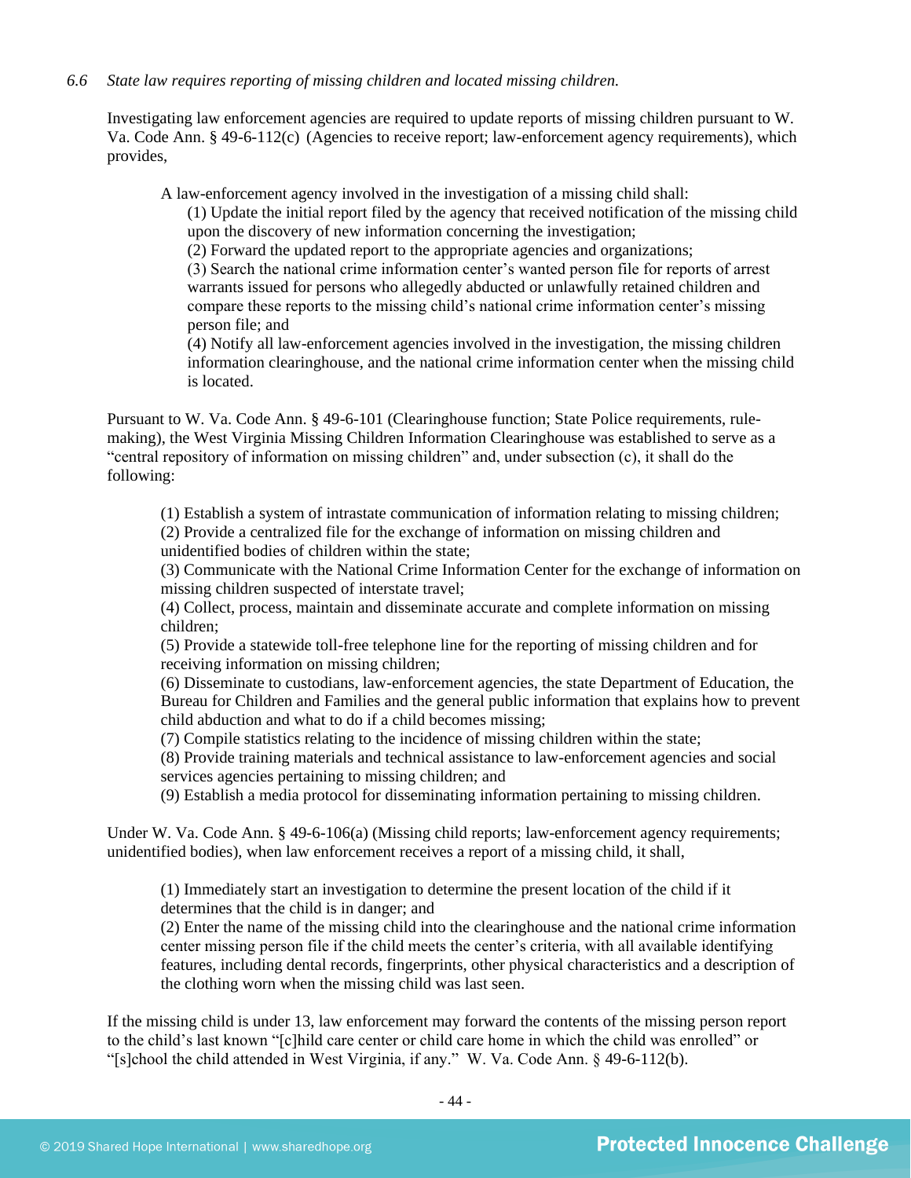*6.6 State law requires reporting of missing children and located missing children.*

Investigating law enforcement agencies are required to update reports of missing children pursuant to W. Va. Code Ann. § 49-6-112(c) (Agencies to receive report; law-enforcement agency requirements), which provides,

> A law-enforcement agency involved in the investigation of a missing child shall:
>
> (1) Update the initial report filed by the agency that received notification of the missing child upon the discovery of new information concerning the investigation;
>
> (2) Forward the updated report to the appropriate agencies and organizations;
>
> (3) Search the national crime information center's wanted person file for reports of arrest warrants issued for persons who allegedly abducted or unlawfully retained children and compare these reports to the missing child's national crime information center's missing person file; and
>
> (4) Notify all law-enforcement agencies involved in the investigation, the missing children information clearinghouse, and the national crime information center when the missing child is located.

Pursuant to W. Va. Code Ann. § 49-6-101 (Clearinghouse function; State Police requirements, rule-making), the West Virginia Missing Children Information Clearinghouse was established to serve as a "central repository of information on missing children" and, under subsection (c), it shall do the following:

> (1) Establish a system of intrastate communication of information relating to missing children;
>
> (2) Provide a centralized file for the exchange of information on missing children and unidentified bodies of children within the state;
>
> (3) Communicate with the National Crime Information Center for the exchange of information on missing children suspected of interstate travel;
>
> (4) Collect, process, maintain and disseminate accurate and complete information on missing children;
>
> (5) Provide a statewide toll-free telephone line for the reporting of missing children and for receiving information on missing children;
>
> (6) Disseminate to custodians, law-enforcement agencies, the state Department of Education, the Bureau for Children and Families and the general public information that explains how to prevent child abduction and what to do if a child becomes missing;
>
> (7) Compile statistics relating to the incidence of missing children within the state;
>
> (8) Provide training materials and technical assistance to law-enforcement agencies and social services agencies pertaining to missing children; and
>
> (9) Establish a media protocol for disseminating information pertaining to missing children.

Under W. Va. Code Ann. § 49-6-106(a) (Missing child reports; law-enforcement agency requirements; unidentified bodies), when law enforcement receives a report of a missing child, it shall,

> (1) Immediately start an investigation to determine the present location of the child if it determines that the child is in danger; and
>
> (2) Enter the name of the missing child into the clearinghouse and the national crime information center missing person file if the child meets the center's criteria, with all available identifying features, including dental records, fingerprints, other physical characteristics and a description of the clothing worn when the missing child was last seen.

If the missing child is under 13, law enforcement may forward the contents of the missing person report to the child's last known "[c]hild care center or child care home in which the child was enrolled" or "[s]chool the child attended in West Virginia, if any." W. Va. Code Ann. § 49-6-112(b).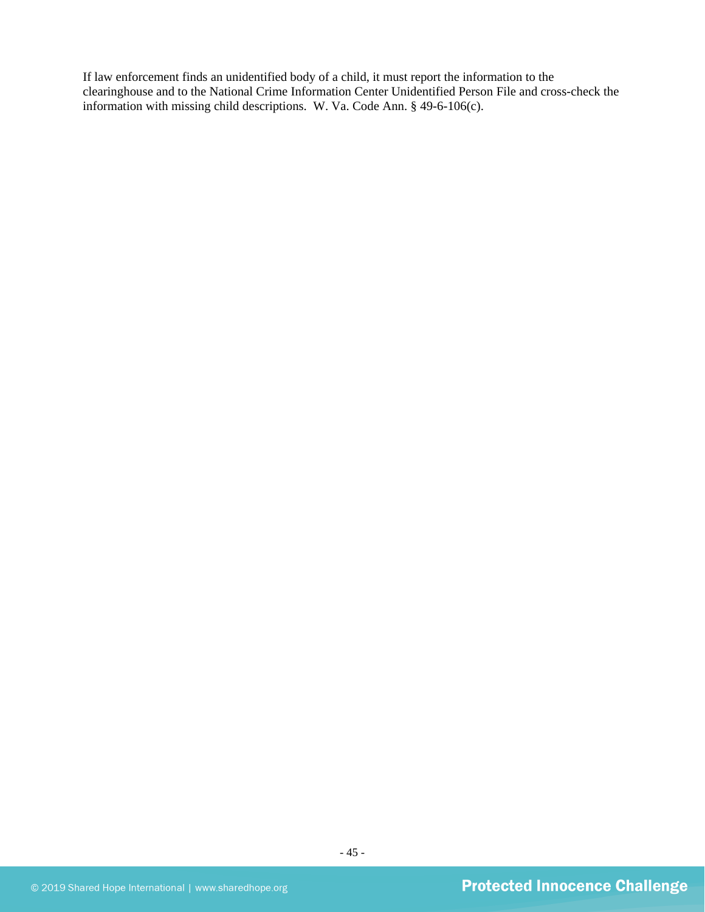If law enforcement finds an unidentified body of a child, it must report the information to the clearinghouse and to the National Crime Information Center Unidentified Person File and cross-check the information with missing child descriptions. W. Va. Code Ann. § 49-6-106(c).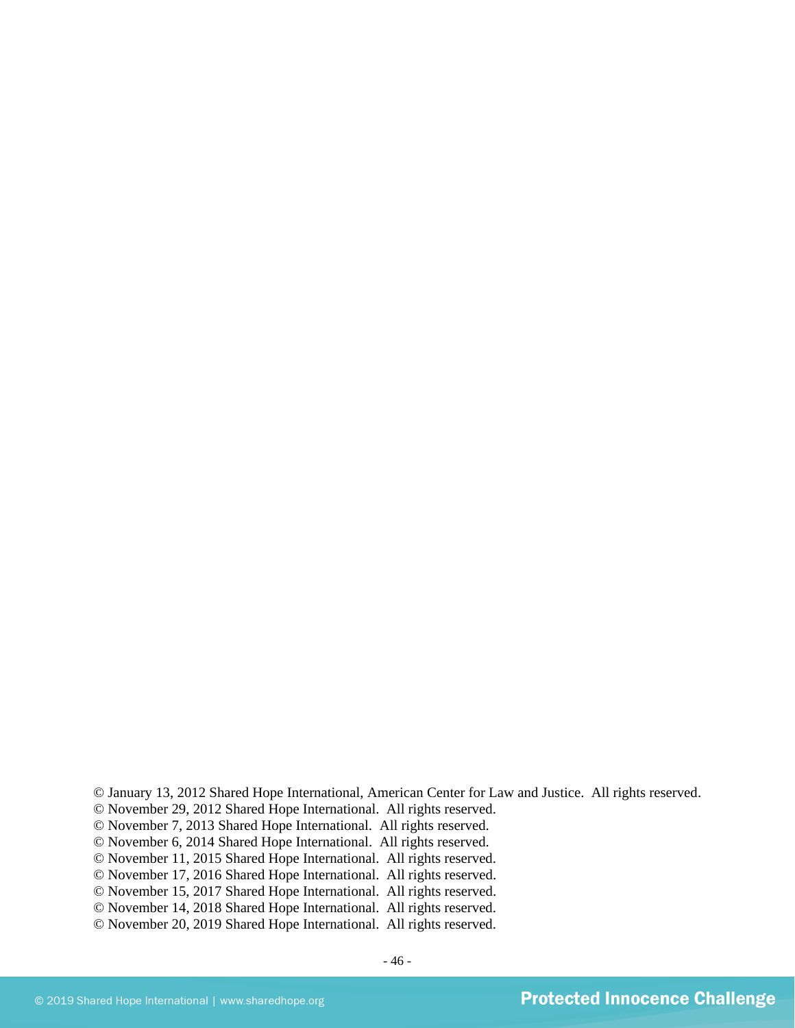© January 13, 2012 Shared Hope International, American Center for Law and Justice.  All rights reserved.
© November 29, 2012 Shared Hope International.  All rights reserved.
© November 7, 2013 Shared Hope International.  All rights reserved.
© November 6, 2014 Shared Hope International.  All rights reserved.
© November 11, 2015 Shared Hope International.  All rights reserved.
© November 17, 2016 Shared Hope International.  All rights reserved.
© November 15, 2017 Shared Hope International.  All rights reserved.
© November 14, 2018 Shared Hope International.  All rights reserved.
© November 20, 2019 Shared Hope International.  All rights reserved.